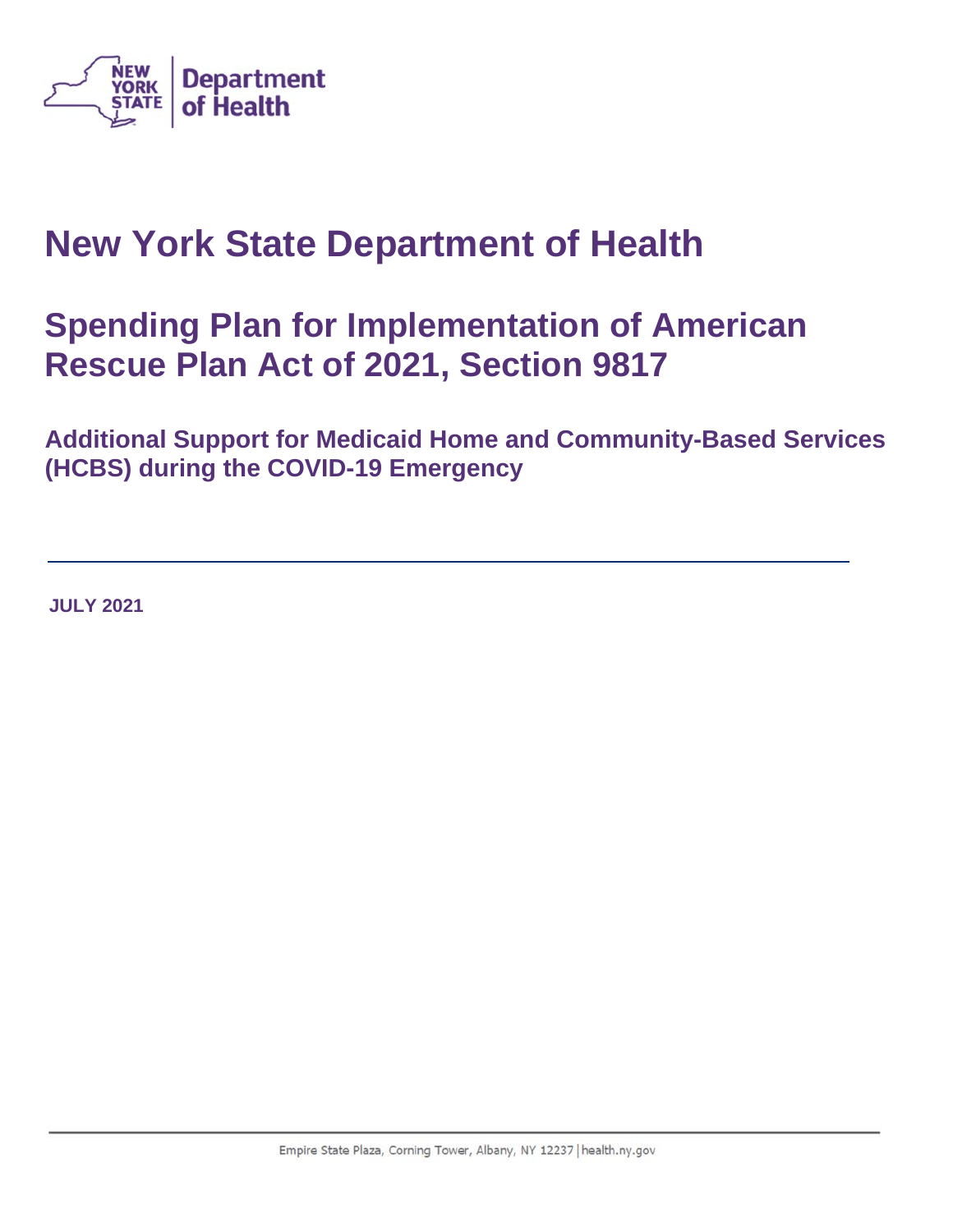# New York State Department of Health

## Spending Plan for Implementation of American Rescue Plan Act of 2021, Section 9817

### Additional Support for Medicaid Home and Community-Based Services (HCBS) during the COVID-19 Emergency

---

**JULY 2021**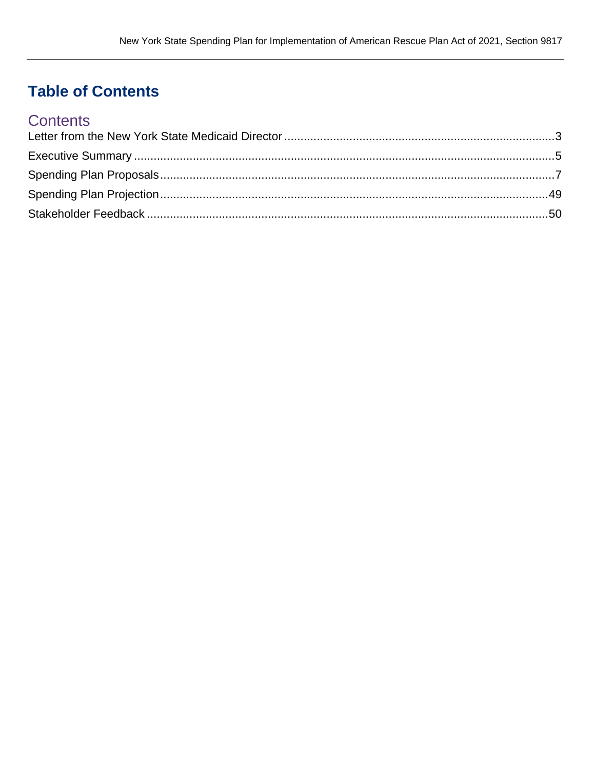# Table of Contents

## Contents

Letter from the New York State Medicaid Director ........ 3

Executive Summary ........ 5

Spending Plan Proposals ........ 7

Spending Plan Projection ........ 49

Stakeholder Feedback ........ 50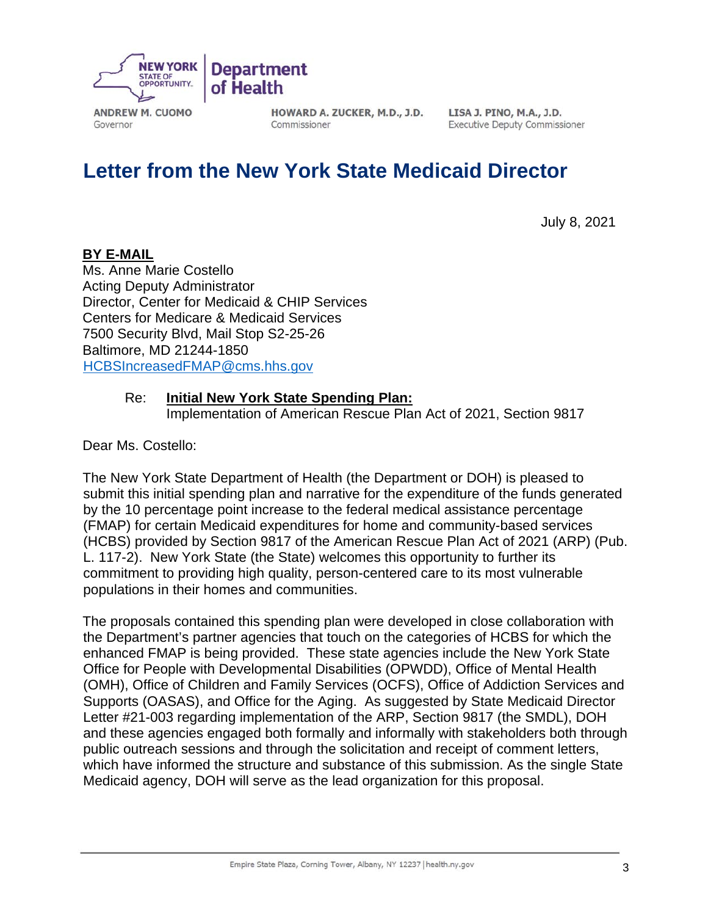ANDREW M. CUOMO
Governor

HOWARD A. ZUCKER, M.D., J.D.
Commissioner

LISA J. PINO, M.A., J.D.
Executive Deputy Commissioner

# Letter from the New York State Medicaid Director

July 8, 2021

**BY E-MAIL**
Ms. Anne Marie Costello
Acting Deputy Administrator
Director, Center for Medicaid & CHIP Services
Centers for Medicare & Medicaid Services
7500 Security Blvd, Mail Stop S2-25-26
Baltimore, MD 21244-1850
HCBSIncreasedFMAP@cms.hhs.gov

Re: **Initial New York State Spending Plan:**
Implementation of American Rescue Plan Act of 2021, Section 9817

Dear Ms. Costello:

The New York State Department of Health (the Department or DOH) is pleased to submit this initial spending plan and narrative for the expenditure of the funds generated by the 10 percentage point increase to the federal medical assistance percentage (FMAP) for certain Medicaid expenditures for home and community-based services (HCBS) provided by Section 9817 of the American Rescue Plan Act of 2021 (ARP) (Pub. L. 117-2). New York State (the State) welcomes this opportunity to further its commitment to providing high quality, person-centered care to its most vulnerable populations in their homes and communities.

The proposals contained this spending plan were developed in close collaboration with the Department's partner agencies that touch on the categories of HCBS for which the enhanced FMAP is being provided. These state agencies include the New York State Office for People with Developmental Disabilities (OPWDD), Office of Mental Health (OMH), Office of Children and Family Services (OCFS), Office of Addiction Services and Supports (OASAS), and Office for the Aging. As suggested by State Medicaid Director Letter #21-003 regarding implementation of the ARP, Section 9817 (the SMDL), DOH and these agencies engaged both formally and informally with stakeholders both through public outreach sessions and through the solicitation and receipt of comment letters, which have informed the structure and substance of this submission. As the single State Medicaid agency, DOH will serve as the lead organization for this proposal.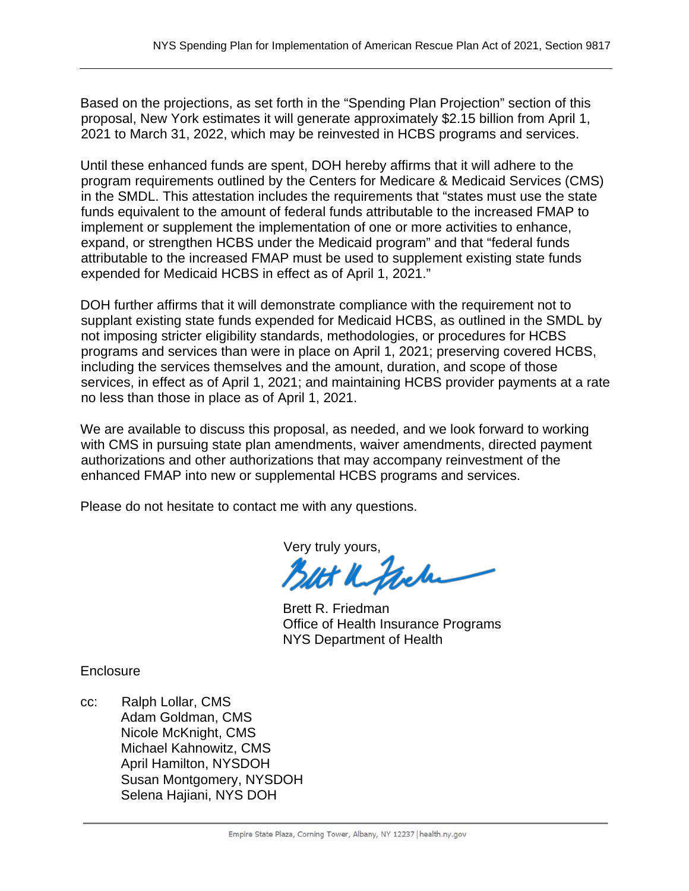Based on the projections, as set forth in the "Spending Plan Projection" section of this proposal, New York estimates it will generate approximately $2.15 billion from April 1, 2021 to March 31, 2022, which may be reinvested in HCBS programs and services.

Until these enhanced funds are spent, DOH hereby affirms that it will adhere to the program requirements outlined by the Centers for Medicare & Medicaid Services (CMS) in the SMDL. This attestation includes the requirements that "states must use the state funds equivalent to the amount of federal funds attributable to the increased FMAP to implement or supplement the implementation of one or more activities to enhance, expand, or strengthen HCBS under the Medicaid program" and that "federal funds attributable to the increased FMAP must be used to supplement existing state funds expended for Medicaid HCBS in effect as of April 1, 2021."

DOH further affirms that it will demonstrate compliance with the requirement not to supplant existing state funds expended for Medicaid HCBS, as outlined in the SMDL by not imposing stricter eligibility standards, methodologies, or procedures for HCBS programs and services than were in place on April 1, 2021; preserving covered HCBS, including the services themselves and the amount, duration, and scope of those services, in effect as of April 1, 2021; and maintaining HCBS provider payments at a rate no less than those in place as of April 1, 2021.

We are available to discuss this proposal, as needed, and we look forward to working with CMS in pursuing state plan amendments, waiver amendments, directed payment authorizations and other authorizations that may accompany reinvestment of the enhanced FMAP into new or supplemental HCBS programs and services.

Please do not hesitate to contact me with any questions.

Very truly yours,

Brett R. Friedman
Office of Health Insurance Programs
NYS Department of Health

Enclosure

cc: Ralph Lollar, CMS
Adam Goldman, CMS
Nicole McKnight, CMS
Michael Kahnowitz, CMS
April Hamilton, NYSDOH
Susan Montgomery, NYSDOH
Selena Hajiani, NYS DOH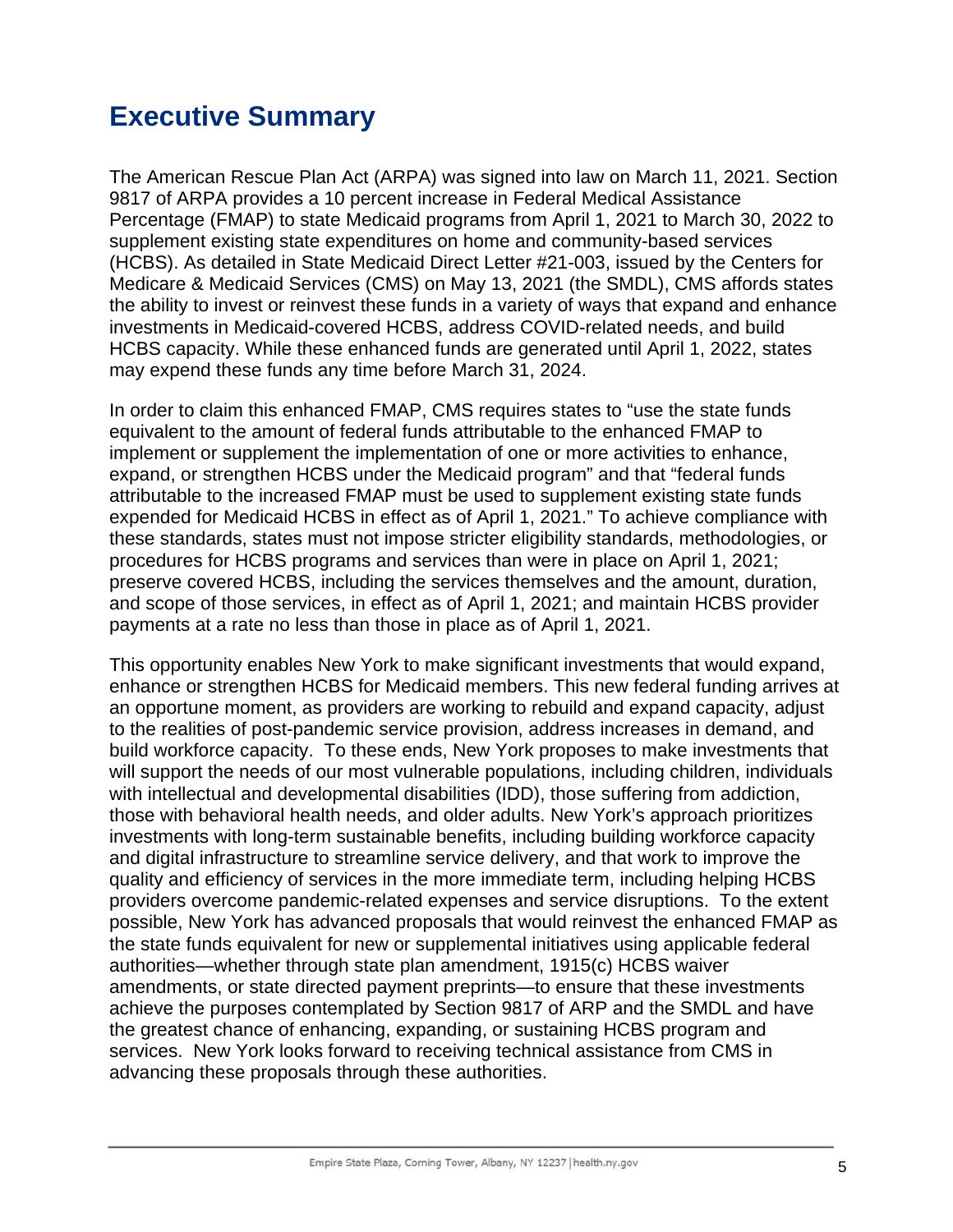# Executive Summary

The American Rescue Plan Act (ARPA) was signed into law on March 11, 2021. Section 9817 of ARPA provides a 10 percent increase in Federal Medical Assistance Percentage (FMAP) to state Medicaid programs from April 1, 2021 to March 30, 2022 to supplement existing state expenditures on home and community-based services (HCBS). As detailed in State Medicaid Direct Letter #21-003, issued by the Centers for Medicare & Medicaid Services (CMS) on May 13, 2021 (the SMDL), CMS affords states the ability to invest or reinvest these funds in a variety of ways that expand and enhance investments in Medicaid-covered HCBS, address COVID-related needs, and build HCBS capacity. While these enhanced funds are generated until April 1, 2022, states may expend these funds any time before March 31, 2024.

In order to claim this enhanced FMAP, CMS requires states to "use the state funds equivalent to the amount of federal funds attributable to the enhanced FMAP to implement or supplement the implementation of one or more activities to enhance, expand, or strengthen HCBS under the Medicaid program" and that "federal funds attributable to the increased FMAP must be used to supplement existing state funds expended for Medicaid HCBS in effect as of April 1, 2021." To achieve compliance with these standards, states must not impose stricter eligibility standards, methodologies, or procedures for HCBS programs and services than were in place on April 1, 2021; preserve covered HCBS, including the services themselves and the amount, duration, and scope of those services, in effect as of April 1, 2021; and maintain HCBS provider payments at a rate no less than those in place as of April 1, 2021.

This opportunity enables New York to make significant investments that would expand, enhance or strengthen HCBS for Medicaid members. This new federal funding arrives at an opportune moment, as providers are working to rebuild and expand capacity, adjust to the realities of post-pandemic service provision, address increases in demand, and build workforce capacity. To these ends, New York proposes to make investments that will support the needs of our most vulnerable populations, including children, individuals with intellectual and developmental disabilities (IDD), those suffering from addiction, those with behavioral health needs, and older adults. New York's approach prioritizes investments with long-term sustainable benefits, including building workforce capacity and digital infrastructure to streamline service delivery, and that work to improve the quality and efficiency of services in the more immediate term, including helping HCBS providers overcome pandemic-related expenses and service disruptions. To the extent possible, New York has advanced proposals that would reinvest the enhanced FMAP as the state funds equivalent for new or supplemental initiatives using applicable federal authorities—whether through state plan amendment, 1915(c) HCBS waiver amendments, or state directed payment preprints—to ensure that these investments achieve the purposes contemplated by Section 9817 of ARP and the SMDL and have the greatest chance of enhancing, expanding, or sustaining HCBS program and services. New York looks forward to receiving technical assistance from CMS in advancing these proposals through these authorities.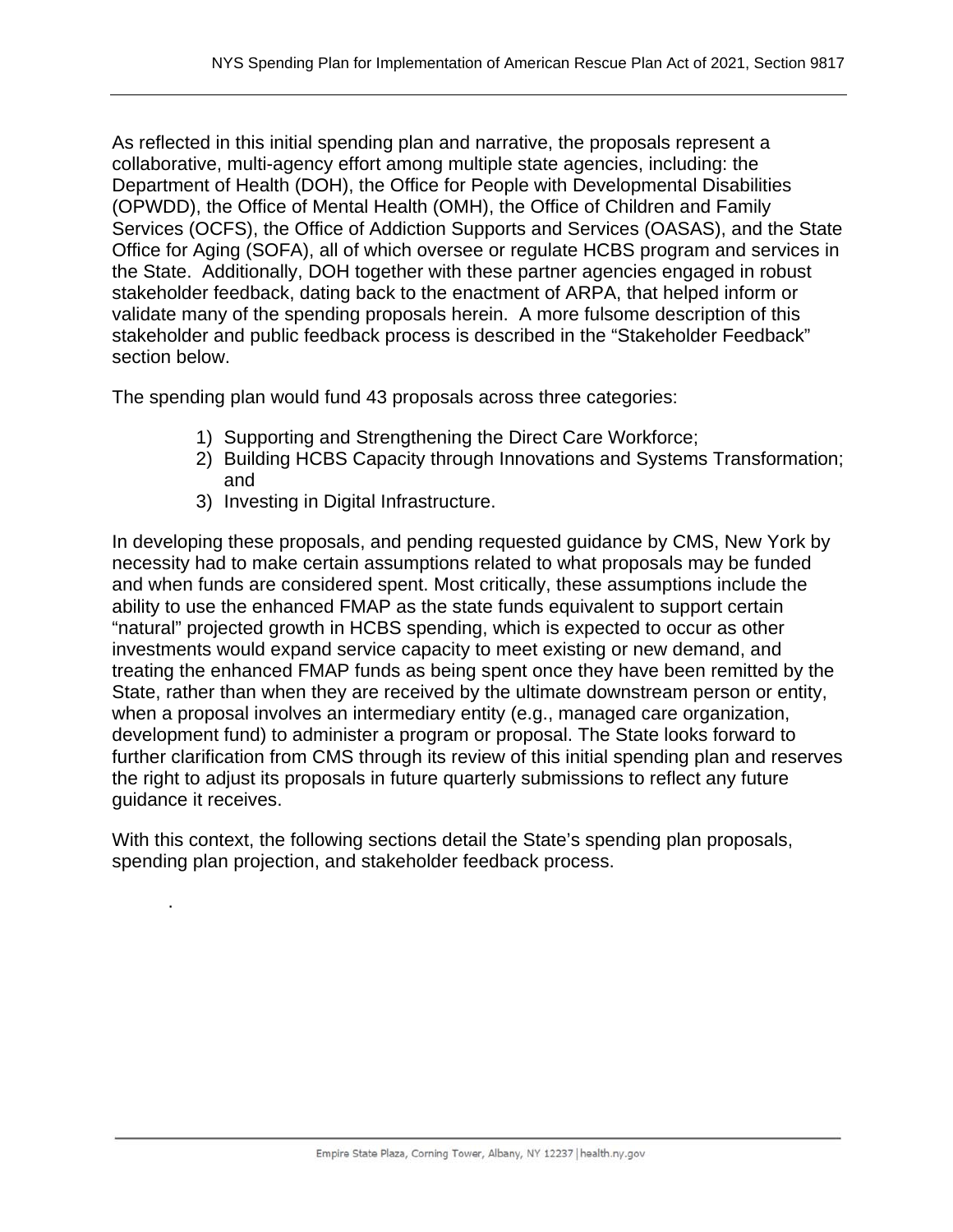As reflected in this initial spending plan and narrative, the proposals represent a collaborative, multi-agency effort among multiple state agencies, including: the Department of Health (DOH), the Office for People with Developmental Disabilities (OPWDD), the Office of Mental Health (OMH), the Office of Children and Family Services (OCFS), the Office of Addiction Supports and Services (OASAS), and the State Office for Aging (SOFA), all of which oversee or regulate HCBS program and services in the State. Additionally, DOH together with these partner agencies engaged in robust stakeholder feedback, dating back to the enactment of ARPA, that helped inform or validate many of the spending proposals herein. A more fulsome description of this stakeholder and public feedback process is described in the "Stakeholder Feedback" section below.

The spending plan would fund 43 proposals across three categories:

1) Supporting and Strengthening the Direct Care Workforce;
2) Building HCBS Capacity through Innovations and Systems Transformation; and
3) Investing in Digital Infrastructure.

In developing these proposals, and pending requested guidance by CMS, New York by necessity had to make certain assumptions related to what proposals may be funded and when funds are considered spent. Most critically, these assumptions include the ability to use the enhanced FMAP as the state funds equivalent to support certain "natural" projected growth in HCBS spending, which is expected to occur as other investments would expand service capacity to meet existing or new demand, and treating the enhanced FMAP funds as being spent once they have been remitted by the State, rather than when they are received by the ultimate downstream person or entity, when a proposal involves an intermediary entity (e.g., managed care organization, development fund) to administer a program or proposal. The State looks forward to further clarification from CMS through its review of this initial spending plan and reserves the right to adjust its proposals in future quarterly submissions to reflect any future guidance it receives.

With this context, the following sections detail the State's spending plan proposals, spending plan projection, and stakeholder feedback process.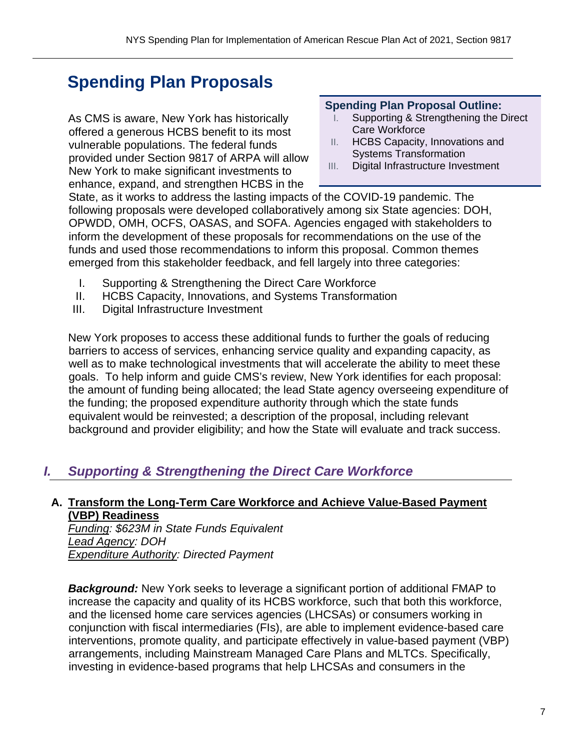# Spending Plan Proposals

**Spending Plan Proposal Outline:**

I. Supporting & Strengthening the Direct Care Workforce
II. HCBS Capacity, Innovations and Systems Transformation
III. Digital Infrastructure Investment

As CMS is aware, New York has historically offered a generous HCBS benefit to its most vulnerable populations. The federal funds provided under Section 9817 of ARPA will allow New York to make significant investments to enhance, expand, and strengthen HCBS in the State, as it works to address the lasting impacts of the COVID-19 pandemic. The following proposals were developed collaboratively among six State agencies: DOH, OPWDD, OMH, OCFS, OASAS, and SOFA. Agencies engaged with stakeholders to inform the development of these proposals for recommendations on the use of the funds and used those recommendations to inform this proposal. Common themes emerged from this stakeholder feedback, and fell largely into three categories:

I. Supporting & Strengthening the Direct Care Workforce
II. HCBS Capacity, Innovations, and Systems Transformation
III. Digital Infrastructure Investment

New York proposes to access these additional funds to further the goals of reducing barriers to access of services, enhancing service quality and expanding capacity, as well as to make technological investments that will accelerate the ability to meet these goals. To help inform and guide CMS's review, New York identifies for each proposal: the amount of funding being allocated; the lead State agency overseeing expenditure of the funding; the proposed expenditure authority through which the state funds equivalent would be reinvested; a description of the proposal, including relevant background and provider eligibility; and how the State will evaluate and track success.

## *I. Supporting & Strengthening the Direct Care Workforce*

### A. Transform the Long-Term Care Workforce and Achieve Value-Based Payment (VBP) Readiness

*Funding: $623M in State Funds Equivalent*
*Lead Agency: DOH*
*Expenditure Authority: Directed Payment*

***Background:*** New York seeks to leverage a significant portion of additional FMAP to increase the capacity and quality of its HCBS workforce, such that both this workforce, and the licensed home care services agencies (LHCSAs) or consumers working in conjunction with fiscal intermediaries (FIs), are able to implement evidence-based care interventions, promote quality, and participate effectively in value-based payment (VBP) arrangements, including Mainstream Managed Care Plans and MLTCs. Specifically, investing in evidence-based programs that help LHCSAs and consumers in the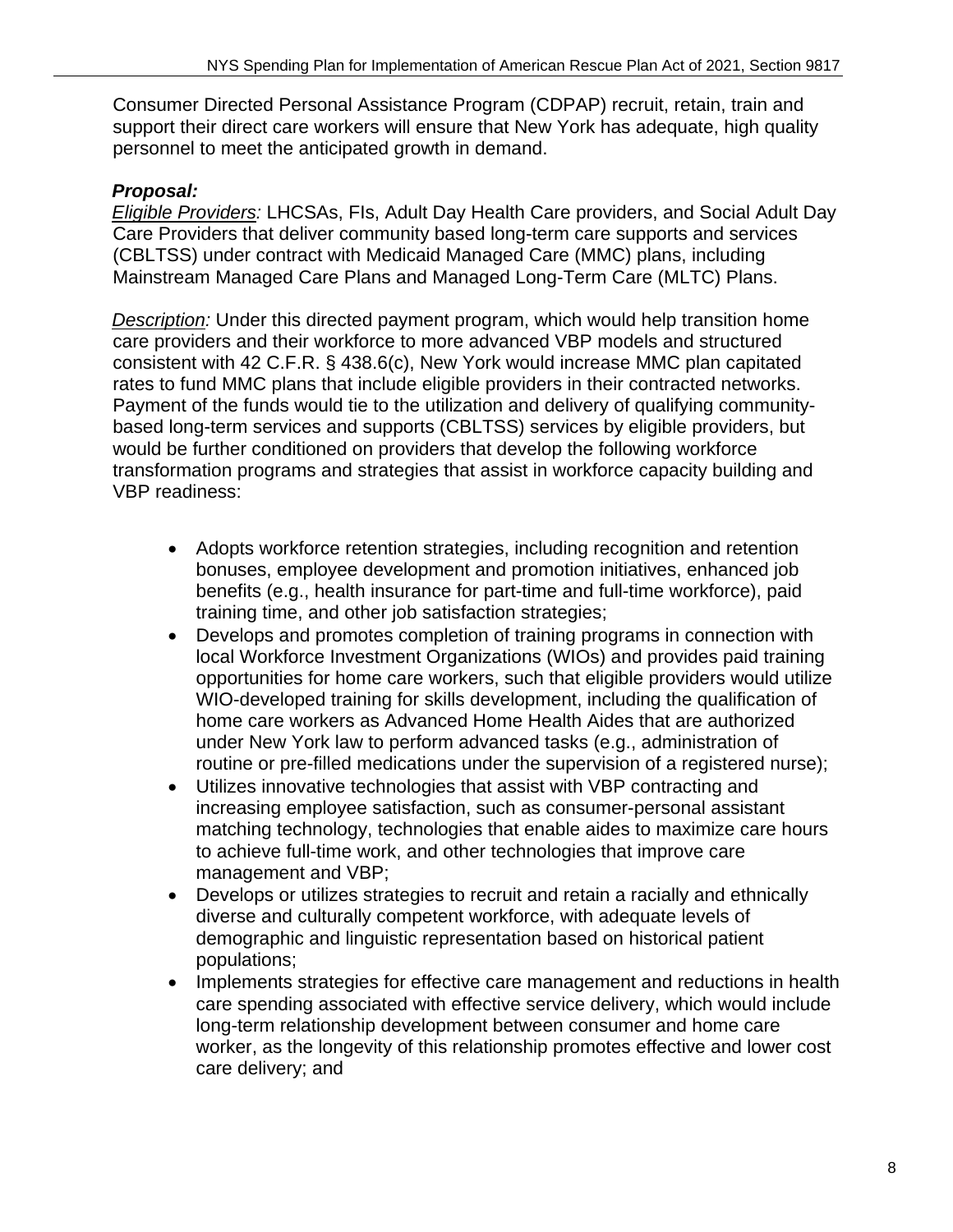Consumer Directed Personal Assistance Program (CDPAP) recruit, retain, train and support their direct care workers will ensure that New York has adequate, high quality personnel to meet the anticipated growth in demand.

***Proposal:***

*Eligible Providers:* LHCSAs, FIs, Adult Day Health Care providers, and Social Adult Day Care Providers that deliver community based long-term care supports and services (CBLTSS) under contract with Medicaid Managed Care (MMC) plans, including Mainstream Managed Care Plans and Managed Long-Term Care (MLTC) Plans.

*Description:* Under this directed payment program, which would help transition home care providers and their workforce to more advanced VBP models and structured consistent with 42 C.F.R. § 438.6(c), New York would increase MMC plan capitated rates to fund MMC plans that include eligible providers in their contracted networks. Payment of the funds would tie to the utilization and delivery of qualifying community-based long-term services and supports (CBLTSS) services by eligible providers, but would be further conditioned on providers that develop the following workforce transformation programs and strategies that assist in workforce capacity building and VBP readiness:

- Adopts workforce retention strategies, including recognition and retention bonuses, employee development and promotion initiatives, enhanced job benefits (e.g., health insurance for part-time and full-time workforce), paid training time, and other job satisfaction strategies;
- Develops and promotes completion of training programs in connection with local Workforce Investment Organizations (WIOs) and provides paid training opportunities for home care workers, such that eligible providers would utilize WIO-developed training for skills development, including the qualification of home care workers as Advanced Home Health Aides that are authorized under New York law to perform advanced tasks (e.g., administration of routine or pre-filled medications under the supervision of a registered nurse);
- Utilizes innovative technologies that assist with VBP contracting and increasing employee satisfaction, such as consumer-personal assistant matching technology, technologies that enable aides to maximize care hours to achieve full-time work, and other technologies that improve care management and VBP;
- Develops or utilizes strategies to recruit and retain a racially and ethnically diverse and culturally competent workforce, with adequate levels of demographic and linguistic representation based on historical patient populations;
- Implements strategies for effective care management and reductions in health care spending associated with effective service delivery, which would include long-term relationship development between consumer and home care worker, as the longevity of this relationship promotes effective and lower cost care delivery; and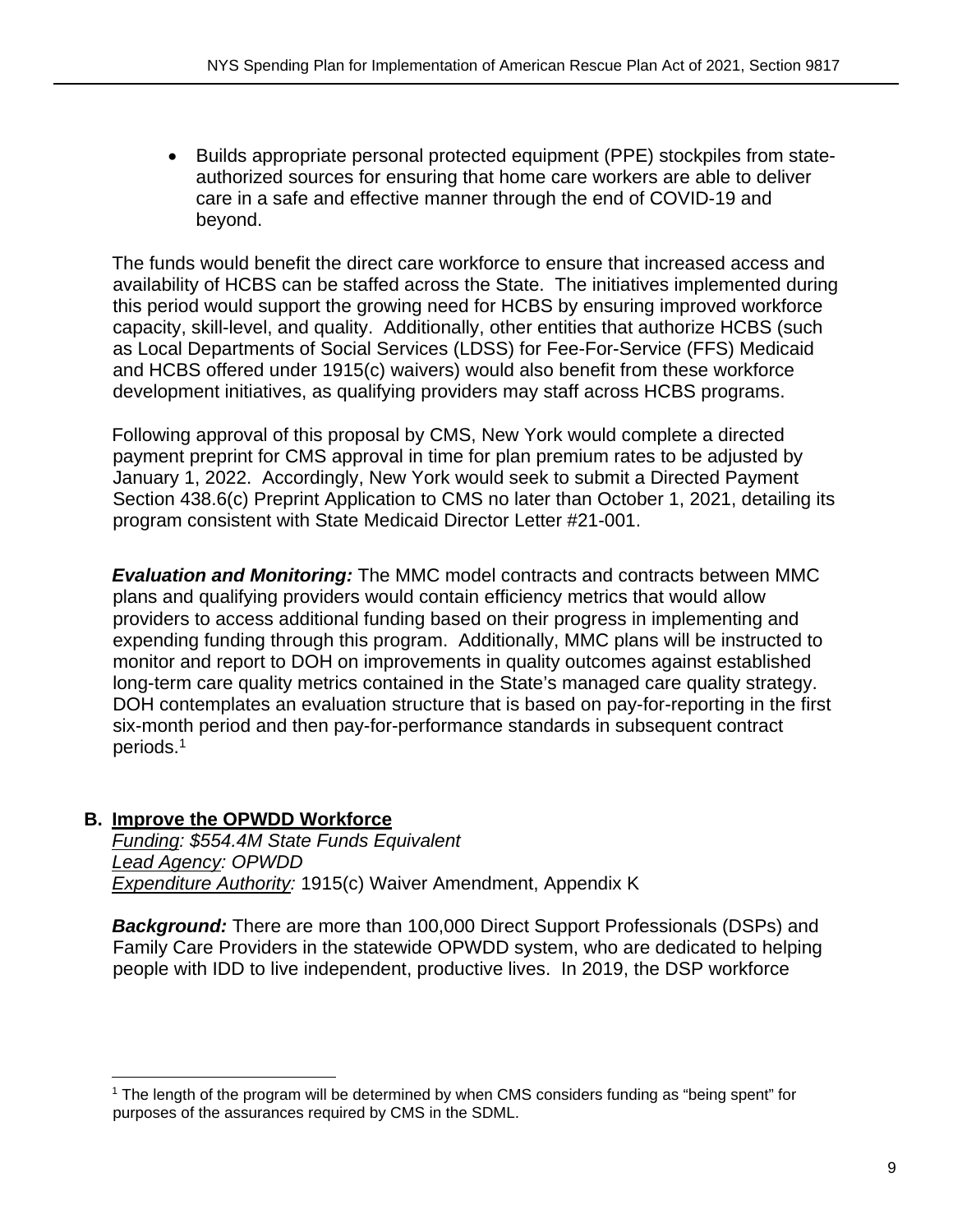- Builds appropriate personal protected equipment (PPE) stockpiles from state-authorized sources for ensuring that home care workers are able to deliver care in a safe and effective manner through the end of COVID-19 and beyond.

The funds would benefit the direct care workforce to ensure that increased access and availability of HCBS can be staffed across the State. The initiatives implemented during this period would support the growing need for HCBS by ensuring improved workforce capacity, skill-level, and quality. Additionally, other entities that authorize HCBS (such as Local Departments of Social Services (LDSS) for Fee-For-Service (FFS) Medicaid and HCBS offered under 1915(c) waivers) would also benefit from these workforce development initiatives, as qualifying providers may staff across HCBS programs.

Following approval of this proposal by CMS, New York would complete a directed payment preprint for CMS approval in time for plan premium rates to be adjusted by January 1, 2022. Accordingly, New York would seek to submit a Directed Payment Section 438.6(c) Preprint Application to CMS no later than October 1, 2021, detailing its program consistent with State Medicaid Director Letter #21-001.

***Evaluation and Monitoring:*** The MMC model contracts and contracts between MMC plans and qualifying providers would contain efficiency metrics that would allow providers to access additional funding based on their progress in implementing and expending funding through this program. Additionally, MMC plans will be instructed to monitor and report to DOH on improvements in quality outcomes against established long-term care quality metrics contained in the State's managed care quality strategy. DOH contemplates an evaluation structure that is based on pay-for-reporting in the first six-month period and then pay-for-performance standards in subsequent contract periods.[1]

### B. Improve the OPWDD Workforce

*Funding: $554.4M State Funds Equivalent*
*Lead Agency: OPWDD*
*Expenditure Authority:* 1915(c) Waiver Amendment, Appendix K

***Background:*** There are more than 100,000 Direct Support Professionals (DSPs) and Family Care Providers in the statewide OPWDD system, who are dedicated to helping people with IDD to live independent, productive lives. In 2019, the DSP workforce

---

[1] The length of the program will be determined by when CMS considers funding as "being spent" for purposes of the assurances required by CMS in the SDML.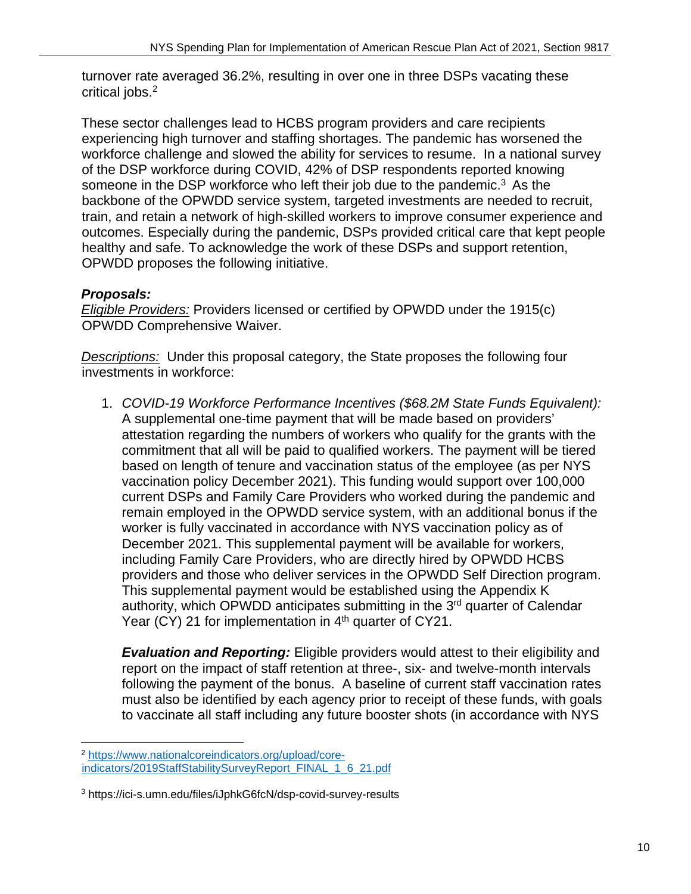turnover rate averaged 36.2%, resulting in over one in three DSPs vacating these critical jobs.[2]

These sector challenges lead to HCBS program providers and care recipients experiencing high turnover and staffing shortages. The pandemic has worsened the workforce challenge and slowed the ability for services to resume. In a national survey of the DSP workforce during COVID, 42% of DSP respondents reported knowing someone in the DSP workforce who left their job due to the pandemic.[3] As the backbone of the OPWDD service system, targeted investments are needed to recruit, train, and retain a network of high-skilled workers to improve consumer experience and outcomes. Especially during the pandemic, DSPs provided critical care that kept people healthy and safe. To acknowledge the work of these DSPs and support retention, OPWDD proposes the following initiative.

***Proposals:***

*Eligible Providers:* Providers licensed or certified by OPWDD under the 1915(c) OPWDD Comprehensive Waiver.

*Descriptions:* Under this proposal category, the State proposes the following four investments in workforce:

1. *COVID-19 Workforce Performance Incentives ($68.2M State Funds Equivalent):* A supplemental one-time payment that will be made based on providers' attestation regarding the numbers of workers who qualify for the grants with the commitment that all will be paid to qualified workers. The payment will be tiered based on length of tenure and vaccination status of the employee (as per NYS vaccination policy December 2021). This funding would support over 100,000 current DSPs and Family Care Providers who worked during the pandemic and remain employed in the OPWDD service system, with an additional bonus if the worker is fully vaccinated in accordance with NYS vaccination policy as of December 2021. This supplemental payment will be available for workers, including Family Care Providers, who are directly hired by OPWDD HCBS providers and those who deliver services in the OPWDD Self Direction program. This supplemental payment would be established using the Appendix K authority, which OPWDD anticipates submitting in the 3rd quarter of Calendar Year (CY) 21 for implementation in 4th quarter of CY21.

   ***Evaluation and Reporting:*** Eligible providers would attest to their eligibility and report on the impact of staff retention at three-, six- and twelve-month intervals following the payment of the bonus. A baseline of current staff vaccination rates must also be identified by each agency prior to receipt of these funds, with goals to vaccinate all staff including any future booster shots (in accordance with NYS

---

[2] https://www.nationalcoreindicators.org/upload/core-indicators/2019StaffStabilitySurveyReport_FINAL_1_6_21.pdf

[3] https://ici-s.umn.edu/files/iJphkG6fcN/dsp-covid-survey-results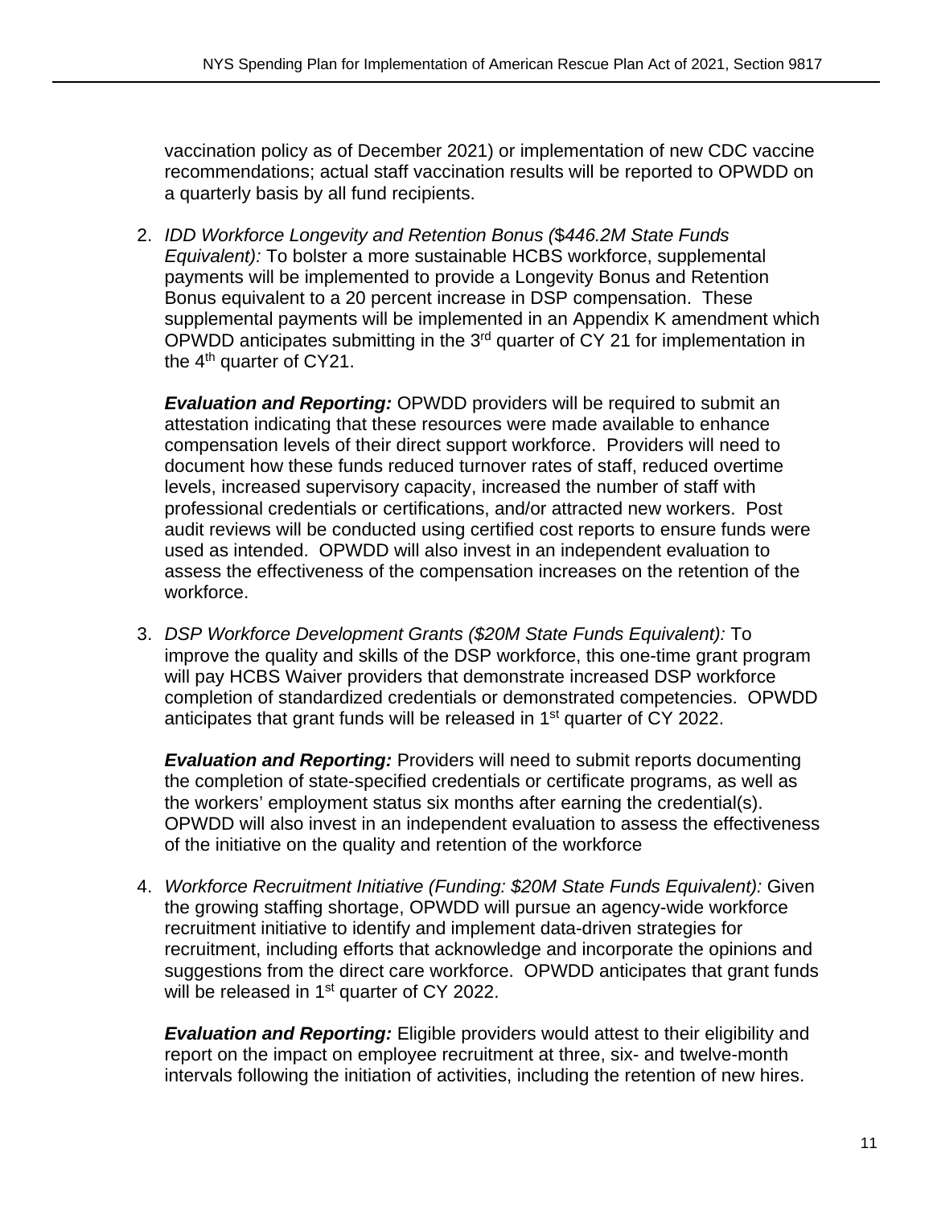vaccination policy as of December 2021) or implementation of new CDC vaccine recommendations; actual staff vaccination results will be reported to OPWDD on a quarterly basis by all fund recipients.

2. *IDD Workforce Longevity and Retention Bonus ($446.2M State Funds Equivalent):* To bolster a more sustainable HCBS workforce, supplemental payments will be implemented to provide a Longevity Bonus and Retention Bonus equivalent to a 20 percent increase in DSP compensation. These supplemental payments will be implemented in an Appendix K amendment which OPWDD anticipates submitting in the 3rd quarter of CY 21 for implementation in the 4th quarter of CY21.

   ***Evaluation and Reporting:*** OPWDD providers will be required to submit an attestation indicating that these resources were made available to enhance compensation levels of their direct support workforce. Providers will need to document how these funds reduced turnover rates of staff, reduced overtime levels, increased supervisory capacity, increased the number of staff with professional credentials or certifications, and/or attracted new workers. Post audit reviews will be conducted using certified cost reports to ensure funds were used as intended. OPWDD will also invest in an independent evaluation to assess the effectiveness of the compensation increases on the retention of the workforce.

3. *DSP Workforce Development Grants ($20M State Funds Equivalent):* To improve the quality and skills of the DSP workforce, this one-time grant program will pay HCBS Waiver providers that demonstrate increased DSP workforce completion of standardized credentials or demonstrated competencies. OPWDD anticipates that grant funds will be released in 1st quarter of CY 2022.

   ***Evaluation and Reporting:*** Providers will need to submit reports documenting the completion of state-specified credentials or certificate programs, as well as the workers' employment status six months after earning the credential(s). OPWDD will also invest in an independent evaluation to assess the effectiveness of the initiative on the quality and retention of the workforce

4. *Workforce Recruitment Initiative (Funding: $20M State Funds Equivalent):* Given the growing staffing shortage, OPWDD will pursue an agency-wide workforce recruitment initiative to identify and implement data-driven strategies for recruitment, including efforts that acknowledge and incorporate the opinions and suggestions from the direct care workforce. OPWDD anticipates that grant funds will be released in 1st quarter of CY 2022.

   ***Evaluation and Reporting:*** Eligible providers would attest to their eligibility and report on the impact on employee recruitment at three, six- and twelve-month intervals following the initiation of activities, including the retention of new hires.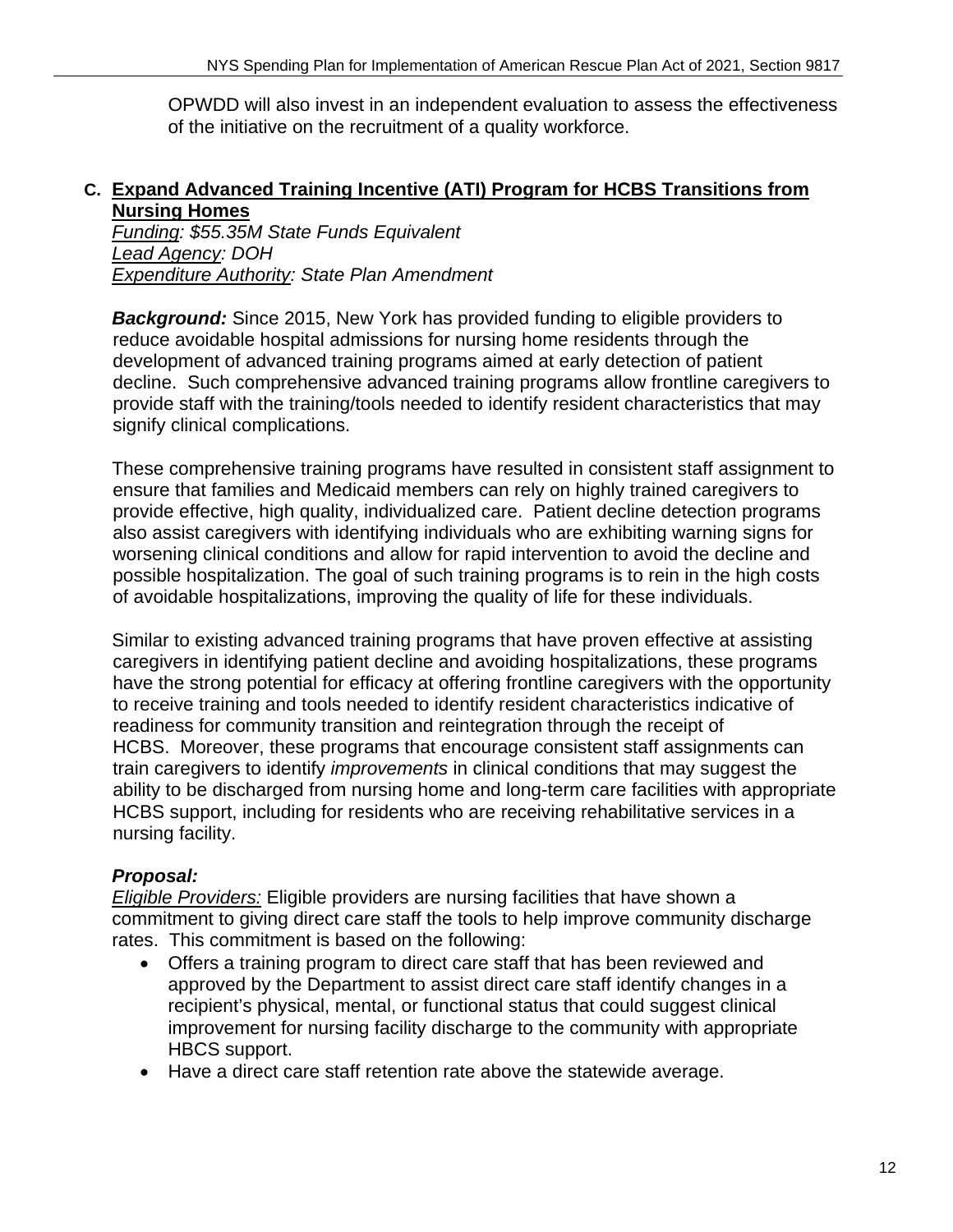OPWDD will also invest in an independent evaluation to assess the effectiveness of the initiative on the recruitment of a quality workforce.

### C. Expand Advanced Training Incentive (ATI) Program for HCBS Transitions from Nursing Homes

*Funding: $55.35M State Funds Equivalent*
*Lead Agency: DOH*
*Expenditure Authority: State Plan Amendment*

***Background:*** Since 2015, New York has provided funding to eligible providers to reduce avoidable hospital admissions for nursing home residents through the development of advanced training programs aimed at early detection of patient decline. Such comprehensive advanced training programs allow frontline caregivers to provide staff with the training/tools needed to identify resident characteristics that may signify clinical complications.

These comprehensive training programs have resulted in consistent staff assignment to ensure that families and Medicaid members can rely on highly trained caregivers to provide effective, high quality, individualized care. Patient decline detection programs also assist caregivers with identifying individuals who are exhibiting warning signs for worsening clinical conditions and allow for rapid intervention to avoid the decline and possible hospitalization. The goal of such training programs is to rein in the high costs of avoidable hospitalizations, improving the quality of life for these individuals.

Similar to existing advanced training programs that have proven effective at assisting caregivers in identifying patient decline and avoiding hospitalizations, these programs have the strong potential for efficacy at offering frontline caregivers with the opportunity to receive training and tools needed to identify resident characteristics indicative of readiness for community transition and reintegration through the receipt of HCBS. Moreover, these programs that encourage consistent staff assignments can train caregivers to identify *improvements* in clinical conditions that may suggest the ability to be discharged from nursing home and long-term care facilities with appropriate HCBS support, including for residents who are receiving rehabilitative services in a nursing facility.

***Proposal:***

*Eligible Providers:* Eligible providers are nursing facilities that have shown a commitment to giving direct care staff the tools to help improve community discharge rates. This commitment is based on the following:

- Offers a training program to direct care staff that has been reviewed and approved by the Department to assist direct care staff identify changes in a recipient's physical, mental, or functional status that could suggest clinical improvement for nursing facility discharge to the community with appropriate HBCS support.
- Have a direct care staff retention rate above the statewide average.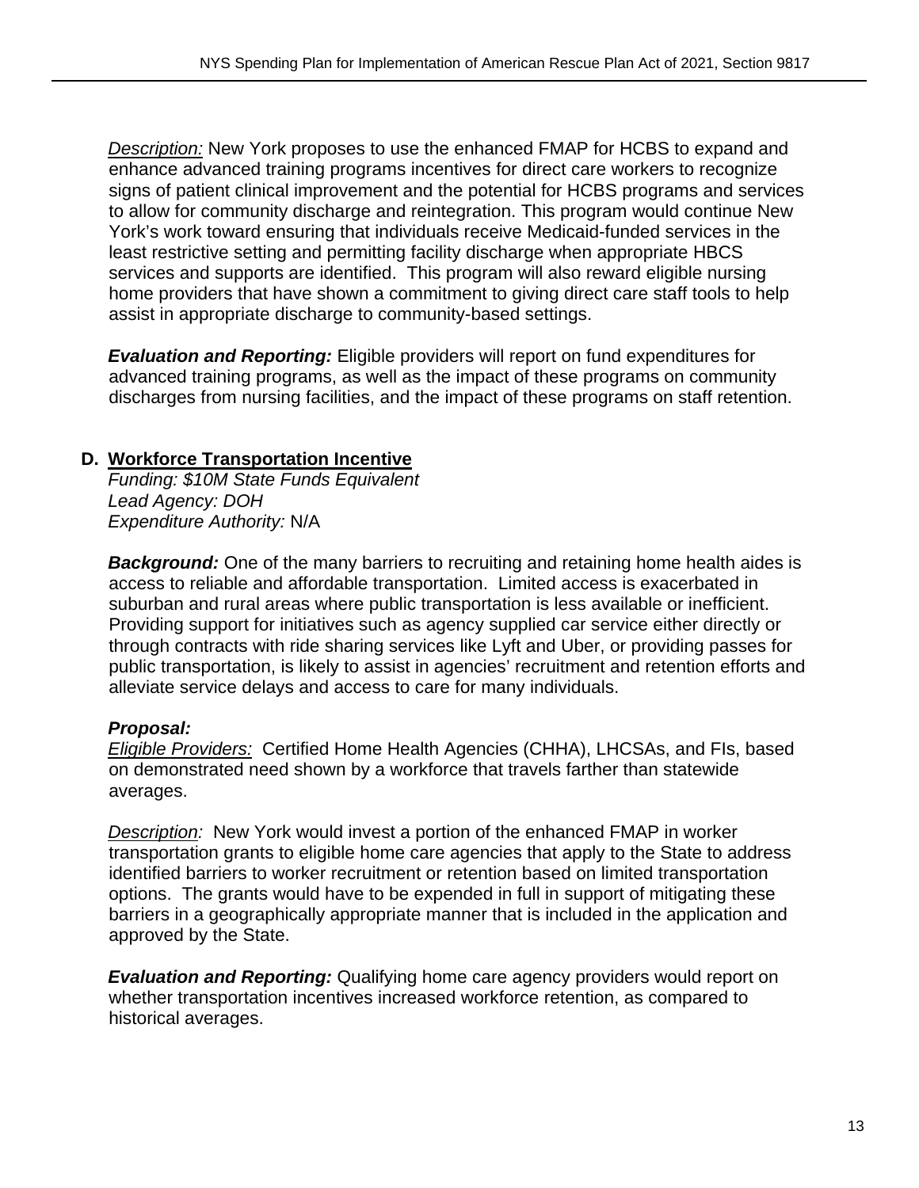*Description:* New York proposes to use the enhanced FMAP for HCBS to expand and enhance advanced training programs incentives for direct care workers to recognize signs of patient clinical improvement and the potential for HCBS programs and services to allow for community discharge and reintegration. This program would continue New York's work toward ensuring that individuals receive Medicaid-funded services in the least restrictive setting and permitting facility discharge when appropriate HBCS services and supports are identified. This program will also reward eligible nursing home providers that have shown a commitment to giving direct care staff tools to help assist in appropriate discharge to community-based settings.

***Evaluation and Reporting:*** Eligible providers will report on fund expenditures for advanced training programs, as well as the impact of these programs on community discharges from nursing facilities, and the impact of these programs on staff retention.

### D. Workforce Transportation Incentive

*Funding: $10M State Funds Equivalent*
*Lead Agency: DOH*
*Expenditure Authority:* N/A

***Background:*** One of the many barriers to recruiting and retaining home health aides is access to reliable and affordable transportation. Limited access is exacerbated in suburban and rural areas where public transportation is less available or inefficient. Providing support for initiatives such as agency supplied car service either directly or through contracts with ride sharing services like Lyft and Uber, or providing passes for public transportation, is likely to assist in agencies' recruitment and retention efforts and alleviate service delays and access to care for many individuals.

***Proposal:***

*Eligible Providers:* Certified Home Health Agencies (CHHA), LHCSAs, and FIs, based on demonstrated need shown by a workforce that travels farther than statewide averages.

*Description:* New York would invest a portion of the enhanced FMAP in worker transportation grants to eligible home care agencies that apply to the State to address identified barriers to worker recruitment or retention based on limited transportation options. The grants would have to be expended in full in support of mitigating these barriers in a geographically appropriate manner that is included in the application and approved by the State.

***Evaluation and Reporting:*** Qualifying home care agency providers would report on whether transportation incentives increased workforce retention, as compared to historical averages.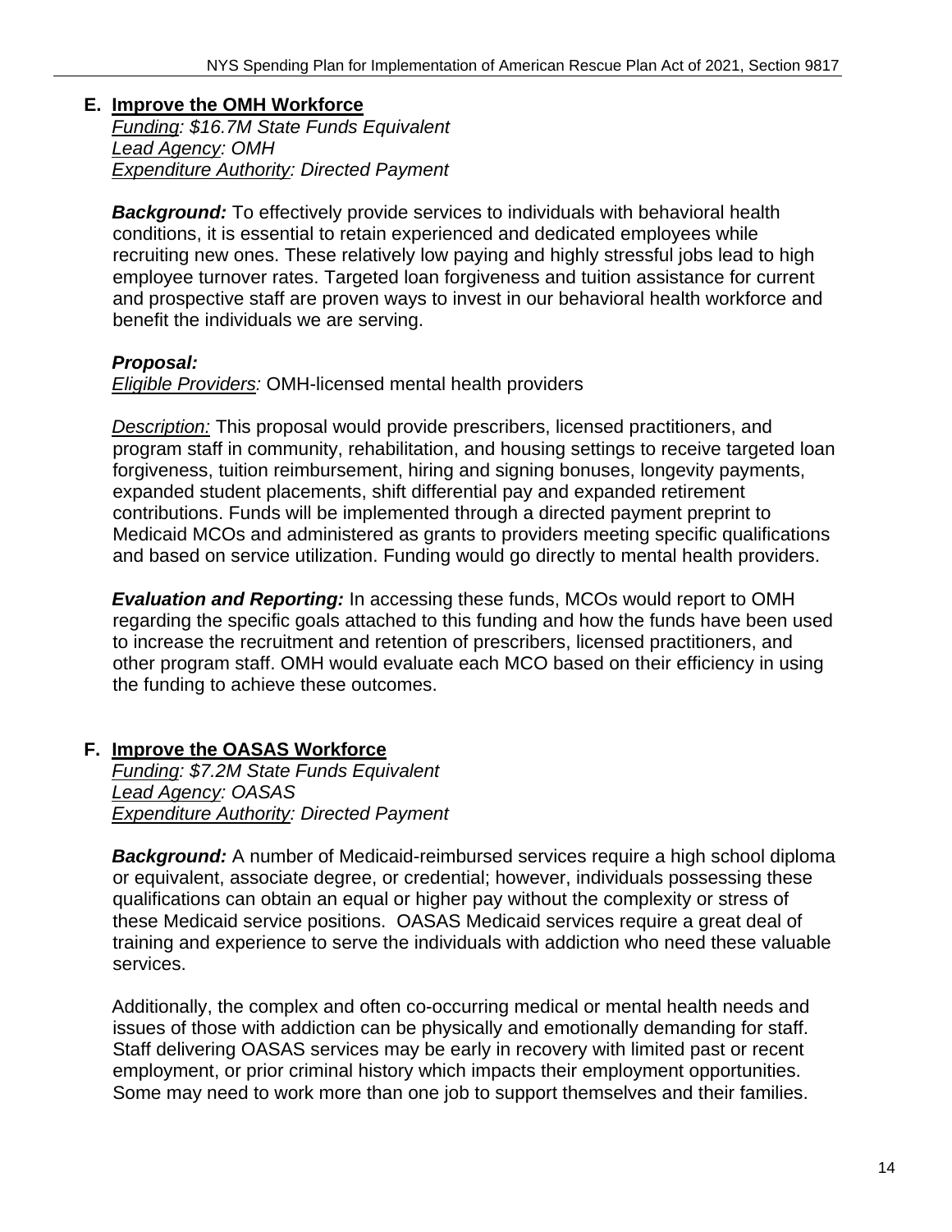## E. Improve the OMH Workforce

*<u>Funding</u>: $16.7M State Funds Equivalent*
*<u>Lead Agency</u>: OMH*
*<u>Expenditure Authority</u>: Directed Payment*

***Background:*** To effectively provide services to individuals with behavioral health conditions, it is essential to retain experienced and dedicated employees while recruiting new ones. These relatively low paying and highly stressful jobs lead to high employee turnover rates. Targeted loan forgiveness and tuition assistance for current and prospective staff are proven ways to invest in our behavioral health workforce and benefit the individuals we are serving.

***Proposal:***
*<u>Eligible Providers</u>:* OMH-licensed mental health providers

*<u>Description:</u>* This proposal would provide prescribers, licensed practitioners, and program staff in community, rehabilitation, and housing settings to receive targeted loan forgiveness, tuition reimbursement, hiring and signing bonuses, longevity payments, expanded student placements, shift differential pay and expanded retirement contributions. Funds will be implemented through a directed payment preprint to Medicaid MCOs and administered as grants to providers meeting specific qualifications and based on service utilization. Funding would go directly to mental health providers.

***Evaluation and Reporting:*** In accessing these funds, MCOs would report to OMH regarding the specific goals attached to this funding and how the funds have been used to increase the recruitment and retention of prescribers, licensed practitioners, and other program staff. OMH would evaluate each MCO based on their efficiency in using the funding to achieve these outcomes.

## F. Improve the OASAS Workforce

*<u>Funding</u>: $7.2M State Funds Equivalent*
*<u>Lead Agency</u>: OASAS*
*<u>Expenditure Authority</u>: Directed Payment*

***Background:*** A number of Medicaid-reimbursed services require a high school diploma or equivalent, associate degree, or credential; however, individuals possessing these qualifications can obtain an equal or higher pay without the complexity or stress of these Medicaid service positions. OASAS Medicaid services require a great deal of training and experience to serve the individuals with addiction who need these valuable services.

Additionally, the complex and often co-occurring medical or mental health needs and issues of those with addiction can be physically and emotionally demanding for staff. Staff delivering OASAS services may be early in recovery with limited past or recent employment, or prior criminal history which impacts their employment opportunities. Some may need to work more than one job to support themselves and their families.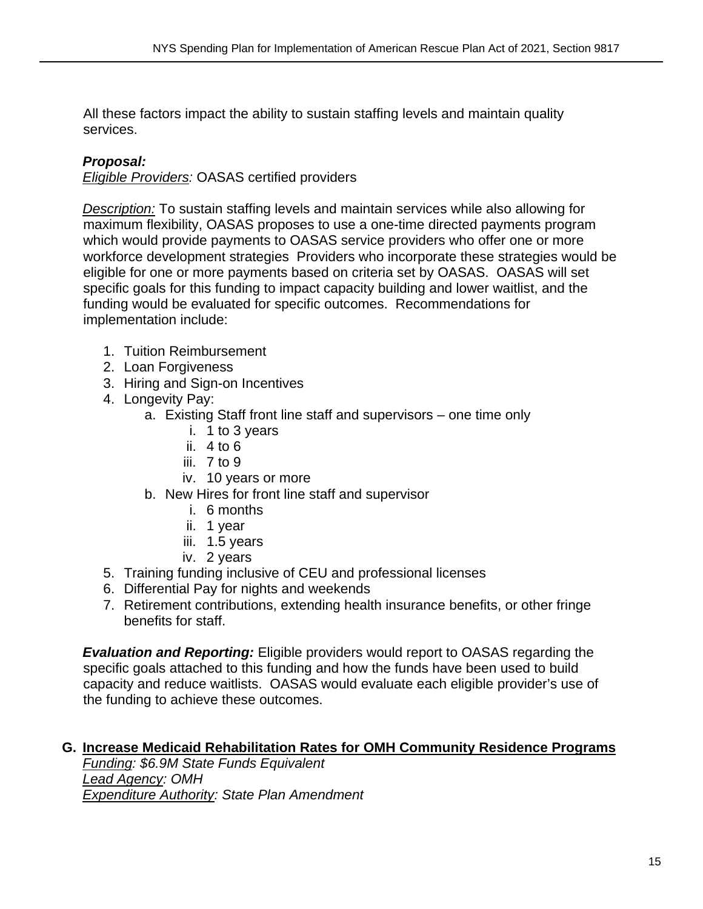All these factors impact the ability to sustain staffing levels and maintain quality services.

***Proposal:***

*Eligible Providers:* OASAS certified providers

*Description:* To sustain staffing levels and maintain services while also allowing for maximum flexibility, OASAS proposes to use a one-time directed payments program which would provide payments to OASAS service providers who offer one or more workforce development strategies  Providers who incorporate these strategies would be eligible for one or more payments based on criteria set by OASAS.  OASAS will set specific goals for this funding to impact capacity building and lower waitlist, and the funding would be evaluated for specific outcomes.  Recommendations for implementation include:

1. Tuition Reimbursement
2. Loan Forgiveness
3. Hiring and Sign-on Incentives
4. Longevity Pay:
   a. Existing Staff front line staff and supervisors – one time only
      i. 1 to 3 years
      ii. 4 to 6
      iii. 7 to 9
      iv. 10 years or more
   b. New Hires for front line staff and supervisor
      i. 6 months
      ii. 1 year
      iii. 1.5 years
      iv. 2 years
5. Training funding inclusive of CEU and professional licenses
6. Differential Pay for nights and weekends
7. Retirement contributions, extending health insurance benefits, or other fringe benefits for staff.

***Evaluation and Reporting:*** Eligible providers would report to OASAS regarding the specific goals attached to this funding and how the funds have been used to build capacity and reduce waitlists.  OASAS would evaluate each eligible provider's use of the funding to achieve these outcomes.

## G. Increase Medicaid Rehabilitation Rates for OMH Community Residence Programs

*Funding: $6.9M State Funds Equivalent*

*Lead Agency: OMH*

*Expenditure Authority: State Plan Amendment*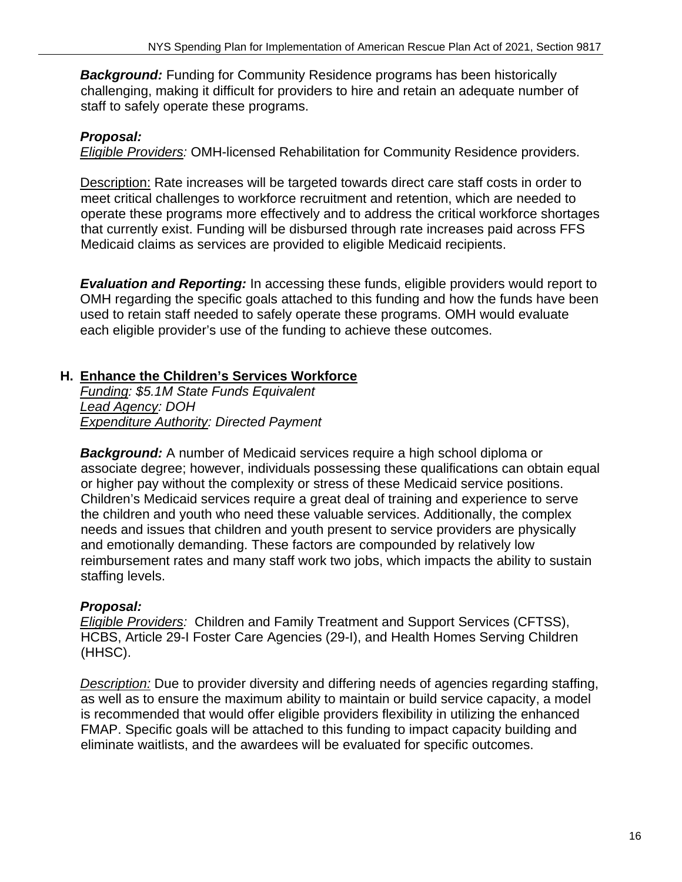***Background:*** Funding for Community Residence programs has been historically challenging, making it difficult for providers to hire and retain an adequate number of staff to safely operate these programs.

***Proposal:***
*Eligible Providers:* OMH-licensed Rehabilitation for Community Residence providers.

Description: Rate increases will be targeted towards direct care staff costs in order to meet critical challenges to workforce recruitment and retention, which are needed to operate these programs more effectively and to address the critical workforce shortages that currently exist. Funding will be disbursed through rate increases paid across FFS Medicaid claims as services are provided to eligible Medicaid recipients.

***Evaluation and Reporting:*** In accessing these funds, eligible providers would report to OMH regarding the specific goals attached to this funding and how the funds have been used to retain staff needed to safely operate these programs. OMH would evaluate each eligible provider's use of the funding to achieve these outcomes.

## H. Enhance the Children's Services Workforce

*Funding: $5.1M State Funds Equivalent*
*Lead Agency: DOH*
*Expenditure Authority: Directed Payment*

***Background:*** A number of Medicaid services require a high school diploma or associate degree; however, individuals possessing these qualifications can obtain equal or higher pay without the complexity or stress of these Medicaid service positions. Children's Medicaid services require a great deal of training and experience to serve the children and youth who need these valuable services. Additionally, the complex needs and issues that children and youth present to service providers are physically and emotionally demanding. These factors are compounded by relatively low reimbursement rates and many staff work two jobs, which impacts the ability to sustain staffing levels.

***Proposal:***
*Eligible Providers:* Children and Family Treatment and Support Services (CFTSS), HCBS, Article 29-I Foster Care Agencies (29-I), and Health Homes Serving Children (HHSC).

*Description:* Due to provider diversity and differing needs of agencies regarding staffing, as well as to ensure the maximum ability to maintain or build service capacity, a model is recommended that would offer eligible providers flexibility in utilizing the enhanced FMAP. Specific goals will be attached to this funding to impact capacity building and eliminate waitlists, and the awardees will be evaluated for specific outcomes.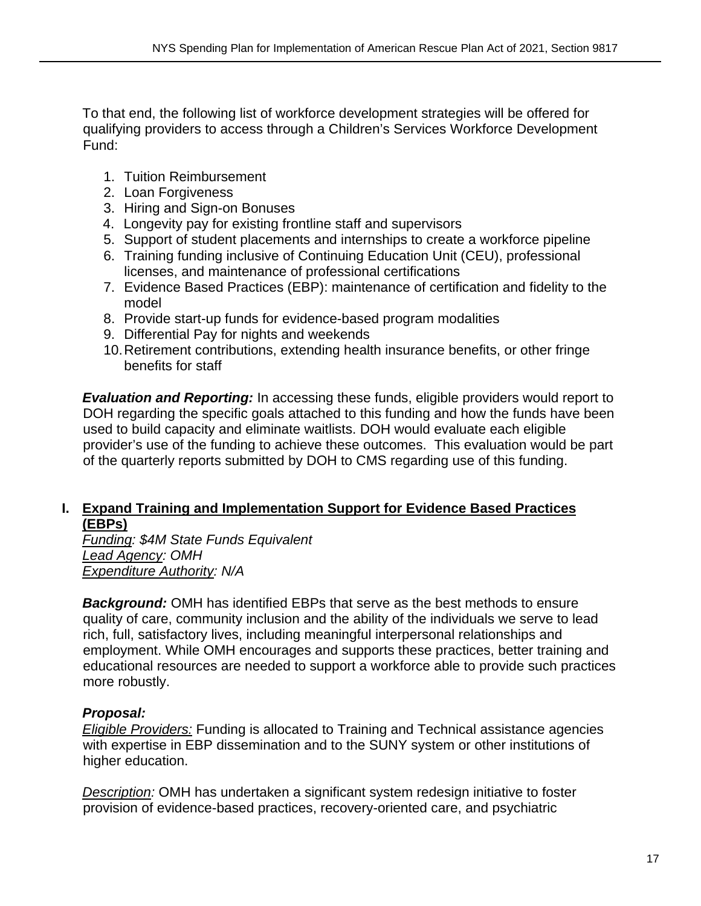To that end, the following list of workforce development strategies will be offered for qualifying providers to access through a Children's Services Workforce Development Fund:

1. Tuition Reimbursement
2. Loan Forgiveness
3. Hiring and Sign-on Bonuses
4. Longevity pay for existing frontline staff and supervisors
5. Support of student placements and internships to create a workforce pipeline
6. Training funding inclusive of Continuing Education Unit (CEU), professional licenses, and maintenance of professional certifications
7. Evidence Based Practices (EBP): maintenance of certification and fidelity to the model
8. Provide start-up funds for evidence-based program modalities
9. Differential Pay for nights and weekends
10. Retirement contributions, extending health insurance benefits, or other fringe benefits for staff

***Evaluation and Reporting:*** In accessing these funds, eligible providers would report to DOH regarding the specific goals attached to this funding and how the funds have been used to build capacity and eliminate waitlists. DOH would evaluate each eligible provider's use of the funding to achieve these outcomes. This evaluation would be part of the quarterly reports submitted by DOH to CMS regarding use of this funding.

## I. Expand Training and Implementation Support for Evidence Based Practices (EBPs)

*Funding: $4M State Funds Equivalent*
*Lead Agency: OMH*
*Expenditure Authority: N/A*

***Background:*** OMH has identified EBPs that serve as the best methods to ensure quality of care, community inclusion and the ability of the individuals we serve to lead rich, full, satisfactory lives, including meaningful interpersonal relationships and employment. While OMH encourages and supports these practices, better training and educational resources are needed to support a workforce able to provide such practices more robustly.

***Proposal:***

*Eligible Providers:* Funding is allocated to Training and Technical assistance agencies with expertise in EBP dissemination and to the SUNY system or other institutions of higher education.

*Description:* OMH has undertaken a significant system redesign initiative to foster provision of evidence-based practices, recovery-oriented care, and psychiatric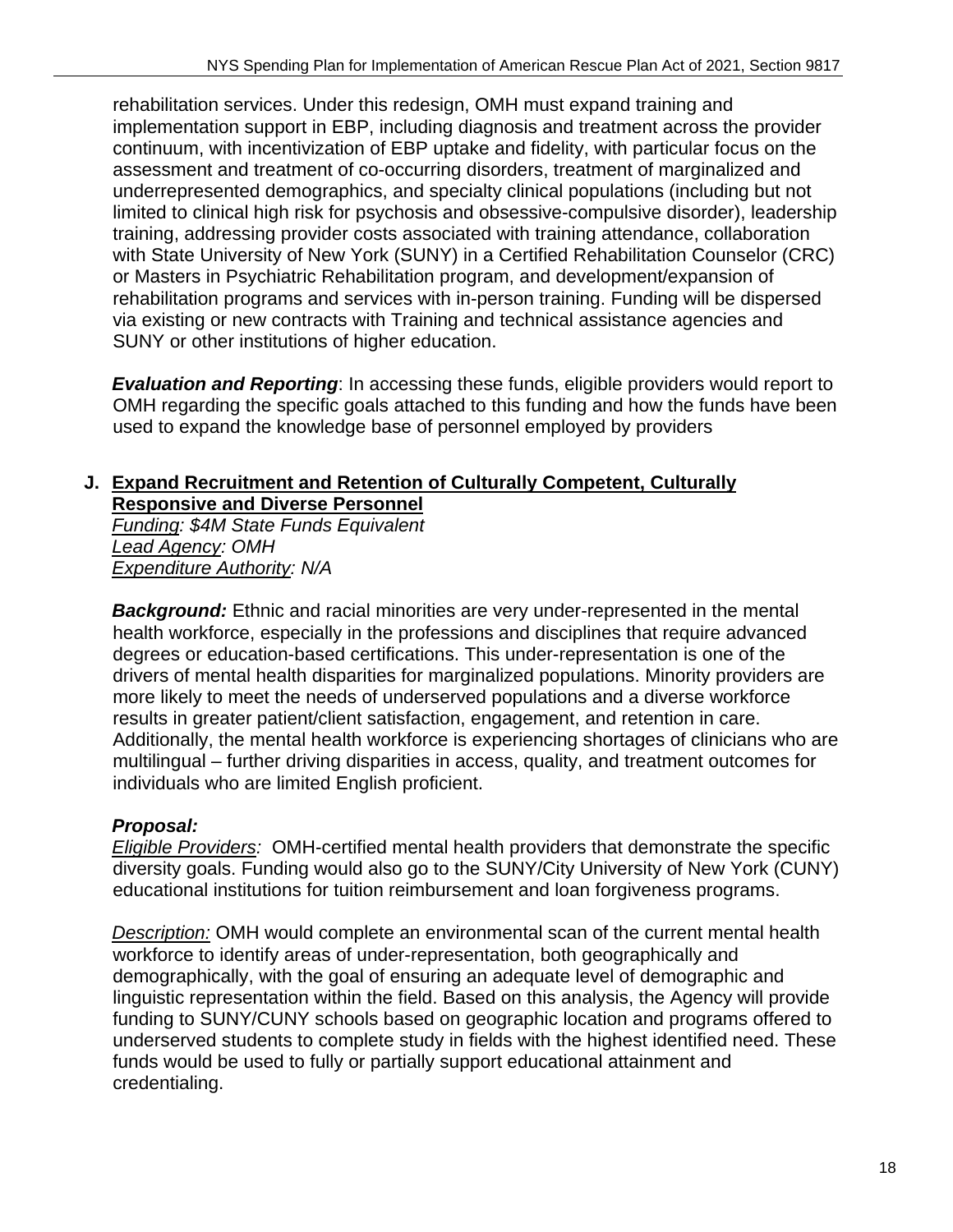rehabilitation services. Under this redesign, OMH must expand training and implementation support in EBP, including diagnosis and treatment across the provider continuum, with incentivization of EBP uptake and fidelity, with particular focus on the assessment and treatment of co-occurring disorders, treatment of marginalized and underrepresented demographics, and specialty clinical populations (including but not limited to clinical high risk for psychosis and obsessive-compulsive disorder), leadership training, addressing provider costs associated with training attendance, collaboration with State University of New York (SUNY) in a Certified Rehabilitation Counselor (CRC) or Masters in Psychiatric Rehabilitation program, and development/expansion of rehabilitation programs and services with in-person training. Funding will be dispersed via existing or new contracts with Training and technical assistance agencies and SUNY or other institutions of higher education.

***Evaluation and Reporting***: In accessing these funds, eligible providers would report to OMH regarding the specific goals attached to this funding and how the funds have been used to expand the knowledge base of personnel employed by providers

### J. Expand Recruitment and Retention of Culturally Competent, Culturally Responsive and Diverse Personnel

*Funding: $4M State Funds Equivalent*
*Lead Agency: OMH*
*Expenditure Authority: N/A*

***Background:*** Ethnic and racial minorities are very under-represented in the mental health workforce, especially in the professions and disciplines that require advanced degrees or education-based certifications. This under-representation is one of the drivers of mental health disparities for marginalized populations. Minority providers are more likely to meet the needs of underserved populations and a diverse workforce results in greater patient/client satisfaction, engagement, and retention in care. Additionally, the mental health workforce is experiencing shortages of clinicians who are multilingual – further driving disparities in access, quality, and treatment outcomes for individuals who are limited English proficient.

***Proposal:***

*Eligible Providers:* OMH-certified mental health providers that demonstrate the specific diversity goals. Funding would also go to the SUNY/City University of New York (CUNY) educational institutions for tuition reimbursement and loan forgiveness programs.

*Description:* OMH would complete an environmental scan of the current mental health workforce to identify areas of under-representation, both geographically and demographically, with the goal of ensuring an adequate level of demographic and linguistic representation within the field. Based on this analysis, the Agency will provide funding to SUNY/CUNY schools based on geographic location and programs offered to underserved students to complete study in fields with the highest identified need. These funds would be used to fully or partially support educational attainment and credentialing.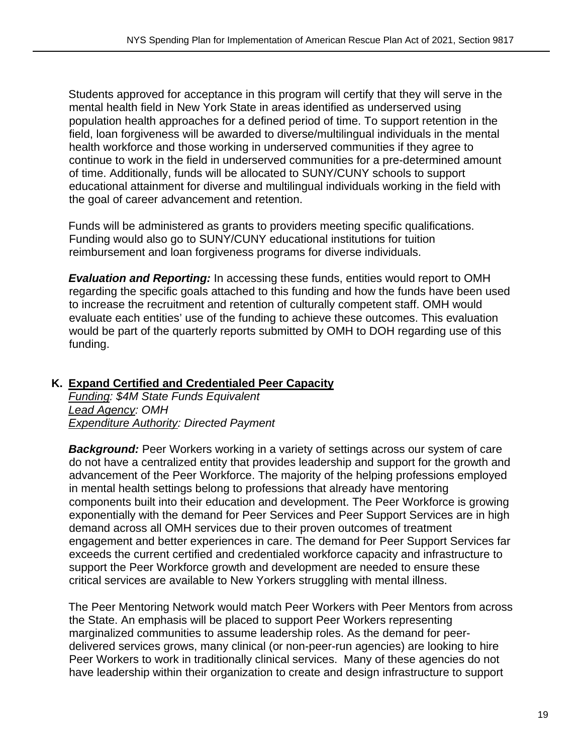Students approved for acceptance in this program will certify that they will serve in the mental health field in New York State in areas identified as underserved using population health approaches for a defined period of time. To support retention in the field, loan forgiveness will be awarded to diverse/multilingual individuals in the mental health workforce and those working in underserved communities if they agree to continue to work in the field in underserved communities for a pre-determined amount of time. Additionally, funds will be allocated to SUNY/CUNY schools to support educational attainment for diverse and multilingual individuals working in the field with the goal of career advancement and retention.

Funds will be administered as grants to providers meeting specific qualifications. Funding would also go to SUNY/CUNY educational institutions for tuition reimbursement and loan forgiveness programs for diverse individuals.

***Evaluation and Reporting:*** In accessing these funds, entities would report to OMH regarding the specific goals attached to this funding and how the funds have been used to increase the recruitment and retention of culturally competent staff. OMH would evaluate each entities' use of the funding to achieve these outcomes. This evaluation would be part of the quarterly reports submitted by OMH to DOH regarding use of this funding.

### K. Expand Certified and Credentialed Peer Capacity

*Funding: $4M State Funds Equivalent*
*Lead Agency: OMH*
*Expenditure Authority: Directed Payment*

***Background:*** Peer Workers working in a variety of settings across our system of care do not have a centralized entity that provides leadership and support for the growth and advancement of the Peer Workforce. The majority of the helping professions employed in mental health settings belong to professions that already have mentoring components built into their education and development. The Peer Workforce is growing exponentially with the demand for Peer Services and Peer Support Services are in high demand across all OMH services due to their proven outcomes of treatment engagement and better experiences in care. The demand for Peer Support Services far exceeds the current certified and credentialed workforce capacity and infrastructure to support the Peer Workforce growth and development are needed to ensure these critical services are available to New Yorkers struggling with mental illness.

The Peer Mentoring Network would match Peer Workers with Peer Mentors from across the State. An emphasis will be placed to support Peer Workers representing marginalized communities to assume leadership roles. As the demand for peer-delivered services grows, many clinical (or non-peer-run agencies) are looking to hire Peer Workers to work in traditionally clinical services. Many of these agencies do not have leadership within their organization to create and design infrastructure to support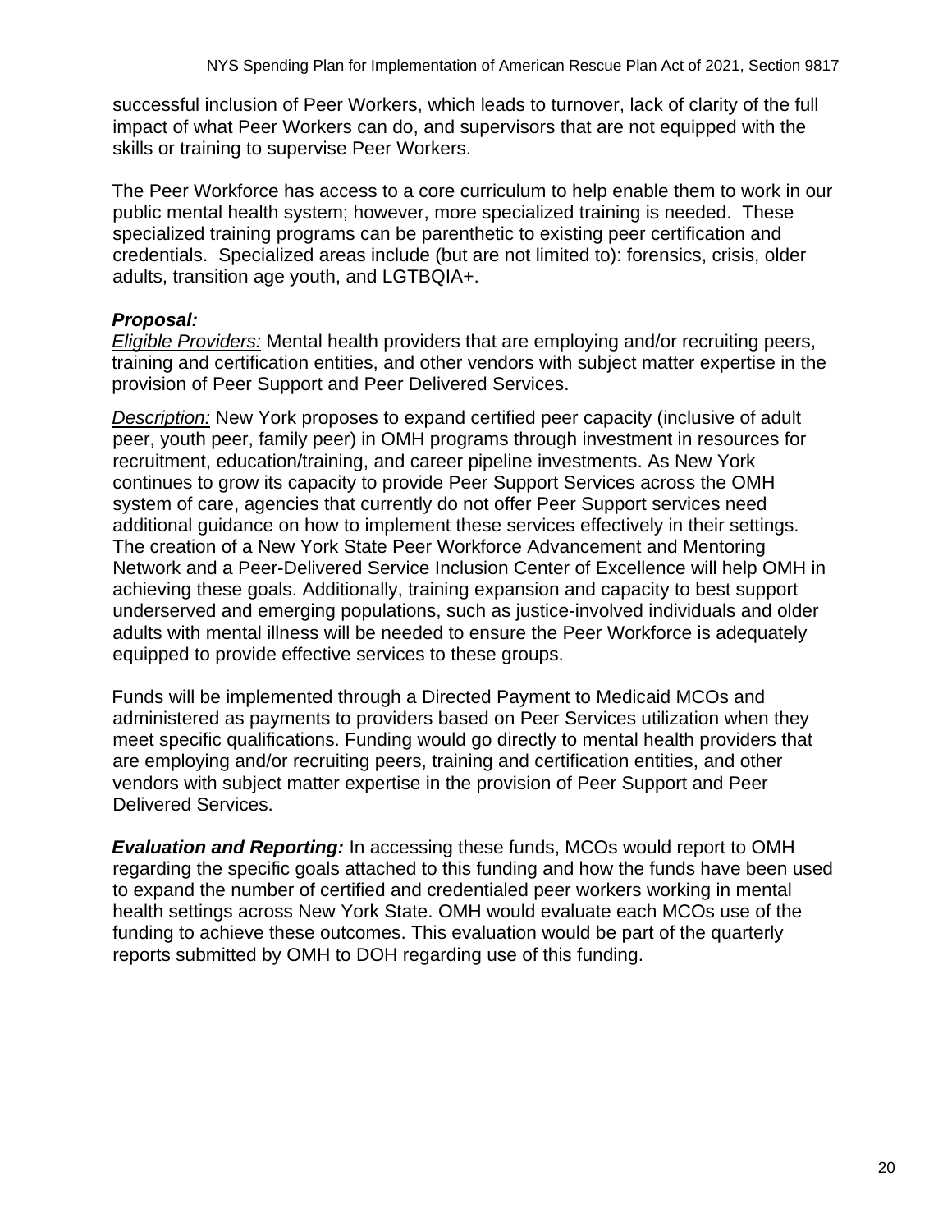successful inclusion of Peer Workers, which leads to turnover, lack of clarity of the full impact of what Peer Workers can do, and supervisors that are not equipped with the skills or training to supervise Peer Workers.

The Peer Workforce has access to a core curriculum to help enable them to work in our public mental health system; however, more specialized training is needed. These specialized training programs can be parenthetic to existing peer certification and credentials. Specialized areas include (but are not limited to): forensics, crisis, older adults, transition age youth, and LGTBQIA+.

***Proposal:***

_Eligible Providers:_ Mental health providers that are employing and/or recruiting peers, training and certification entities, and other vendors with subject matter expertise in the provision of Peer Support and Peer Delivered Services.

_Description:_ New York proposes to expand certified peer capacity (inclusive of adult peer, youth peer, family peer) in OMH programs through investment in resources for recruitment, education/training, and career pipeline investments. As New York continues to grow its capacity to provide Peer Support Services across the OMH system of care, agencies that currently do not offer Peer Support services need additional guidance on how to implement these services effectively in their settings. The creation of a New York State Peer Workforce Advancement and Mentoring Network and a Peer-Delivered Service Inclusion Center of Excellence will help OMH in achieving these goals. Additionally, training expansion and capacity to best support underserved and emerging populations, such as justice-involved individuals and older adults with mental illness will be needed to ensure the Peer Workforce is adequately equipped to provide effective services to these groups.

Funds will be implemented through a Directed Payment to Medicaid MCOs and administered as payments to providers based on Peer Services utilization when they meet specific qualifications. Funding would go directly to mental health providers that are employing and/or recruiting peers, training and certification entities, and other vendors with subject matter expertise in the provision of Peer Support and Peer Delivered Services.

***Evaluation and Reporting:*** In accessing these funds, MCOs would report to OMH regarding the specific goals attached to this funding and how the funds have been used to expand the number of certified and credentialed peer workers working in mental health settings across New York State. OMH would evaluate each MCOs use of the funding to achieve these outcomes. This evaluation would be part of the quarterly reports submitted by OMH to DOH regarding use of this funding.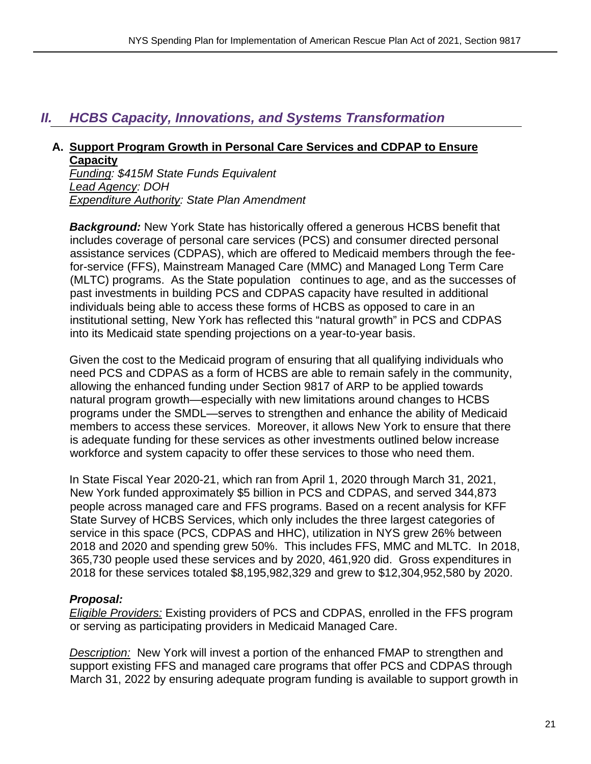## II. *HCBS Capacity, Innovations, and Systems Transformation*

### A. Support Program Growth in Personal Care Services and CDPAP to Ensure Capacity

*Funding: $415M State Funds Equivalent*
*Lead Agency: DOH*
*Expenditure Authority: State Plan Amendment*

***Background:*** New York State has historically offered a generous HCBS benefit that includes coverage of personal care services (PCS) and consumer directed personal assistance services (CDPAS), which are offered to Medicaid members through the fee-for-service (FFS), Mainstream Managed Care (MMC) and Managed Long Term Care (MLTC) programs. As the State population continues to age, and as the successes of past investments in building PCS and CDPAS capacity have resulted in additional individuals being able to access these forms of HCBS as opposed to care in an institutional setting, New York has reflected this "natural growth" in PCS and CDPAS into its Medicaid state spending projections on a year-to-year basis.

Given the cost to the Medicaid program of ensuring that all qualifying individuals who need PCS and CDPAS as a form of HCBS are able to remain safely in the community, allowing the enhanced funding under Section 9817 of ARP to be applied towards natural program growth—especially with new limitations around changes to HCBS programs under the SMDL—serves to strengthen and enhance the ability of Medicaid members to access these services. Moreover, it allows New York to ensure that there is adequate funding for these services as other investments outlined below increase workforce and system capacity to offer these services to those who need them.

In State Fiscal Year 2020-21, which ran from April 1, 2020 through March 31, 2021, New York funded approximately $5 billion in PCS and CDPAS, and served 344,873 people across managed care and FFS programs. Based on a recent analysis for KFF State Survey of HCBS Services, which only includes the three largest categories of service in this space (PCS, CDPAS and HHC), utilization in NYS grew 26% between 2018 and 2020 and spending grew 50%. This includes FFS, MMC and MLTC. In 2018, 365,730 people used these services and by 2020, 461,920 did. Gross expenditures in 2018 for these services totaled $8,195,982,329 and grew to $12,304,952,580 by 2020.

***Proposal:***

*Eligible Providers:* Existing providers of PCS and CDPAS, enrolled in the FFS program or serving as participating providers in Medicaid Managed Care.

*Description:* New York will invest a portion of the enhanced FMAP to strengthen and support existing FFS and managed care programs that offer PCS and CDPAS through March 31, 2022 by ensuring adequate program funding is available to support growth in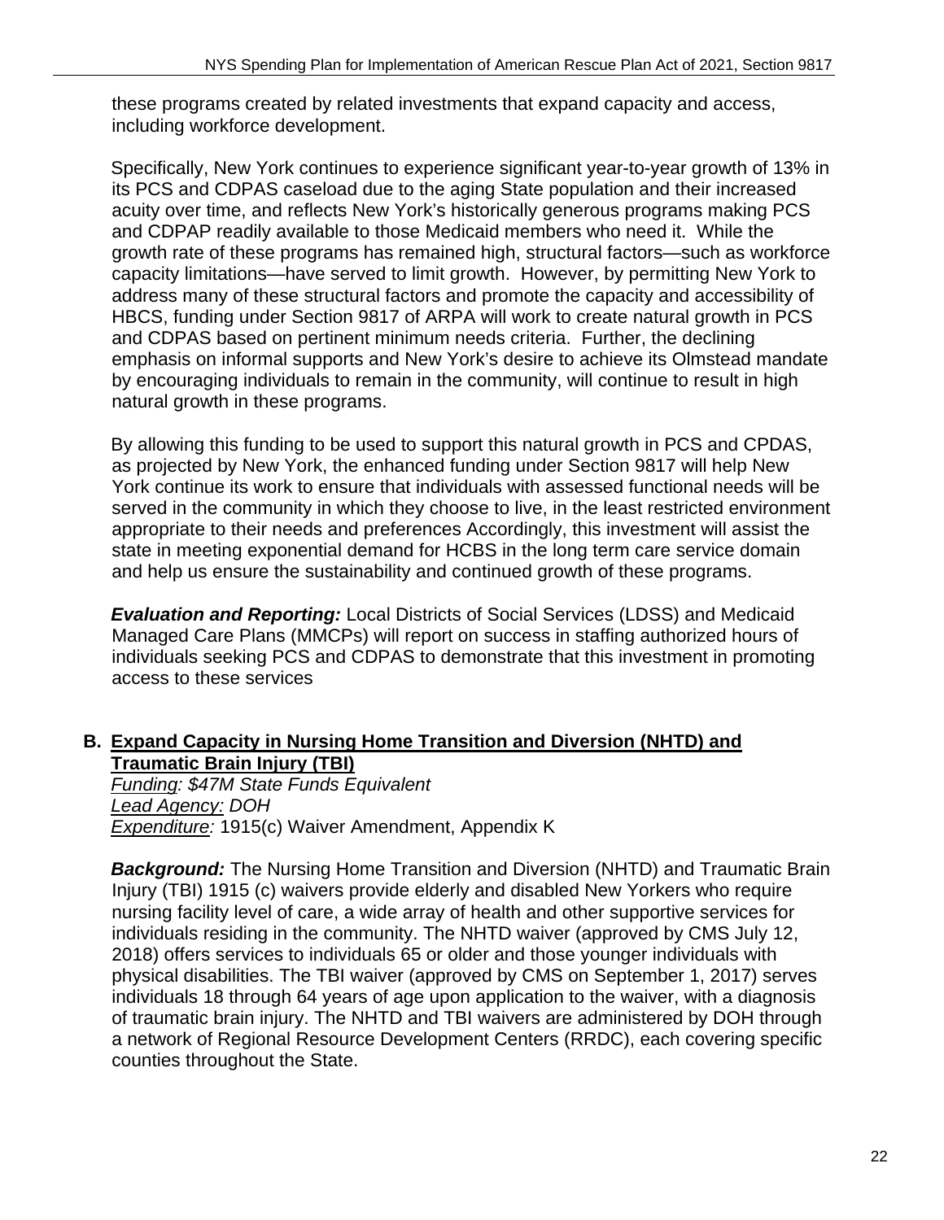these programs created by related investments that expand capacity and access, including workforce development.

Specifically, New York continues to experience significant year-to-year growth of 13% in its PCS and CDPAS caseload due to the aging State population and their increased acuity over time, and reflects New York's historically generous programs making PCS and CDPAP readily available to those Medicaid members who need it. While the growth rate of these programs has remained high, structural factors—such as workforce capacity limitations—have served to limit growth. However, by permitting New York to address many of these structural factors and promote the capacity and accessibility of HBCS, funding under Section 9817 of ARPA will work to create natural growth in PCS and CDPAS based on pertinent minimum needs criteria. Further, the declining emphasis on informal supports and New York's desire to achieve its Olmstead mandate by encouraging individuals to remain in the community, will continue to result in high natural growth in these programs.

By allowing this funding to be used to support this natural growth in PCS and CPDAS, as projected by New York, the enhanced funding under Section 9817 will help New York continue its work to ensure that individuals with assessed functional needs will be served in the community in which they choose to live, in the least restricted environment appropriate to their needs and preferences Accordingly, this investment will assist the state in meeting exponential demand for HCBS in the long term care service domain and help us ensure the sustainability and continued growth of these programs.

***Evaluation and Reporting:*** Local Districts of Social Services (LDSS) and Medicaid Managed Care Plans (MMCPs) will report on success in staffing authorized hours of individuals seeking PCS and CDPAS to demonstrate that this investment in promoting access to these services

### B. Expand Capacity in Nursing Home Transition and Diversion (NHTD) and Traumatic Brain Injury (TBI)

*Funding: $47M State Funds Equivalent*
*Lead Agency: DOH*
*Expenditure:* 1915(c) Waiver Amendment, Appendix K

***Background:*** The Nursing Home Transition and Diversion (NHTD) and Traumatic Brain Injury (TBI) 1915 (c) waivers provide elderly and disabled New Yorkers who require nursing facility level of care, a wide array of health and other supportive services for individuals residing in the community. The NHTD waiver (approved by CMS July 12, 2018) offers services to individuals 65 or older and those younger individuals with physical disabilities. The TBI waiver (approved by CMS on September 1, 2017) serves individuals 18 through 64 years of age upon application to the waiver, with a diagnosis of traumatic brain injury. The NHTD and TBI waivers are administered by DOH through a network of Regional Resource Development Centers (RRDC), each covering specific counties throughout the State.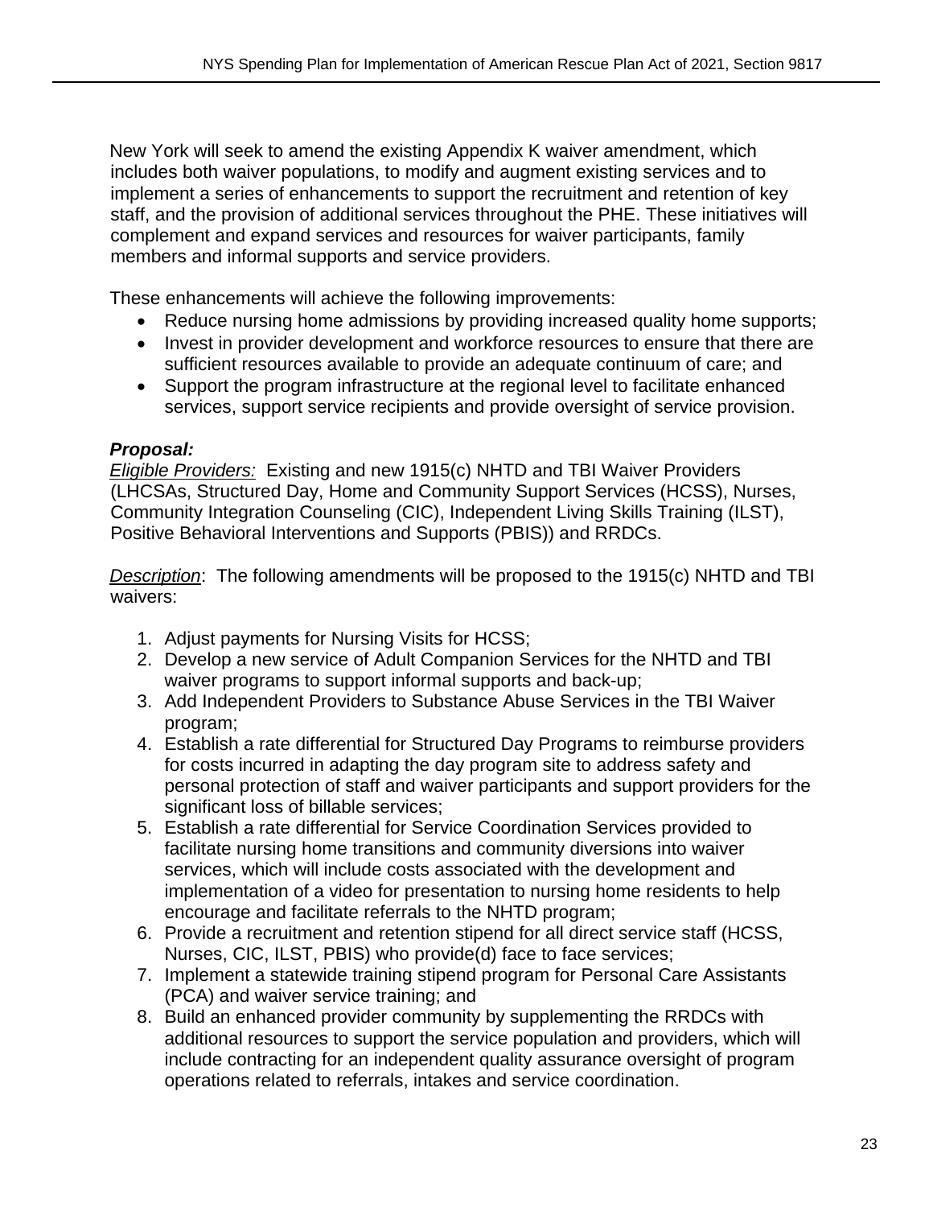New York will seek to amend the existing Appendix K waiver amendment, which includes both waiver populations, to modify and augment existing services and to implement a series of enhancements to support the recruitment and retention of key staff, and the provision of additional services throughout the PHE. These initiatives will complement and expand services and resources for waiver participants, family members and informal supports and service providers.

These enhancements will achieve the following improvements:

- Reduce nursing home admissions by providing increased quality home supports;
- Invest in provider development and workforce resources to ensure that there are sufficient resources available to provide an adequate continuum of care; and
- Support the program infrastructure at the regional level to facilitate enhanced services, support service recipients and provide oversight of service provision.

***Proposal:***

*Eligible Providers:* Existing and new 1915(c) NHTD and TBI Waiver Providers (LHCSAs, Structured Day, Home and Community Support Services (HCSS), Nurses, Community Integration Counseling (CIC), Independent Living Skills Training (ILST), Positive Behavioral Interventions and Supports (PBIS)) and RRDCs.

*Description*: The following amendments will be proposed to the 1915(c) NHTD and TBI waivers:

1. Adjust payments for Nursing Visits for HCSS;
2. Develop a new service of Adult Companion Services for the NHTD and TBI waiver programs to support informal supports and back-up;
3. Add Independent Providers to Substance Abuse Services in the TBI Waiver program;
4. Establish a rate differential for Structured Day Programs to reimburse providers for costs incurred in adapting the day program site to address safety and personal protection of staff and waiver participants and support providers for the significant loss of billable services;
5. Establish a rate differential for Service Coordination Services provided to facilitate nursing home transitions and community diversions into waiver services, which will include costs associated with the development and implementation of a video for presentation to nursing home residents to help encourage and facilitate referrals to the NHTD program;
6. Provide a recruitment and retention stipend for all direct service staff (HCSS, Nurses, CIC, ILST, PBIS) who provide(d) face to face services;
7. Implement a statewide training stipend program for Personal Care Assistants (PCA) and waiver service training; and
8. Build an enhanced provider community by supplementing the RRDCs with additional resources to support the service population and providers, which will include contracting for an independent quality assurance oversight of program operations related to referrals, intakes and service coordination.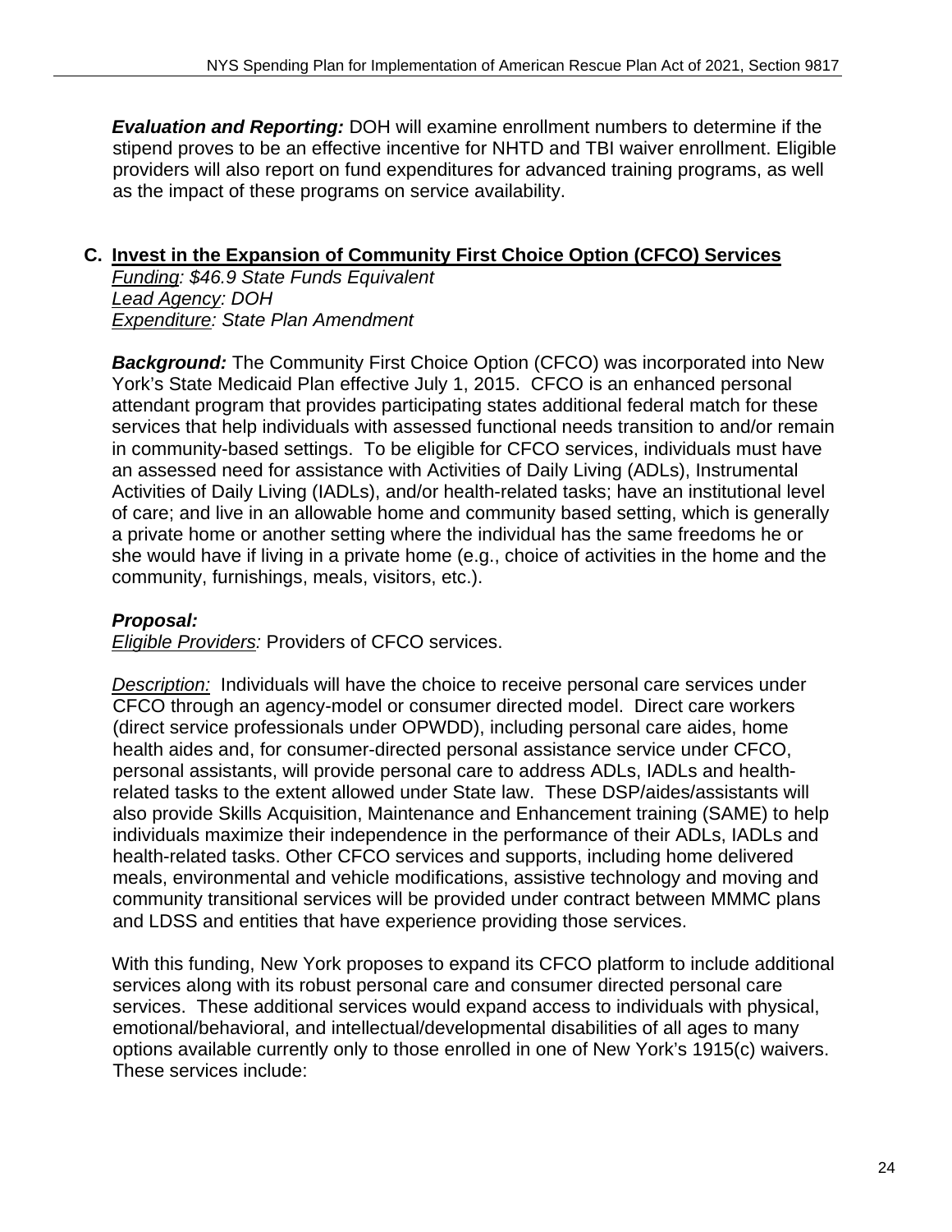***Evaluation and Reporting:*** DOH will examine enrollment numbers to determine if the stipend proves to be an effective incentive for NHTD and TBI waiver enrollment. Eligible providers will also report on fund expenditures for advanced training programs, as well as the impact of these programs on service availability.

### C. Invest in the Expansion of Community First Choice Option (CFCO) Services

*Funding: $46.9 State Funds Equivalent*
*Lead Agency: DOH*
*Expenditure: State Plan Amendment*

***Background:*** The Community First Choice Option (CFCO) was incorporated into New York's State Medicaid Plan effective July 1, 2015. CFCO is an enhanced personal attendant program that provides participating states additional federal match for these services that help individuals with assessed functional needs transition to and/or remain in community-based settings. To be eligible for CFCO services, individuals must have an assessed need for assistance with Activities of Daily Living (ADLs), Instrumental Activities of Daily Living (IADLs), and/or health-related tasks; have an institutional level of care; and live in an allowable home and community based setting, which is generally a private home or another setting where the individual has the same freedoms he or she would have if living in a private home (e.g., choice of activities in the home and the community, furnishings, meals, visitors, etc.).

***Proposal:***

*Eligible Providers:* Providers of CFCO services.

*Description:* Individuals will have the choice to receive personal care services under CFCO through an agency-model or consumer directed model. Direct care workers (direct service professionals under OPWDD), including personal care aides, home health aides and, for consumer-directed personal assistance service under CFCO, personal assistants, will provide personal care to address ADLs, IADLs and health-related tasks to the extent allowed under State law. These DSP/aides/assistants will also provide Skills Acquisition, Maintenance and Enhancement training (SAME) to help individuals maximize their independence in the performance of their ADLs, IADLs and health-related tasks. Other CFCO services and supports, including home delivered meals, environmental and vehicle modifications, assistive technology and moving and community transitional services will be provided under contract between MMMC plans and LDSS and entities that have experience providing those services.

With this funding, New York proposes to expand its CFCO platform to include additional services along with its robust personal care and consumer directed personal care services. These additional services would expand access to individuals with physical, emotional/behavioral, and intellectual/developmental disabilities of all ages to many options available currently only to those enrolled in one of New York's 1915(c) waivers. These services include: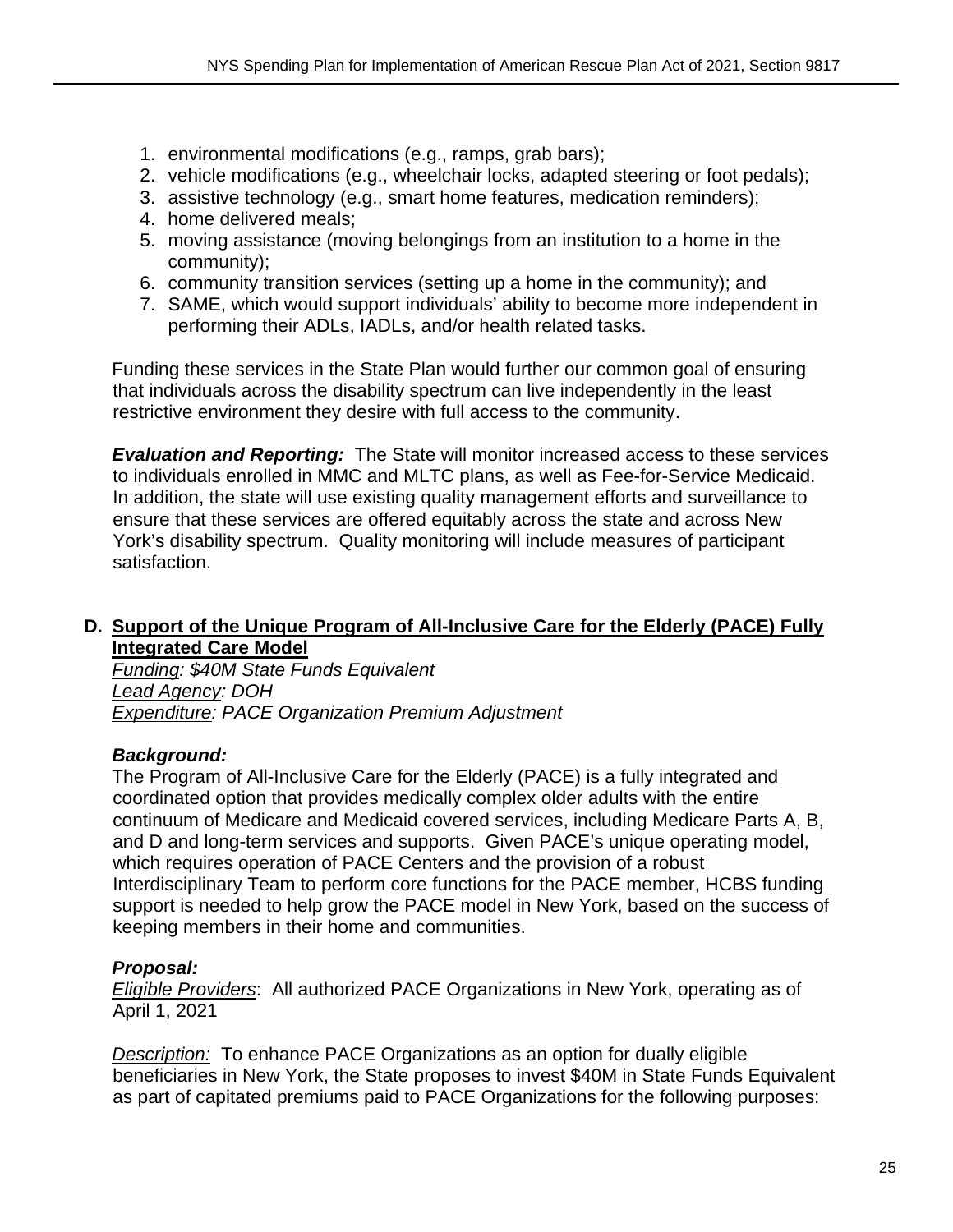1. environmental modifications (e.g., ramps, grab bars);
2. vehicle modifications (e.g., wheelchair locks, adapted steering or foot pedals);
3. assistive technology (e.g., smart home features, medication reminders);
4. home delivered meals;
5. moving assistance (moving belongings from an institution to a home in the community);
6. community transition services (setting up a home in the community); and
7. SAME, which would support individuals' ability to become more independent in performing their ADLs, IADLs, and/or health related tasks.

Funding these services in the State Plan would further our common goal of ensuring that individuals across the disability spectrum can live independently in the least restrictive environment they desire with full access to the community.

***Evaluation and Reporting:*** The State will monitor increased access to these services to individuals enrolled in MMC and MLTC plans, as well as Fee-for-Service Medicaid. In addition, the state will use existing quality management efforts and surveillance to ensure that these services are offered equitably across the state and across New York's disability spectrum. Quality monitoring will include measures of participant satisfaction.

## D. Support of the Unique Program of All-Inclusive Care for the Elderly (PACE) Fully Integrated Care Model

*Funding: $40M State Funds Equivalent*
*Lead Agency: DOH*
*Expenditure: PACE Organization Premium Adjustment*

***Background:***
The Program of All-Inclusive Care for the Elderly (PACE) is a fully integrated and coordinated option that provides medically complex older adults with the entire continuum of Medicare and Medicaid covered services, including Medicare Parts A, B, and D and long-term services and supports. Given PACE's unique operating model, which requires operation of PACE Centers and the provision of a robust Interdisciplinary Team to perform core functions for the PACE member, HCBS funding support is needed to help grow the PACE model in New York, based on the success of keeping members in their home and communities.

***Proposal:***
*Eligible Providers*: All authorized PACE Organizations in New York, operating as of April 1, 2021

*Description:* To enhance PACE Organizations as an option for dually eligible beneficiaries in New York, the State proposes to invest $40M in State Funds Equivalent as part of capitated premiums paid to PACE Organizations for the following purposes: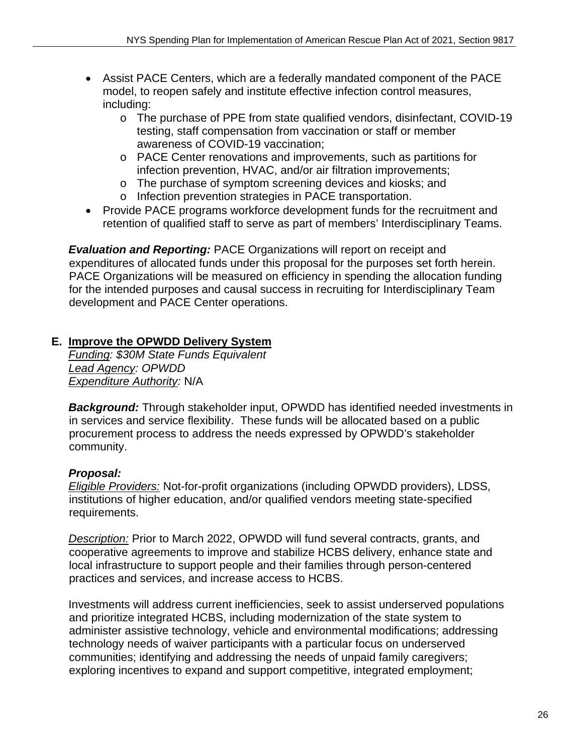- Assist PACE Centers, which are a federally mandated component of the PACE model, to reopen safely and institute effective infection control measures, including:
    - The purchase of PPE from state qualified vendors, disinfectant, COVID-19 testing, staff compensation from vaccination or staff or member awareness of COVID-19 vaccination;
    - PACE Center renovations and improvements, such as partitions for infection prevention, HVAC, and/or air filtration improvements;
    - The purchase of symptom screening devices and kiosks; and
    - Infection prevention strategies in PACE transportation.
- Provide PACE programs workforce development funds for the recruitment and retention of qualified staff to serve as part of members' Interdisciplinary Teams.

***Evaluation and Reporting:*** PACE Organizations will report on receipt and expenditures of allocated funds under this proposal for the purposes set forth herein. PACE Organizations will be measured on efficiency in spending the allocation funding for the intended purposes and causal success in recruiting for Interdisciplinary Team development and PACE Center operations.

## E. Improve the OPWDD Delivery System

*Funding: $30M State Funds Equivalent*
*Lead Agency: OPWDD*
*Expenditure Authority:* N/A

***Background:*** Through stakeholder input, OPWDD has identified needed investments in in services and service flexibility. These funds will be allocated based on a public procurement process to address the needs expressed by OPWDD's stakeholder community.

***Proposal:***
*Eligible Providers:* Not-for-profit organizations (including OPWDD providers), LDSS, institutions of higher education, and/or qualified vendors meeting state-specified requirements.

*Description:* Prior to March 2022, OPWDD will fund several contracts, grants, and cooperative agreements to improve and stabilize HCBS delivery, enhance state and local infrastructure to support people and their families through person-centered practices and services, and increase access to HCBS.

Investments will address current inefficiencies, seek to assist underserved populations and prioritize integrated HCBS, including modernization of the state system to administer assistive technology, vehicle and environmental modifications; addressing technology needs of waiver participants with a particular focus on underserved communities; identifying and addressing the needs of unpaid family caregivers; exploring incentives to expand and support competitive, integrated employment;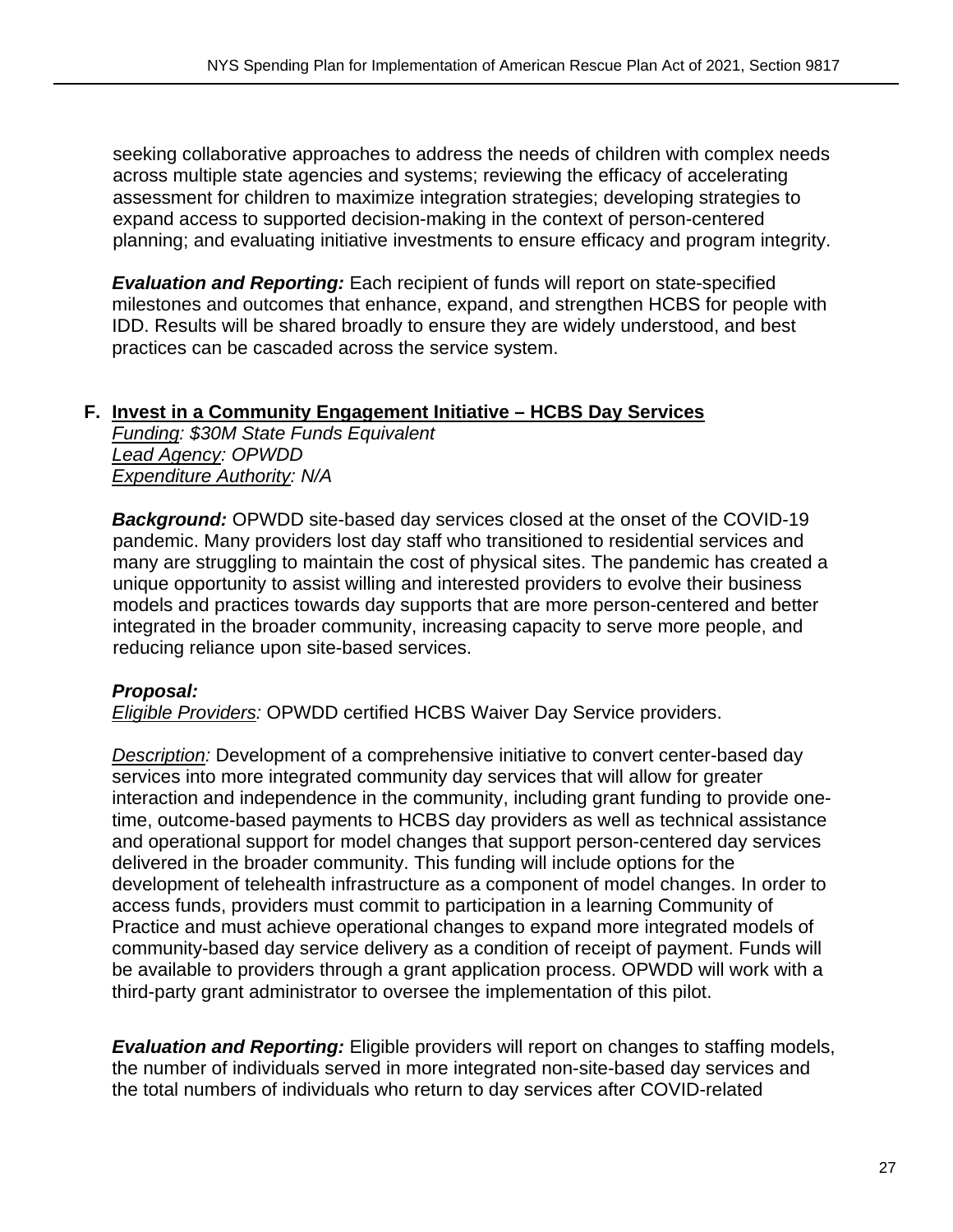seeking collaborative approaches to address the needs of children with complex needs across multiple state agencies and systems; reviewing the efficacy of accelerating assessment for children to maximize integration strategies; developing strategies to expand access to supported decision-making in the context of person-centered planning; and evaluating initiative investments to ensure efficacy and program integrity.

***Evaluation and Reporting:*** Each recipient of funds will report on state-specified milestones and outcomes that enhance, expand, and strengthen HCBS for people with IDD. Results will be shared broadly to ensure they are widely understood, and best practices can be cascaded across the service system.

### F. Invest in a Community Engagement Initiative – HCBS Day Services

*Funding: $30M State Funds Equivalent*
*Lead Agency: OPWDD*
*Expenditure Authority: N/A*

***Background:*** OPWDD site-based day services closed at the onset of the COVID-19 pandemic. Many providers lost day staff who transitioned to residential services and many are struggling to maintain the cost of physical sites. The pandemic has created a unique opportunity to assist willing and interested providers to evolve their business models and practices towards day supports that are more person-centered and better integrated in the broader community, increasing capacity to serve more people, and reducing reliance upon site-based services.

***Proposal:***
*Eligible Providers:* OPWDD certified HCBS Waiver Day Service providers.

*Description:* Development of a comprehensive initiative to convert center-based day services into more integrated community day services that will allow for greater interaction and independence in the community, including grant funding to provide one-time, outcome-based payments to HCBS day providers as well as technical assistance and operational support for model changes that support person-centered day services delivered in the broader community. This funding will include options for the development of telehealth infrastructure as a component of model changes. In order to access funds, providers must commit to participation in a learning Community of Practice and must achieve operational changes to expand more integrated models of community-based day service delivery as a condition of receipt of payment. Funds will be available to providers through a grant application process. OPWDD will work with a third-party grant administrator to oversee the implementation of this pilot.

***Evaluation and Reporting:*** Eligible providers will report on changes to staffing models, the number of individuals served in more integrated non-site-based day services and the total numbers of individuals who return to day services after COVID-related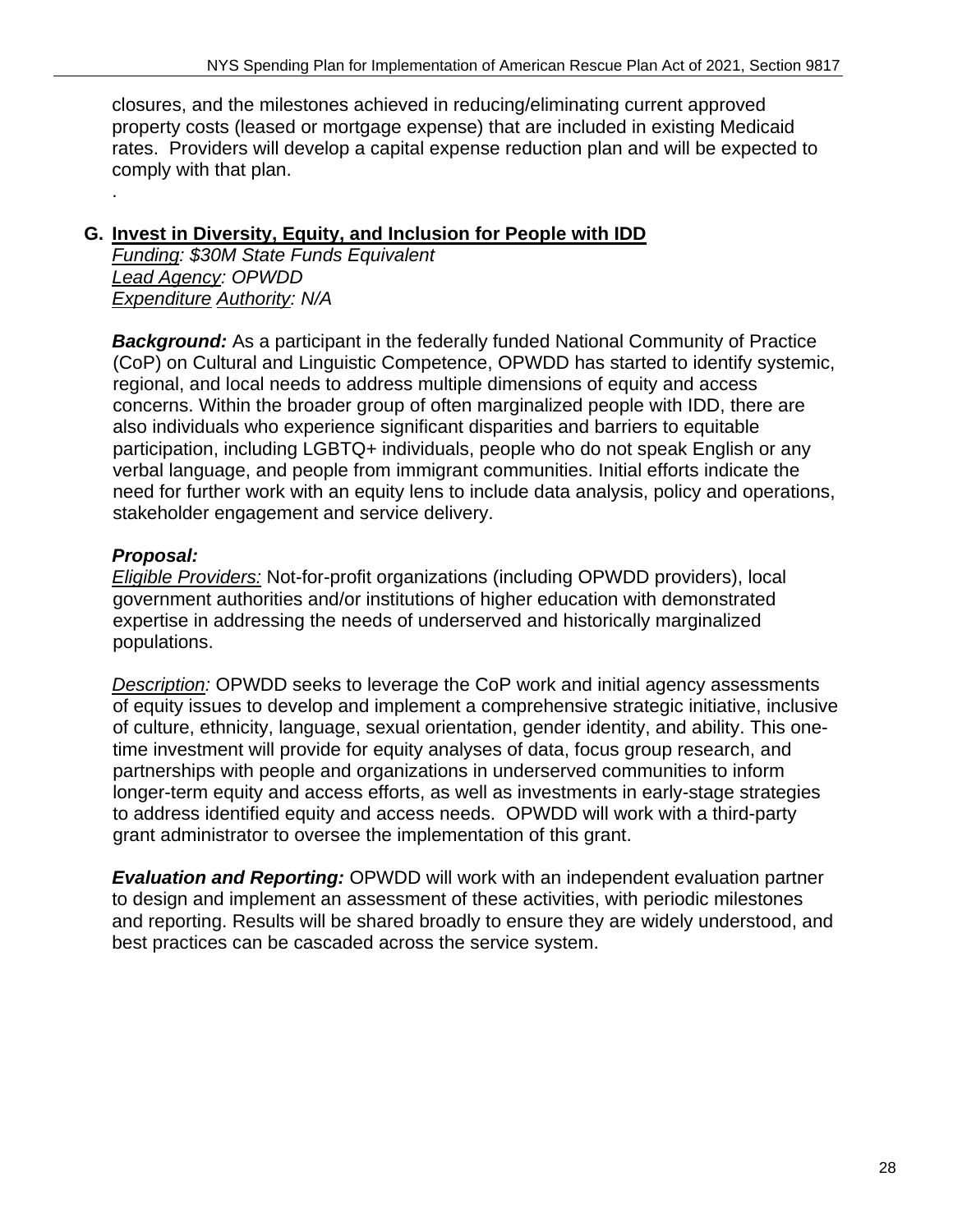closures, and the milestones achieved in reducing/eliminating current approved property costs (leased or mortgage expense) that are included in existing Medicaid rates. Providers will develop a capital expense reduction plan and will be expected to comply with that plan.

.

## G. Invest in Diversity, Equity, and Inclusion for People with IDD

*Funding: $30M State Funds Equivalent*
*Lead Agency: OPWDD*
*Expenditure Authority: N/A*

***Background:*** As a participant in the federally funded National Community of Practice (CoP) on Cultural and Linguistic Competence, OPWDD has started to identify systemic, regional, and local needs to address multiple dimensions of equity and access concerns. Within the broader group of often marginalized people with IDD, there are also individuals who experience significant disparities and barriers to equitable participation, including LGBTQ+ individuals, people who do not speak English or any verbal language, and people from immigrant communities. Initial efforts indicate the need for further work with an equity lens to include data analysis, policy and operations, stakeholder engagement and service delivery.

***Proposal:***

*Eligible Providers:* Not-for-profit organizations (including OPWDD providers), local government authorities and/or institutions of higher education with demonstrated expertise in addressing the needs of underserved and historically marginalized populations.

*Description:* OPWDD seeks to leverage the CoP work and initial agency assessments of equity issues to develop and implement a comprehensive strategic initiative, inclusive of culture, ethnicity, language, sexual orientation, gender identity, and ability. This one-time investment will provide for equity analyses of data, focus group research, and partnerships with people and organizations in underserved communities to inform longer-term equity and access efforts, as well as investments in early-stage strategies to address identified equity and access needs. OPWDD will work with a third-party grant administrator to oversee the implementation of this grant.

***Evaluation and Reporting:*** OPWDD will work with an independent evaluation partner to design and implement an assessment of these activities, with periodic milestones and reporting. Results will be shared broadly to ensure they are widely understood, and best practices can be cascaded across the service system.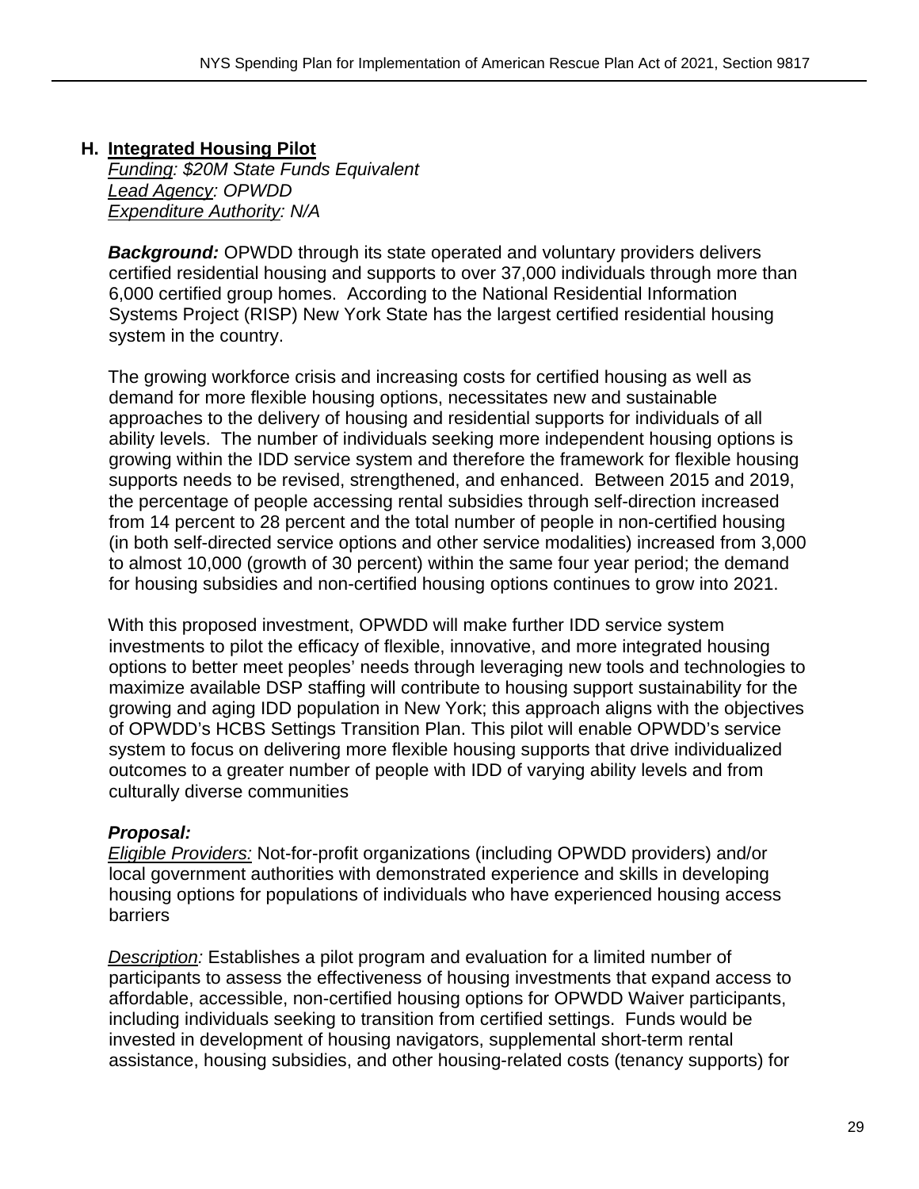## H. Integrated Housing Pilot

*Funding: $20M State Funds Equivalent*
*Lead Agency: OPWDD*
*Expenditure Authority: N/A*

***Background:*** OPWDD through its state operated and voluntary providers delivers certified residential housing and supports to over 37,000 individuals through more than 6,000 certified group homes. According to the National Residential Information Systems Project (RISP) New York State has the largest certified residential housing system in the country.

The growing workforce crisis and increasing costs for certified housing as well as demand for more flexible housing options, necessitates new and sustainable approaches to the delivery of housing and residential supports for individuals of all ability levels. The number of individuals seeking more independent housing options is growing within the IDD service system and therefore the framework for flexible housing supports needs to be revised, strengthened, and enhanced. Between 2015 and 2019, the percentage of people accessing rental subsidies through self-direction increased from 14 percent to 28 percent and the total number of people in non-certified housing (in both self-directed service options and other service modalities) increased from 3,000 to almost 10,000 (growth of 30 percent) within the same four year period; the demand for housing subsidies and non-certified housing options continues to grow into 2021.

With this proposed investment, OPWDD will make further IDD service system investments to pilot the efficacy of flexible, innovative, and more integrated housing options to better meet peoples' needs through leveraging new tools and technologies to maximize available DSP staffing will contribute to housing support sustainability for the growing and aging IDD population in New York; this approach aligns with the objectives of OPWDD's HCBS Settings Transition Plan. This pilot will enable OPWDD's service system to focus on delivering more flexible housing supports that drive individualized outcomes to a greater number of people with IDD of varying ability levels and from culturally diverse communities

***Proposal:***

*Eligible Providers:* Not-for-profit organizations (including OPWDD providers) and/or local government authorities with demonstrated experience and skills in developing housing options for populations of individuals who have experienced housing access barriers

*Description:* Establishes a pilot program and evaluation for a limited number of participants to assess the effectiveness of housing investments that expand access to affordable, accessible, non-certified housing options for OPWDD Waiver participants, including individuals seeking to transition from certified settings. Funds would be invested in development of housing navigators, supplemental short-term rental assistance, housing subsidies, and other housing-related costs (tenancy supports) for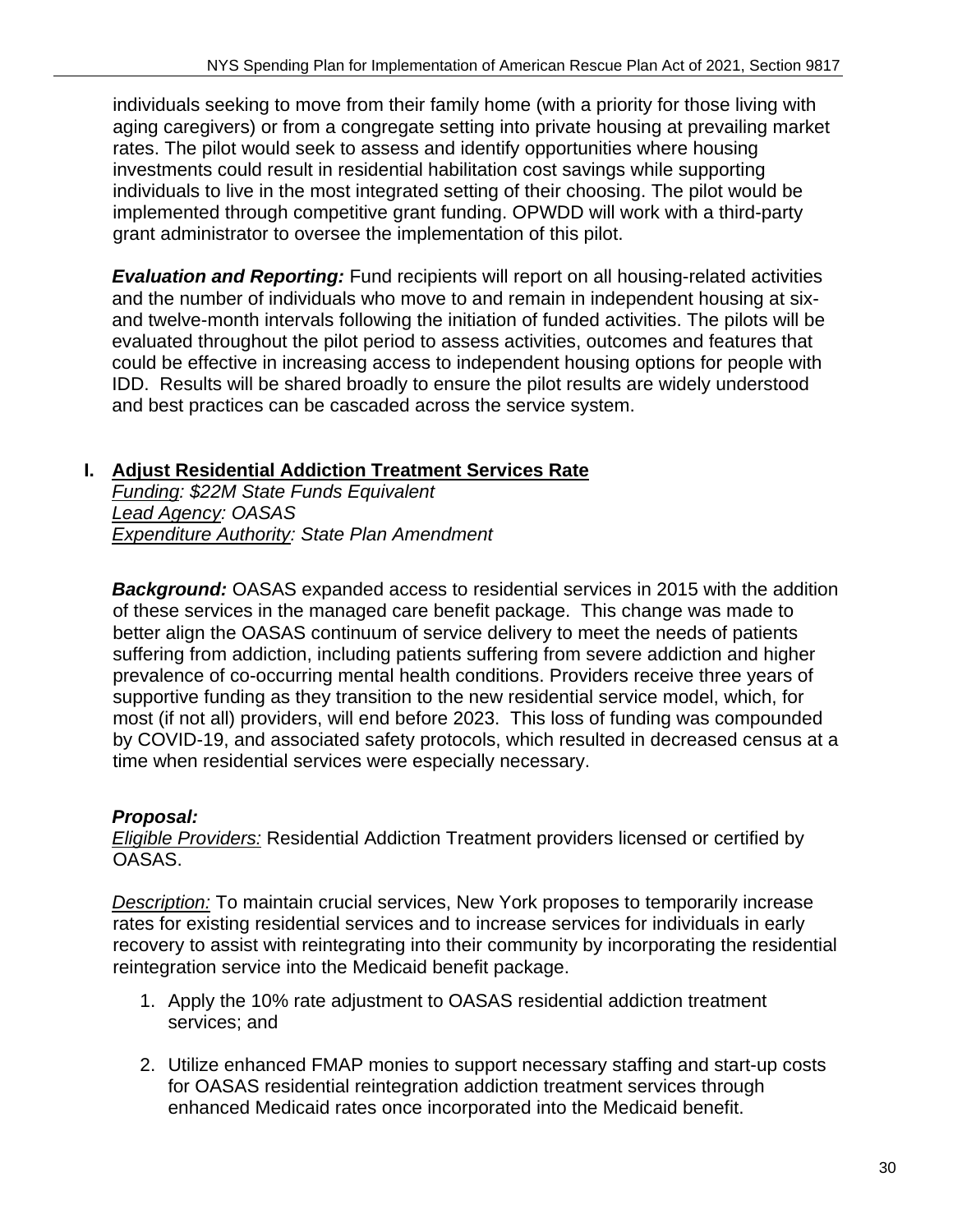individuals seeking to move from their family home (with a priority for those living with aging caregivers) or from a congregate setting into private housing at prevailing market rates. The pilot would seek to assess and identify opportunities where housing investments could result in residential habilitation cost savings while supporting individuals to live in the most integrated setting of their choosing. The pilot would be implemented through competitive grant funding. OPWDD will work with a third-party grant administrator to oversee the implementation of this pilot.

***Evaluation and Reporting:*** Fund recipients will report on all housing-related activities and the number of individuals who move to and remain in independent housing at six- and twelve-month intervals following the initiation of funded activities. The pilots will be evaluated throughout the pilot period to assess activities, outcomes and features that could be effective in increasing access to independent housing options for people with IDD. Results will be shared broadly to ensure the pilot results are widely understood and best practices can be cascaded across the service system.

## I. Adjust Residential Addiction Treatment Services Rate

*Funding: $22M State Funds Equivalent*
*Lead Agency: OASAS*
*Expenditure Authority: State Plan Amendment*

***Background:*** OASAS expanded access to residential services in 2015 with the addition of these services in the managed care benefit package. This change was made to better align the OASAS continuum of service delivery to meet the needs of patients suffering from addiction, including patients suffering from severe addiction and higher prevalence of co-occurring mental health conditions. Providers receive three years of supportive funding as they transition to the new residential service model, which, for most (if not all) providers, will end before 2023. This loss of funding was compounded by COVID-19, and associated safety protocols, which resulted in decreased census at a time when residential services were especially necessary.

***Proposal:***

*Eligible Providers:* Residential Addiction Treatment providers licensed or certified by OASAS.

*Description:* To maintain crucial services, New York proposes to temporarily increase rates for existing residential services and to increase services for individuals in early recovery to assist with reintegrating into their community by incorporating the residential reintegration service into the Medicaid benefit package.

1. Apply the 10% rate adjustment to OASAS residential addiction treatment services; and

2. Utilize enhanced FMAP monies to support necessary staffing and start-up costs for OASAS residential reintegration addiction treatment services through enhanced Medicaid rates once incorporated into the Medicaid benefit.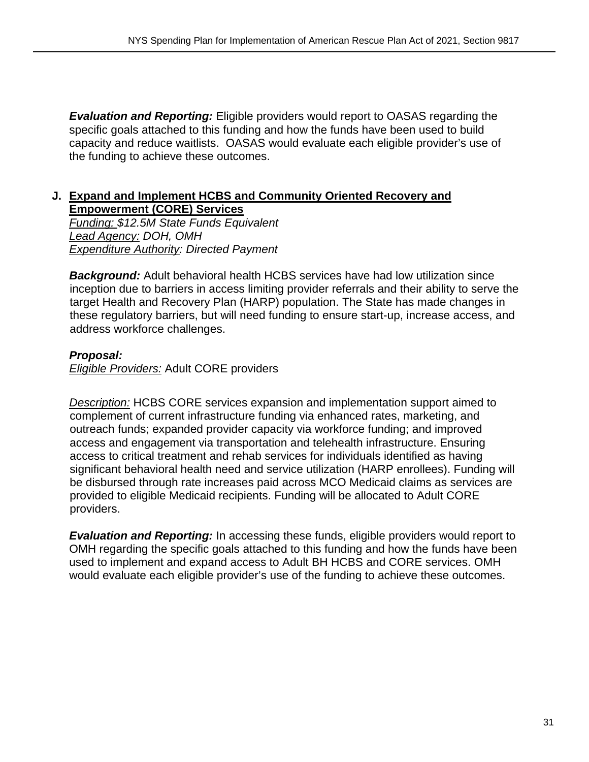***Evaluation and Reporting:*** Eligible providers would report to OASAS regarding the specific goals attached to this funding and how the funds have been used to build capacity and reduce waitlists. OASAS would evaluate each eligible provider's use of the funding to achieve these outcomes.

### J. Expand and Implement HCBS and Community Oriented Recovery and Empowerment (CORE) Services

*Funding: $12.5M State Funds Equivalent*
*Lead Agency: DOH, OMH*
*Expenditure Authority: Directed Payment*

***Background:*** Adult behavioral health HCBS services have had low utilization since inception due to barriers in access limiting provider referrals and their ability to serve the target Health and Recovery Plan (HARP) population. The State has made changes in these regulatory barriers, but will need funding to ensure start-up, increase access, and address workforce challenges.

***Proposal:***
*Eligible Providers:* Adult CORE providers

*Description:* HCBS CORE services expansion and implementation support aimed to complement of current infrastructure funding via enhanced rates, marketing, and outreach funds; expanded provider capacity via workforce funding; and improved access and engagement via transportation and telehealth infrastructure. Ensuring access to critical treatment and rehab services for individuals identified as having significant behavioral health need and service utilization (HARP enrollees). Funding will be disbursed through rate increases paid across MCO Medicaid claims as services are provided to eligible Medicaid recipients. Funding will be allocated to Adult CORE providers.

***Evaluation and Reporting:*** In accessing these funds, eligible providers would report to OMH regarding the specific goals attached to this funding and how the funds have been used to implement and expand access to Adult BH HCBS and CORE services. OMH would evaluate each eligible provider's use of the funding to achieve these outcomes.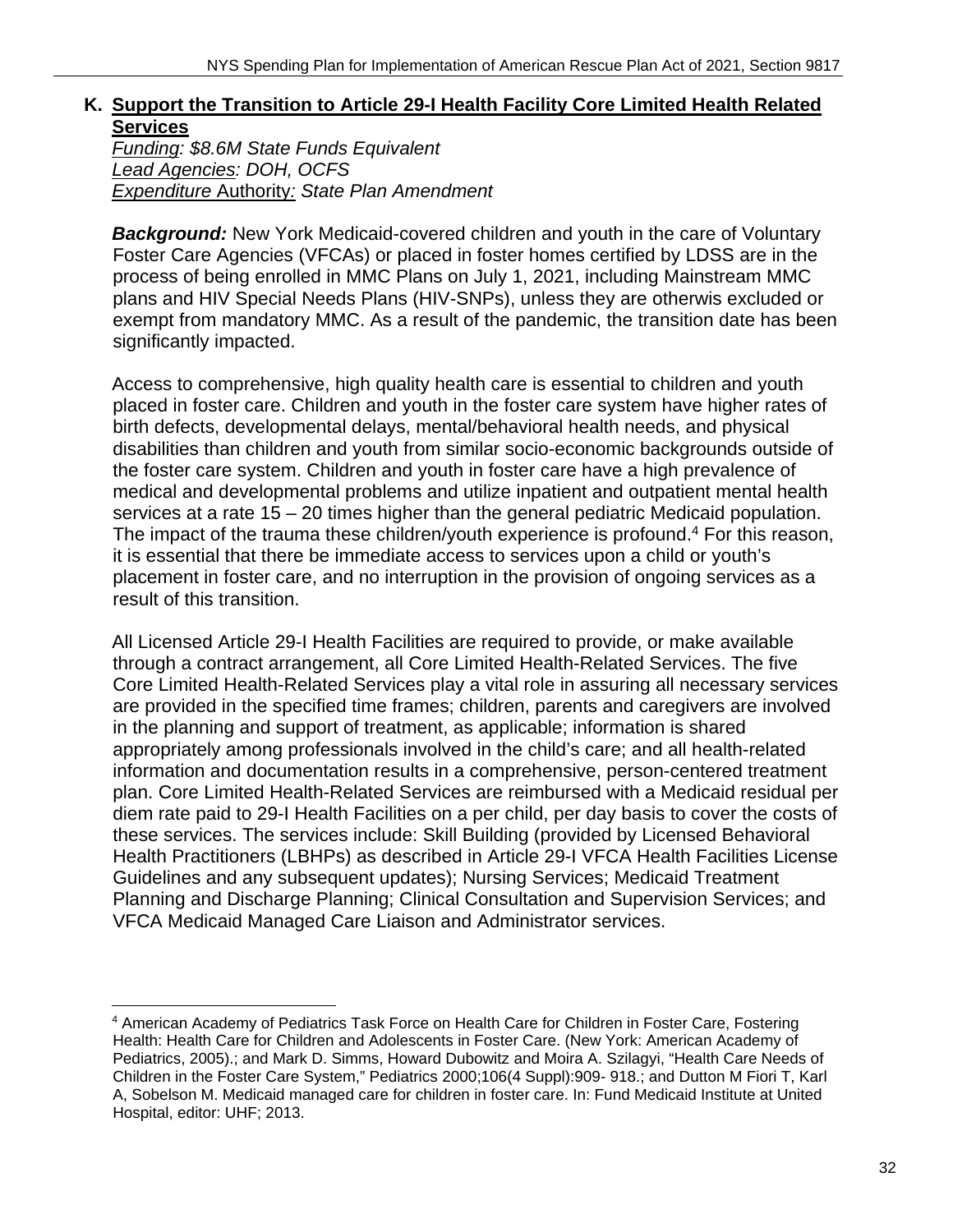## K. Support the Transition to Article 29-I Health Facility Core Limited Health Related Services

*Funding: $8.6M State Funds Equivalent*
*Lead Agencies: DOH, OCFS*
*Expenditure Authority: State Plan Amendment*

***Background:*** New York Medicaid-covered children and youth in the care of Voluntary Foster Care Agencies (VFCAs) or placed in foster homes certified by LDSS are in the process of being enrolled in MMC Plans on July 1, 2021, including Mainstream MMC plans and HIV Special Needs Plans (HIV-SNPs), unless they are otherwis excluded or exempt from mandatory MMC. As a result of the pandemic, the transition date has been significantly impacted.

Access to comprehensive, high quality health care is essential to children and youth placed in foster care. Children and youth in the foster care system have higher rates of birth defects, developmental delays, mental/behavioral health needs, and physical disabilities than children and youth from similar socio-economic backgrounds outside of the foster care system. Children and youth in foster care have a high prevalence of medical and developmental problems and utilize inpatient and outpatient mental health services at a rate 15 – 20 times higher than the general pediatric Medicaid population. The impact of the trauma these children/youth experience is profound.[4] For this reason, it is essential that there be immediate access to services upon a child or youth's placement in foster care, and no interruption in the provision of ongoing services as a result of this transition.

All Licensed Article 29-I Health Facilities are required to provide, or make available through a contract arrangement, all Core Limited Health-Related Services. The five Core Limited Health-Related Services play a vital role in assuring all necessary services are provided in the specified time frames; children, parents and caregivers are involved in the planning and support of treatment, as applicable; information is shared appropriately among professionals involved in the child's care; and all health-related information and documentation results in a comprehensive, person-centered treatment plan. Core Limited Health-Related Services are reimbursed with a Medicaid residual per diem rate paid to 29-I Health Facilities on a per child, per day basis to cover the costs of these services. The services include: Skill Building (provided by Licensed Behavioral Health Practitioners (LBHPs) as described in Article 29-I VFCA Health Facilities License Guidelines and any subsequent updates); Nursing Services; Medicaid Treatment Planning and Discharge Planning; Clinical Consultation and Supervision Services; and VFCA Medicaid Managed Care Liaison and Administrator services.

---

[4] American Academy of Pediatrics Task Force on Health Care for Children in Foster Care, Fostering Health: Health Care for Children and Adolescents in Foster Care. (New York: American Academy of Pediatrics, 2005).; and Mark D. Simms, Howard Dubowitz and Moira A. Szilagyi, "Health Care Needs of Children in the Foster Care System," Pediatrics 2000;106(4 Suppl):909- 918.; and Dutton M Fiori T, Karl A, Sobelson M. Medicaid managed care for children in foster care. In: Fund Medicaid Institute at United Hospital, editor: UHF; 2013.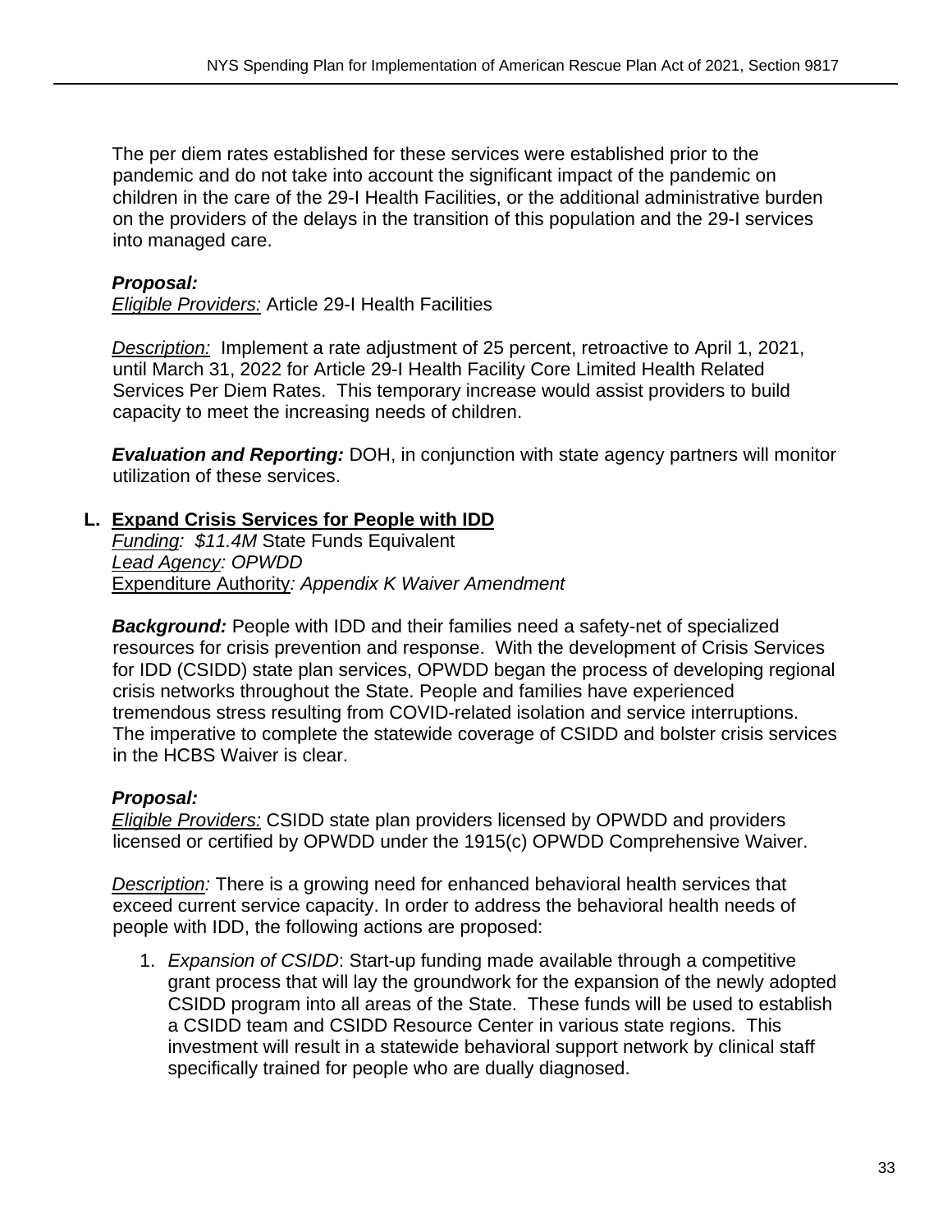The per diem rates established for these services were established prior to the pandemic and do not take into account the significant impact of the pandemic on children in the care of the 29-I Health Facilities, or the additional administrative burden on the providers of the delays in the transition of this population and the 29-I services into managed care.

***Proposal:***
*Eligible Providers:* Article 29-I Health Facilities

*Description:* Implement a rate adjustment of 25 percent, retroactive to April 1, 2021, until March 31, 2022 for Article 29-I Health Facility Core Limited Health Related Services Per Diem Rates. This temporary increase would assist providers to build capacity to meet the increasing needs of children.

***Evaluation and Reporting:*** DOH, in conjunction with state agency partners will monitor utilization of these services.

## L. Expand Crisis Services for People with IDD

*Funding: $11.4M* State Funds Equivalent
*Lead Agency: OPWDD*
Expenditure Authority*: Appendix K Waiver Amendment*

***Background:*** People with IDD and their families need a safety-net of specialized resources for crisis prevention and response. With the development of Crisis Services for IDD (CSIDD) state plan services, OPWDD began the process of developing regional crisis networks throughout the State. People and families have experienced tremendous stress resulting from COVID-related isolation and service interruptions. The imperative to complete the statewide coverage of CSIDD and bolster crisis services in the HCBS Waiver is clear.

***Proposal:***
*Eligible Providers:* CSIDD state plan providers licensed by OPWDD and providers licensed or certified by OPWDD under the 1915(c) OPWDD Comprehensive Waiver.

*Description:* There is a growing need for enhanced behavioral health services that exceed current service capacity. In order to address the behavioral health needs of people with IDD, the following actions are proposed:

1. *Expansion of CSIDD*: Start-up funding made available through a competitive grant process that will lay the groundwork for the expansion of the newly adopted CSIDD program into all areas of the State. These funds will be used to establish a CSIDD team and CSIDD Resource Center in various state regions. This investment will result in a statewide behavioral support network by clinical staff specifically trained for people who are dually diagnosed.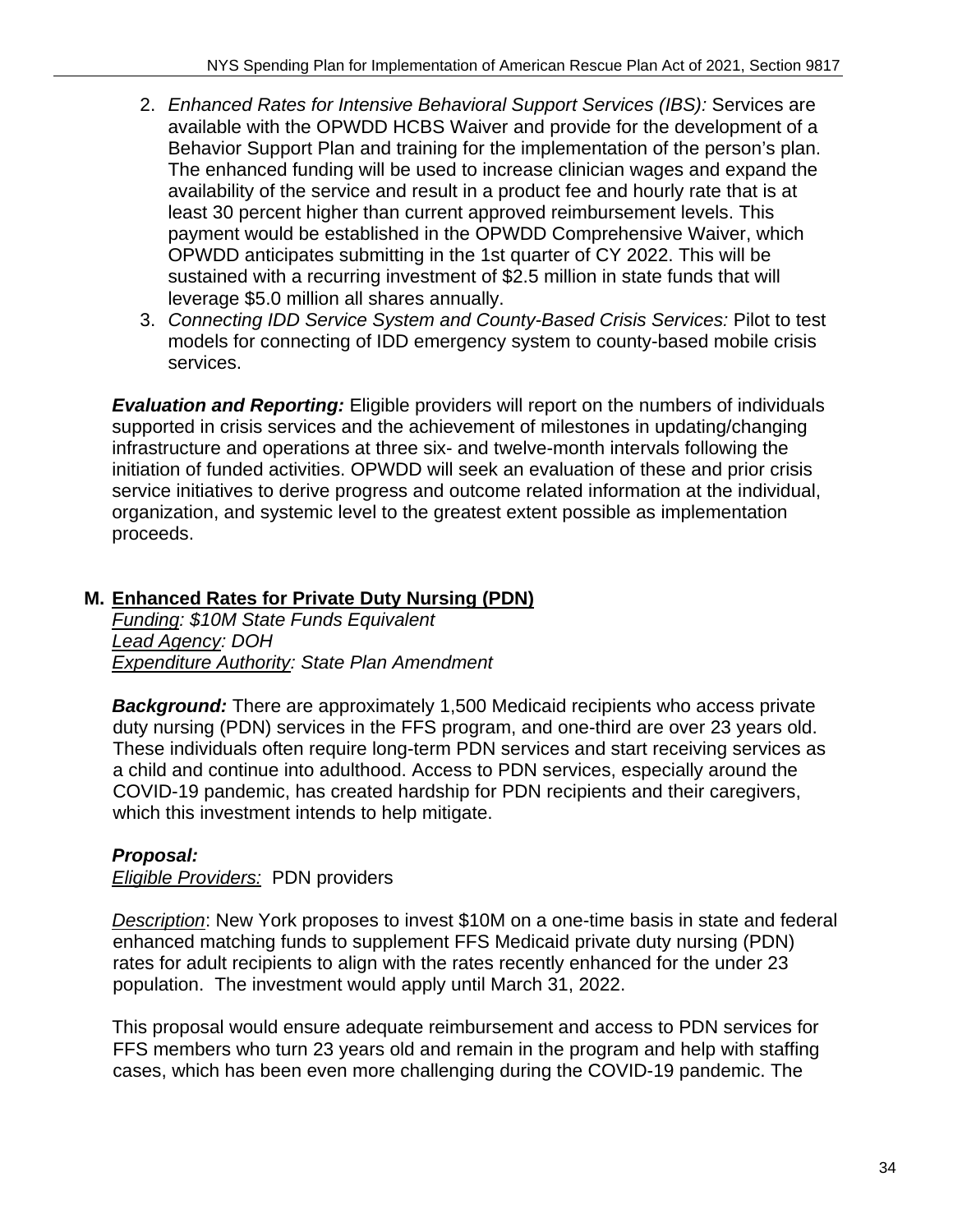2. *Enhanced Rates for Intensive Behavioral Support Services (IBS):* Services are available with the OPWDD HCBS Waiver and provide for the development of a Behavior Support Plan and training for the implementation of the person's plan. The enhanced funding will be used to increase clinician wages and expand the availability of the service and result in a product fee and hourly rate that is at least 30 percent higher than current approved reimbursement levels. This payment would be established in the OPWDD Comprehensive Waiver, which OPWDD anticipates submitting in the 1st quarter of CY 2022. This will be sustained with a recurring investment of $2.5 million in state funds that will leverage $5.0 million all shares annually.
3. *Connecting IDD Service System and County-Based Crisis Services:* Pilot to test models for connecting of IDD emergency system to county-based mobile crisis services.

***Evaluation and Reporting:*** Eligible providers will report on the numbers of individuals supported in crisis services and the achievement of milestones in updating/changing infrastructure and operations at three six- and twelve-month intervals following the initiation of funded activities. OPWDD will seek an evaluation of these and prior crisis service initiatives to derive progress and outcome related information at the individual, organization, and systemic level to the greatest extent possible as implementation proceeds.

## M. Enhanced Rates for Private Duty Nursing (PDN)

*Funding: $10M State Funds Equivalent*
*Lead Agency: DOH*
*Expenditure Authority: State Plan Amendment*

***Background:*** There are approximately 1,500 Medicaid recipients who access private duty nursing (PDN) services in the FFS program, and one-third are over 23 years old. These individuals often require long-term PDN services and start receiving services as a child and continue into adulthood. Access to PDN services, especially around the COVID-19 pandemic, has created hardship for PDN recipients and their caregivers, which this investment intends to help mitigate.

***Proposal:***
*Eligible Providers:* PDN providers

*Description*: New York proposes to invest $10M on a one-time basis in state and federal enhanced matching funds to supplement FFS Medicaid private duty nursing (PDN) rates for adult recipients to align with the rates recently enhanced for the under 23 population. The investment would apply until March 31, 2022.

This proposal would ensure adequate reimbursement and access to PDN services for FFS members who turn 23 years old and remain in the program and help with staffing cases, which has been even more challenging during the COVID-19 pandemic. The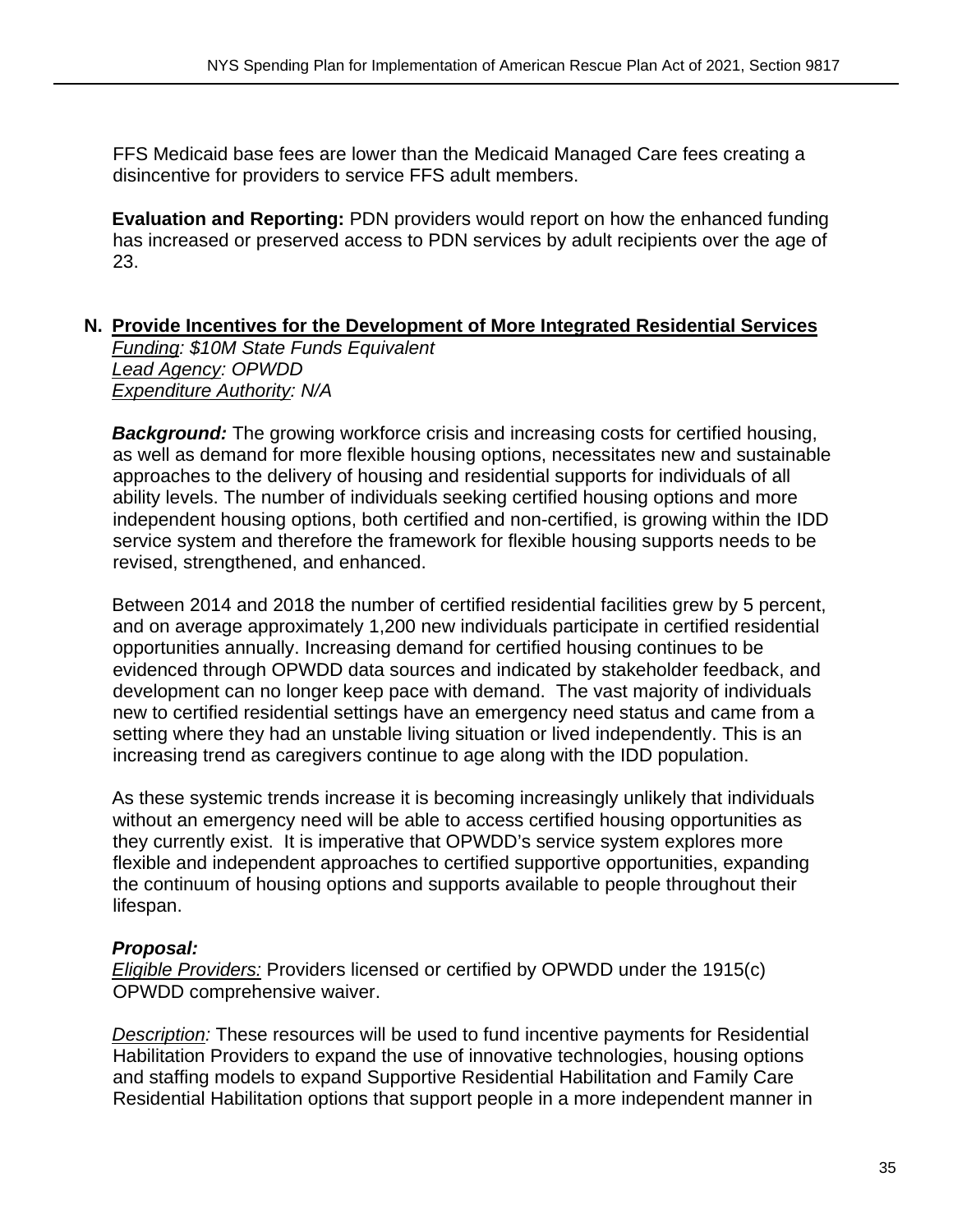FFS Medicaid base fees are lower than the Medicaid Managed Care fees creating a disincentive for providers to service FFS adult members.

**Evaluation and Reporting:** PDN providers would report on how the enhanced funding has increased or preserved access to PDN services by adult recipients over the age of 23.

## N. Provide Incentives for the Development of More Integrated Residential Services

*Funding: $10M State Funds Equivalent*
*Lead Agency: OPWDD*
*Expenditure Authority: N/A*

***Background:*** The growing workforce crisis and increasing costs for certified housing, as well as demand for more flexible housing options, necessitates new and sustainable approaches to the delivery of housing and residential supports for individuals of all ability levels. The number of individuals seeking certified housing options and more independent housing options, both certified and non-certified, is growing within the IDD service system and therefore the framework for flexible housing supports needs to be revised, strengthened, and enhanced.

Between 2014 and 2018 the number of certified residential facilities grew by 5 percent, and on average approximately 1,200 new individuals participate in certified residential opportunities annually. Increasing demand for certified housing continues to be evidenced through OPWDD data sources and indicated by stakeholder feedback, and development can no longer keep pace with demand. The vast majority of individuals new to certified residential settings have an emergency need status and came from a setting where they had an unstable living situation or lived independently. This is an increasing trend as caregivers continue to age along with the IDD population.

As these systemic trends increase it is becoming increasingly unlikely that individuals without an emergency need will be able to access certified housing opportunities as they currently exist. It is imperative that OPWDD's service system explores more flexible and independent approaches to certified supportive opportunities, expanding the continuum of housing options and supports available to people throughout their lifespan.

***Proposal:***

*Eligible Providers:* Providers licensed or certified by OPWDD under the 1915(c) OPWDD comprehensive waiver.

*Description:* These resources will be used to fund incentive payments for Residential Habilitation Providers to expand the use of innovative technologies, housing options and staffing models to expand Supportive Residential Habilitation and Family Care Residential Habilitation options that support people in a more independent manner in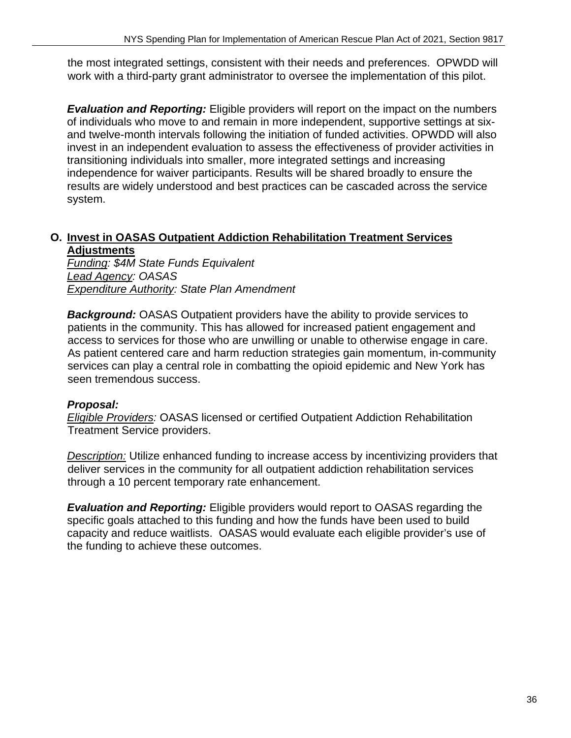the most integrated settings, consistent with their needs and preferences. OPWDD will work with a third-party grant administrator to oversee the implementation of this pilot.

***Evaluation and Reporting:*** Eligible providers will report on the impact on the numbers of individuals who move to and remain in more independent, supportive settings at six- and twelve-month intervals following the initiation of funded activities. OPWDD will also invest in an independent evaluation to assess the effectiveness of provider activities in transitioning individuals into smaller, more integrated settings and increasing independence for waiver participants. Results will be shared broadly to ensure the results are widely understood and best practices can be cascaded across the service system.

## O. Invest in OASAS Outpatient Addiction Rehabilitation Treatment Services Adjustments

*Funding: $4M State Funds Equivalent*
*Lead Agency: OASAS*
*Expenditure Authority: State Plan Amendment*

***Background:*** OASAS Outpatient providers have the ability to provide services to patients in the community. This has allowed for increased patient engagement and access to services for those who are unwilling or unable to otherwise engage in care. As patient centered care and harm reduction strategies gain momentum, in-community services can play a central role in combatting the opioid epidemic and New York has seen tremendous success.

***Proposal:***
*Eligible Providers:* OASAS licensed or certified Outpatient Addiction Rehabilitation Treatment Service providers.

*Description:* Utilize enhanced funding to increase access by incentivizing providers that deliver services in the community for all outpatient addiction rehabilitation services through a 10 percent temporary rate enhancement.

***Evaluation and Reporting:*** Eligible providers would report to OASAS regarding the specific goals attached to this funding and how the funds have been used to build capacity and reduce waitlists. OASAS would evaluate each eligible provider's use of the funding to achieve these outcomes.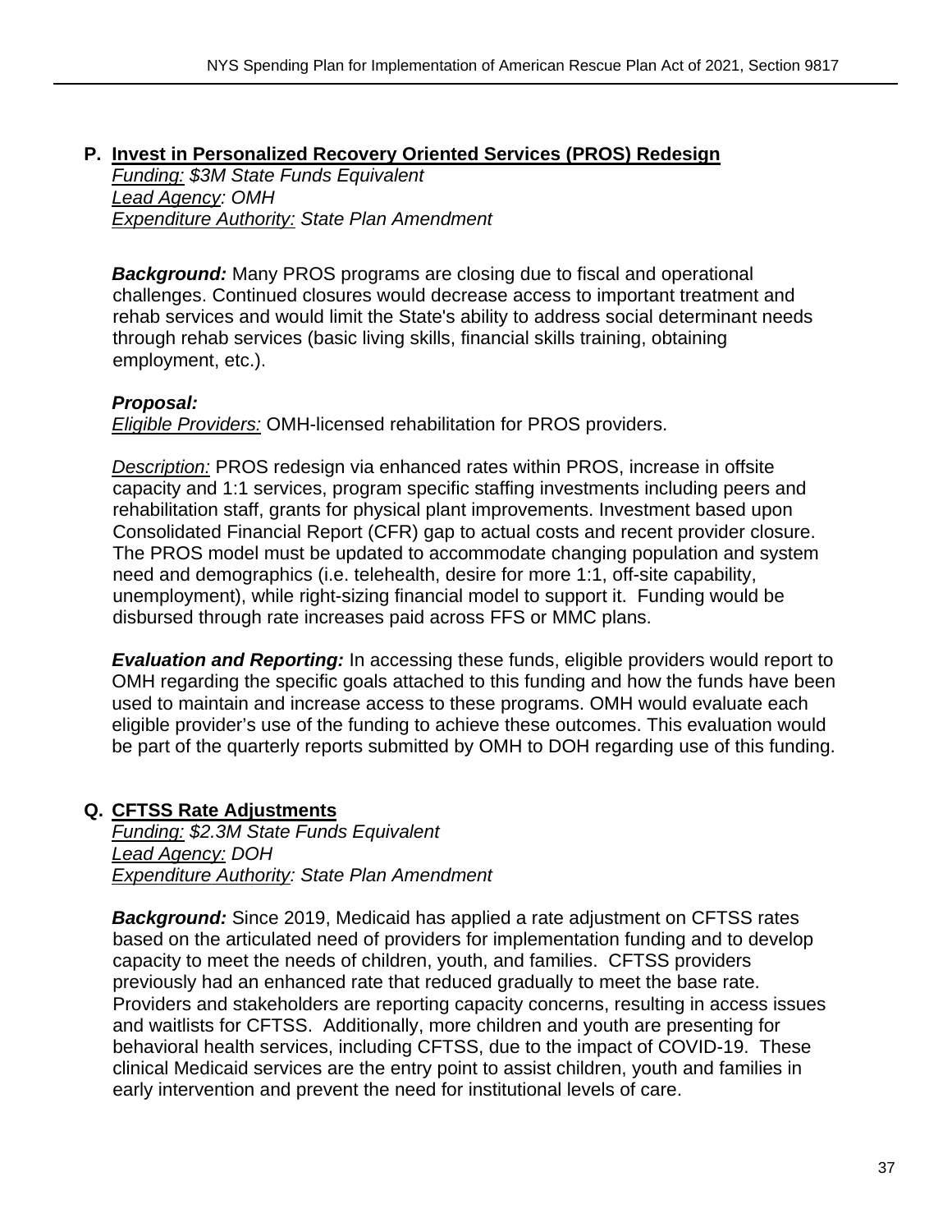## P. Invest in Personalized Recovery Oriented Services (PROS) Redesign

*Funding: $3M State Funds Equivalent*
*Lead Agency: OMH*
*Expenditure Authority: State Plan Amendment*

***Background:*** Many PROS programs are closing due to fiscal and operational challenges. Continued closures would decrease access to important treatment and rehab services and would limit the State's ability to address social determinant needs through rehab services (basic living skills, financial skills training, obtaining employment, etc.).

***Proposal:***
*Eligible Providers:* OMH-licensed rehabilitation for PROS providers.

*Description:* PROS redesign via enhanced rates within PROS, increase in offsite capacity and 1:1 services, program specific staffing investments including peers and rehabilitation staff, grants for physical plant improvements. Investment based upon Consolidated Financial Report (CFR) gap to actual costs and recent provider closure. The PROS model must be updated to accommodate changing population and system need and demographics (i.e. telehealth, desire for more 1:1, off-site capability, unemployment), while right-sizing financial model to support it. Funding would be disbursed through rate increases paid across FFS or MMC plans.

***Evaluation and Reporting:*** In accessing these funds, eligible providers would report to OMH regarding the specific goals attached to this funding and how the funds have been used to maintain and increase access to these programs. OMH would evaluate each eligible provider's use of the funding to achieve these outcomes. This evaluation would be part of the quarterly reports submitted by OMH to DOH regarding use of this funding.

## Q. CFTSS Rate Adjustments

*Funding: $2.3M State Funds Equivalent*
*Lead Agency: DOH*
*Expenditure Authority: State Plan Amendment*

***Background:*** Since 2019, Medicaid has applied a rate adjustment on CFTSS rates based on the articulated need of providers for implementation funding and to develop capacity to meet the needs of children, youth, and families. CFTSS providers previously had an enhanced rate that reduced gradually to meet the base rate. Providers and stakeholders are reporting capacity concerns, resulting in access issues and waitlists for CFTSS. Additionally, more children and youth are presenting for behavioral health services, including CFTSS, due to the impact of COVID-19. These clinical Medicaid services are the entry point to assist children, youth and families in early intervention and prevent the need for institutional levels of care.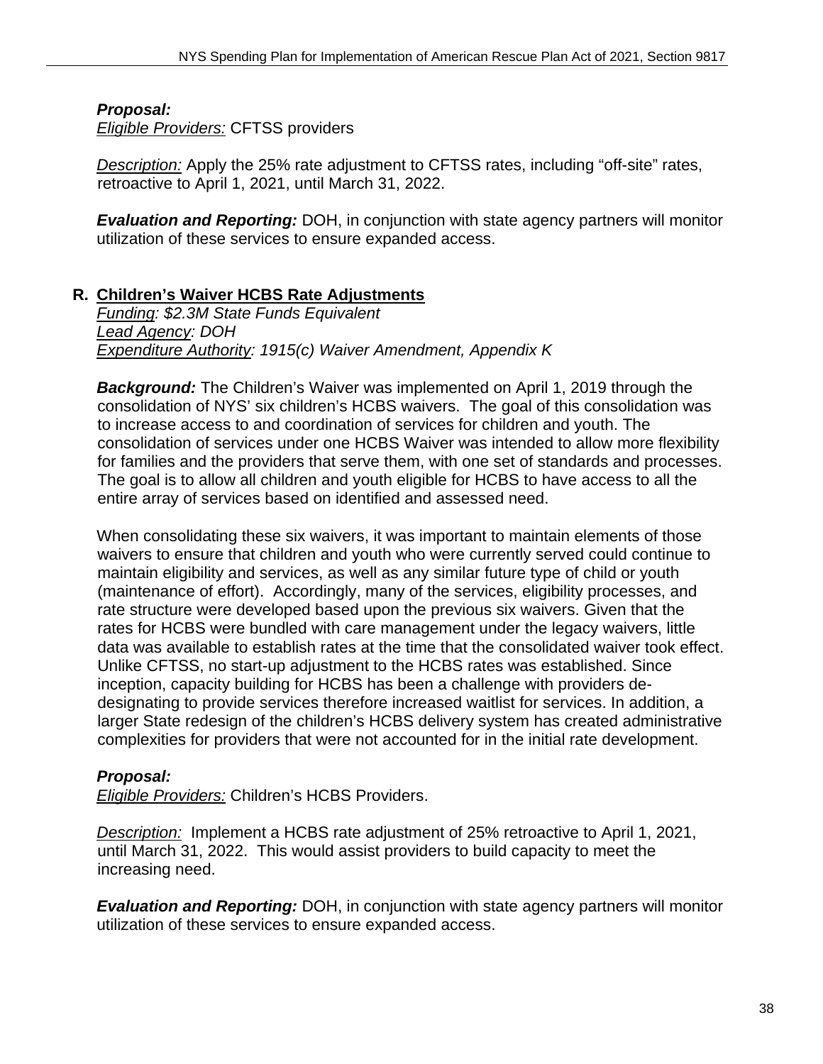***Proposal:***
*Eligible Providers:* CFTSS providers

*Description:* Apply the 25% rate adjustment to CFTSS rates, including "off-site" rates, retroactive to April 1, 2021, until March 31, 2022.

***Evaluation and Reporting:*** DOH, in conjunction with state agency partners will monitor utilization of these services to ensure expanded access.

## R. Children's Waiver HCBS Rate Adjustments

*Funding: $2.3M State Funds Equivalent*
*Lead Agency: DOH*
*Expenditure Authority: 1915(c) Waiver Amendment, Appendix K*

***Background:*** The Children's Waiver was implemented on April 1, 2019 through the consolidation of NYS' six children's HCBS waivers. The goal of this consolidation was to increase access to and coordination of services for children and youth. The consolidation of services under one HCBS Waiver was intended to allow more flexibility for families and the providers that serve them, with one set of standards and processes. The goal is to allow all children and youth eligible for HCBS to have access to all the entire array of services based on identified and assessed need.

When consolidating these six waivers, it was important to maintain elements of those waivers to ensure that children and youth who were currently served could continue to maintain eligibility and services, as well as any similar future type of child or youth (maintenance of effort). Accordingly, many of the services, eligibility processes, and rate structure were developed based upon the previous six waivers. Given that the rates for HCBS were bundled with care management under the legacy waivers, little data was available to establish rates at the time that the consolidated waiver took effect. Unlike CFTSS, no start-up adjustment to the HCBS rates was established. Since inception, capacity building for HCBS has been a challenge with providers de-designating to provide services therefore increased waitlist for services. In addition, a larger State redesign of the children's HCBS delivery system has created administrative complexities for providers that were not accounted for in the initial rate development.

***Proposal:***
*Eligible Providers:* Children's HCBS Providers.

*Description:* Implement a HCBS rate adjustment of 25% retroactive to April 1, 2021, until March 31, 2022. This would assist providers to build capacity to meet the increasing need.

***Evaluation and Reporting:*** DOH, in conjunction with state agency partners will monitor utilization of these services to ensure expanded access.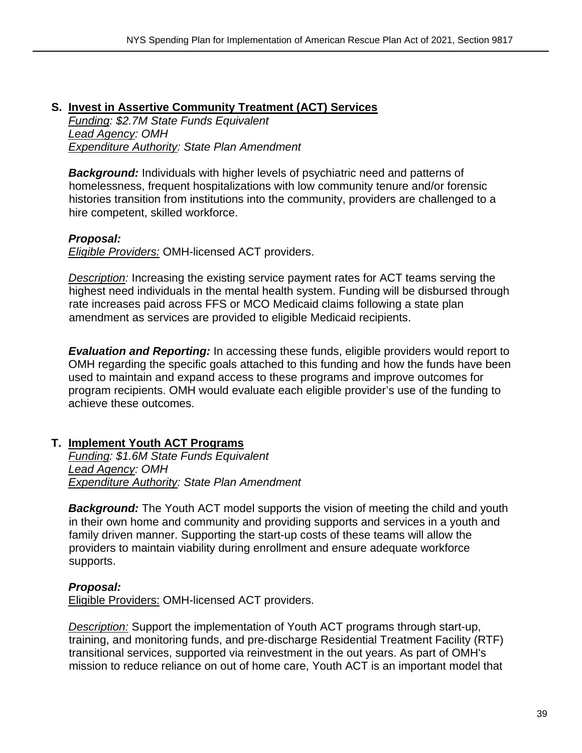## S. Invest in Assertive Community Treatment (ACT) Services

*Funding: $2.7M State Funds Equivalent*
*Lead Agency: OMH*
*Expenditure Authority: State Plan Amendment*

***Background:*** Individuals with higher levels of psychiatric need and patterns of homelessness, frequent hospitalizations with low community tenure and/or forensic histories transition from institutions into the community, providers are challenged to a hire competent, skilled workforce.

***Proposal:***
*Eligible Providers:* OMH-licensed ACT providers.

*Description:* Increasing the existing service payment rates for ACT teams serving the highest need individuals in the mental health system. Funding will be disbursed through rate increases paid across FFS or MCO Medicaid claims following a state plan amendment as services are provided to eligible Medicaid recipients.

***Evaluation and Reporting:*** In accessing these funds, eligible providers would report to OMH regarding the specific goals attached to this funding and how the funds have been used to maintain and expand access to these programs and improve outcomes for program recipients. OMH would evaluate each eligible provider's use of the funding to achieve these outcomes.

## T. Implement Youth ACT Programs

*Funding: $1.6M State Funds Equivalent*
*Lead Agency: OMH*
*Expenditure Authority: State Plan Amendment*

***Background:*** The Youth ACT model supports the vision of meeting the child and youth in their own home and community and providing supports and services in a youth and family driven manner. Supporting the start-up costs of these teams will allow the providers to maintain viability during enrollment and ensure adequate workforce supports.

***Proposal:***
Eligible Providers: OMH-licensed ACT providers.

*Description:* Support the implementation of Youth ACT programs through start-up, training, and monitoring funds, and pre-discharge Residential Treatment Facility (RTF) transitional services, supported via reinvestment in the out years. As part of OMH's mission to reduce reliance on out of home care, Youth ACT is an important model that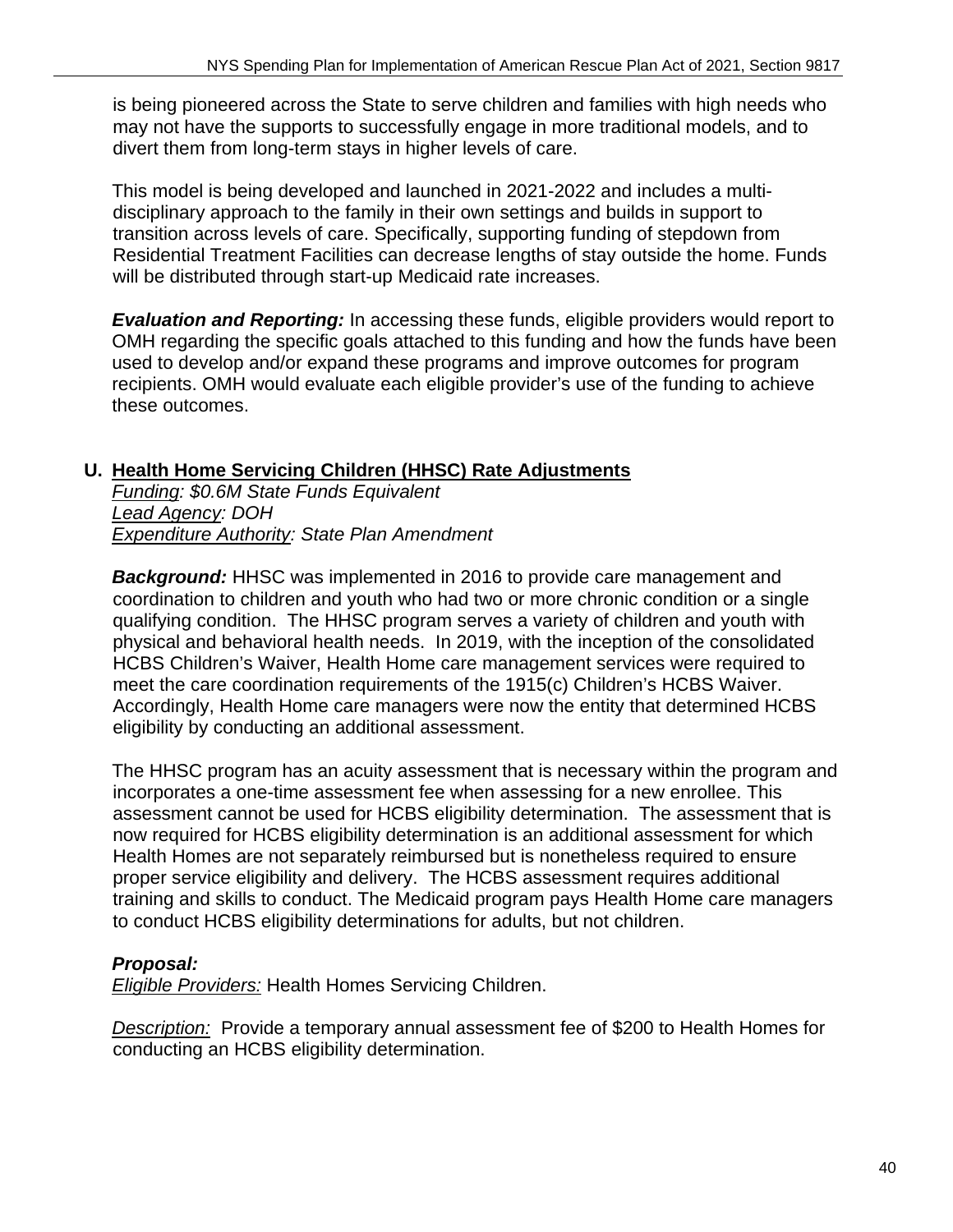is being pioneered across the State to serve children and families with high needs who may not have the supports to successfully engage in more traditional models, and to divert them from long-term stays in higher levels of care.

This model is being developed and launched in 2021-2022 and includes a multi-disciplinary approach to the family in their own settings and builds in support to transition across levels of care. Specifically, supporting funding of stepdown from Residential Treatment Facilities can decrease lengths of stay outside the home. Funds will be distributed through start-up Medicaid rate increases.

***Evaluation and Reporting:*** In accessing these funds, eligible providers would report to OMH regarding the specific goals attached to this funding and how the funds have been used to develop and/or expand these programs and improve outcomes for program recipients. OMH would evaluate each eligible provider's use of the funding to achieve these outcomes.

## U. Health Home Servicing Children (HHSC) Rate Adjustments

*Funding: $0.6M State Funds Equivalent*
*Lead Agency: DOH*
*Expenditure Authority: State Plan Amendment*

***Background:*** HHSC was implemented in 2016 to provide care management and coordination to children and youth who had two or more chronic condition or a single qualifying condition. The HHSC program serves a variety of children and youth with physical and behavioral health needs. In 2019, with the inception of the consolidated HCBS Children's Waiver, Health Home care management services were required to meet the care coordination requirements of the 1915(c) Children's HCBS Waiver. Accordingly, Health Home care managers were now the entity that determined HCBS eligibility by conducting an additional assessment.

The HHSC program has an acuity assessment that is necessary within the program and incorporates a one-time assessment fee when assessing for a new enrollee. This assessment cannot be used for HCBS eligibility determination. The assessment that is now required for HCBS eligibility determination is an additional assessment for which Health Homes are not separately reimbursed but is nonetheless required to ensure proper service eligibility and delivery. The HCBS assessment requires additional training and skills to conduct. The Medicaid program pays Health Home care managers to conduct HCBS eligibility determinations for adults, but not children.

***Proposal:***
*Eligible Providers:* Health Homes Servicing Children.

*Description:* Provide a temporary annual assessment fee of $200 to Health Homes for conducting an HCBS eligibility determination.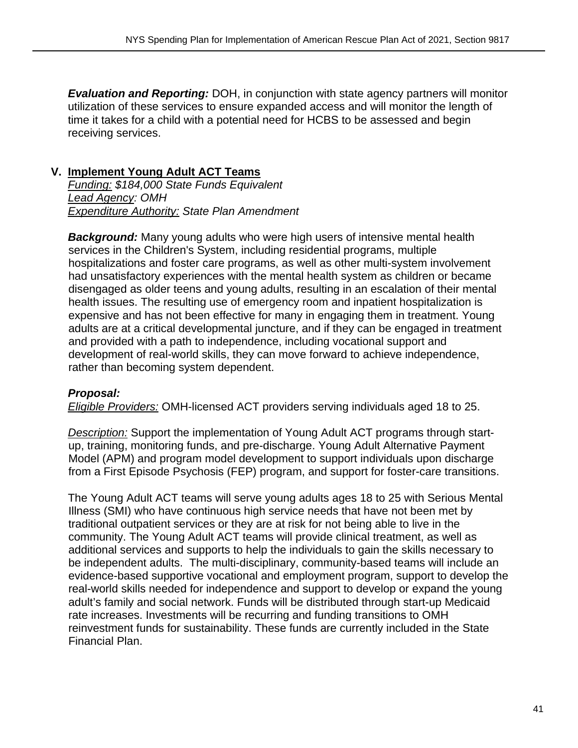***Evaluation and Reporting:*** DOH, in conjunction with state agency partners will monitor utilization of these services to ensure expanded access and will monitor the length of time it takes for a child with a potential need for HCBS to be assessed and begin receiving services.

## V. Implement Young Adult ACT Teams

*Funding: $184,000 State Funds Equivalent*
*Lead Agency: OMH*
*Expenditure Authority: State Plan Amendment*

***Background:*** Many young adults who were high users of intensive mental health services in the Children's System, including residential programs, multiple hospitalizations and foster care programs, as well as other multi-system involvement had unsatisfactory experiences with the mental health system as children or became disengaged as older teens and young adults, resulting in an escalation of their mental health issues. The resulting use of emergency room and inpatient hospitalization is expensive and has not been effective for many in engaging them in treatment. Young adults are at a critical developmental juncture, and if they can be engaged in treatment and provided with a path to independence, including vocational support and development of real-world skills, they can move forward to achieve independence, rather than becoming system dependent.

***Proposal:***
*Eligible Providers:* OMH-licensed ACT providers serving individuals aged 18 to 25.

*Description:* Support the implementation of Young Adult ACT programs through start-up, training, monitoring funds, and pre-discharge. Young Adult Alternative Payment Model (APM) and program model development to support individuals upon discharge from a First Episode Psychosis (FEP) program, and support for foster-care transitions.

The Young Adult ACT teams will serve young adults ages 18 to 25 with Serious Mental Illness (SMI) who have continuous high service needs that have not been met by traditional outpatient services or they are at risk for not being able to live in the community. The Young Adult ACT teams will provide clinical treatment, as well as additional services and supports to help the individuals to gain the skills necessary to be independent adults. The multi-disciplinary, community-based teams will include an evidence-based supportive vocational and employment program, support to develop the real-world skills needed for independence and support to develop or expand the young adult's family and social network. Funds will be distributed through start-up Medicaid rate increases. Investments will be recurring and funding transitions to OMH reinvestment funds for sustainability. These funds are currently included in the State Financial Plan.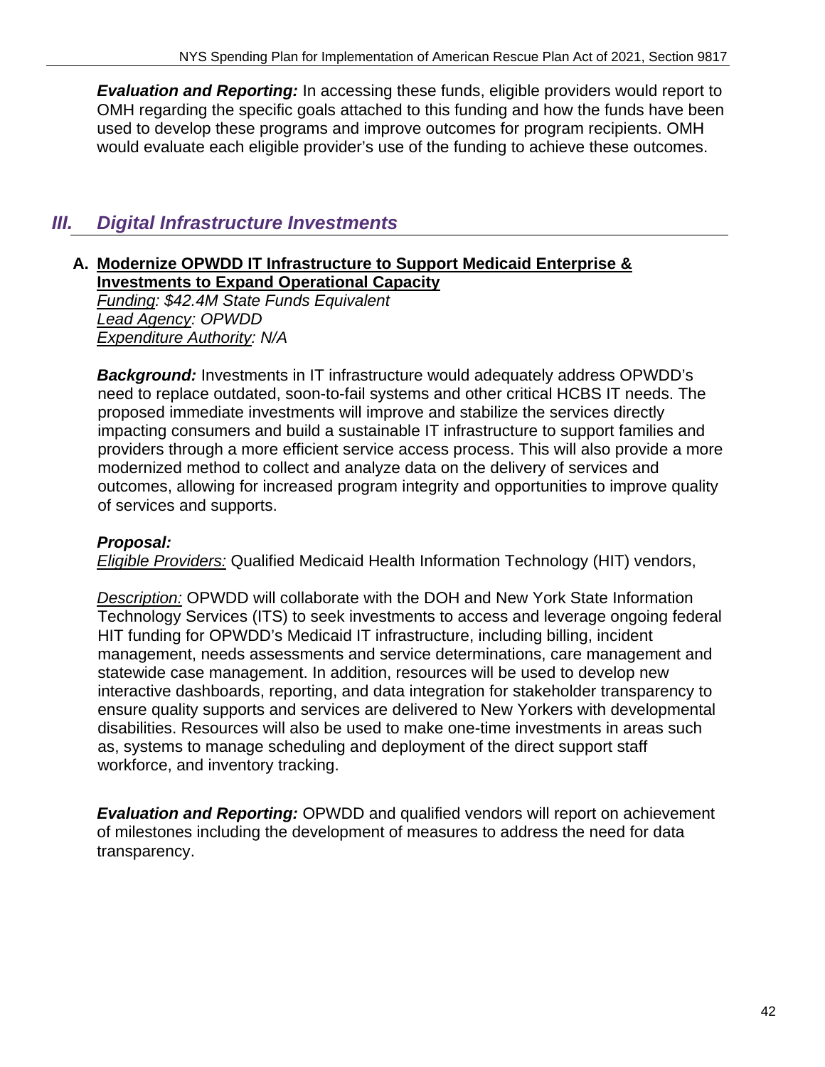***Evaluation and Reporting:*** In accessing these funds, eligible providers would report to OMH regarding the specific goals attached to this funding and how the funds have been used to develop these programs and improve outcomes for program recipients. OMH would evaluate each eligible provider's use of the funding to achieve these outcomes.

## *III. Digital Infrastructure Investments*

### A. Modernize OPWDD IT Infrastructure to Support Medicaid Enterprise & Investments to Expand Operational Capacity

*Funding: $42.4M State Funds Equivalent*
*Lead Agency: OPWDD*
*Expenditure Authority: N/A*

***Background:*** Investments in IT infrastructure would adequately address OPWDD's need to replace outdated, soon-to-fail systems and other critical HCBS IT needs. The proposed immediate investments will improve and stabilize the services directly impacting consumers and build a sustainable IT infrastructure to support families and providers through a more efficient service access process. This will also provide a more modernized method to collect and analyze data on the delivery of services and outcomes, allowing for increased program integrity and opportunities to improve quality of services and supports.

***Proposal:***
Eligible Providers: Qualified Medicaid Health Information Technology (HIT) vendors,

Description: OPWDD will collaborate with the DOH and New York State Information Technology Services (ITS) to seek investments to access and leverage ongoing federal HIT funding for OPWDD's Medicaid IT infrastructure, including billing, incident management, needs assessments and service determinations, care management and statewide case management. In addition, resources will be used to develop new interactive dashboards, reporting, and data integration for stakeholder transparency to ensure quality supports and services are delivered to New Yorkers with developmental disabilities. Resources will also be used to make one-time investments in areas such as, systems to manage scheduling and deployment of the direct support staff workforce, and inventory tracking.

***Evaluation and Reporting:*** OPWDD and qualified vendors will report on achievement of milestones including the development of measures to address the need for data transparency.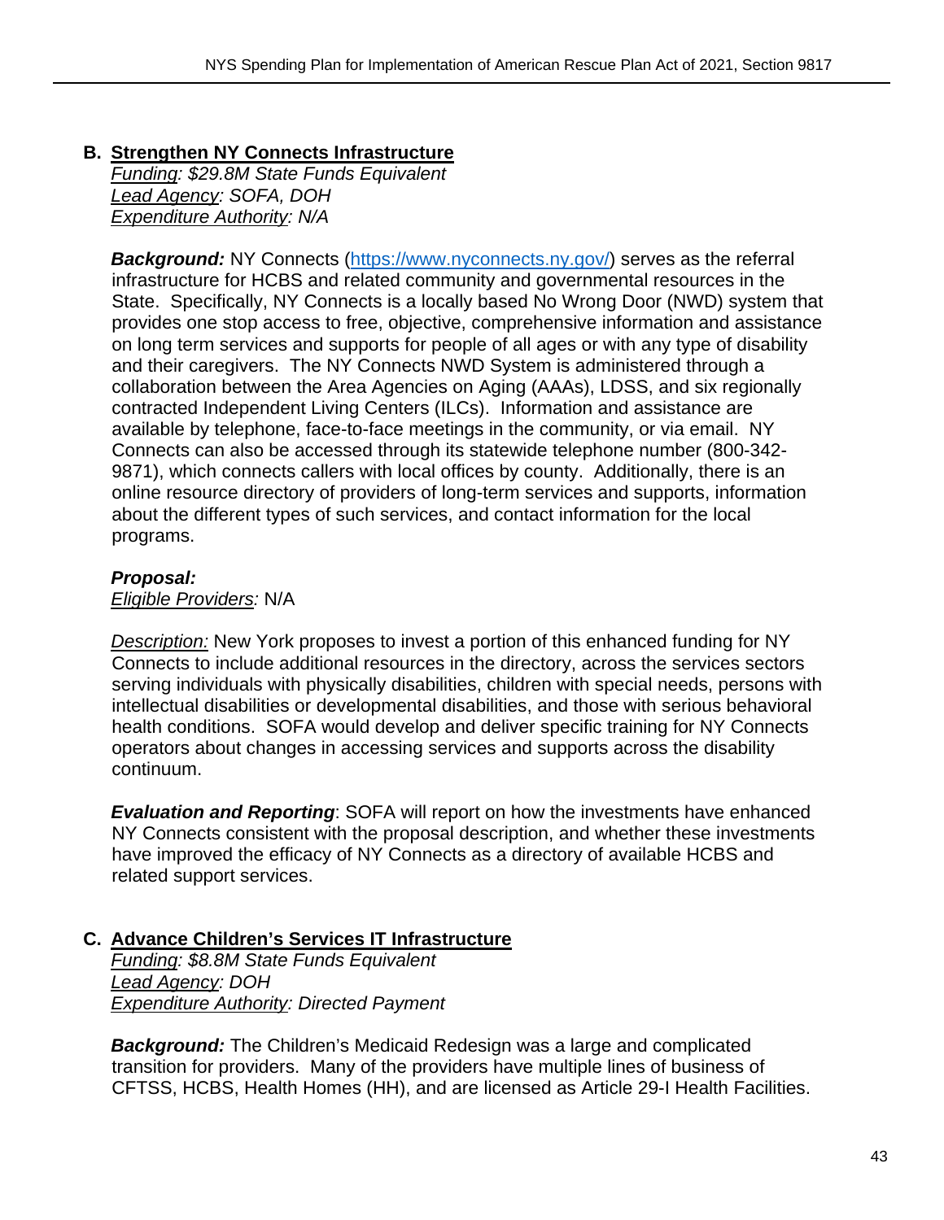### B. Strengthen NY Connects Infrastructure

*Funding: $29.8M State Funds Equivalent*
*Lead Agency: SOFA, DOH*
*Expenditure Authority: N/A*

***Background:*** NY Connects ([https://www.nyconnects.ny.gov/](https://www.nyconnects.ny.gov/)) serves as the referral infrastructure for HCBS and related community and governmental resources in the State. Specifically, NY Connects is a locally based No Wrong Door (NWD) system that provides one stop access to free, objective, comprehensive information and assistance on long term services and supports for people of all ages or with any type of disability and their caregivers. The NY Connects NWD System is administered through a collaboration between the Area Agencies on Aging (AAAs), LDSS, and six regionally contracted Independent Living Centers (ILCs). Information and assistance are available by telephone, face-to-face meetings in the community, or via email. NY Connects can also be accessed through its statewide telephone number (800-342-9871), which connects callers with local offices by county. Additionally, there is an online resource directory of providers of long-term services and supports, information about the different types of such services, and contact information for the local programs.

***Proposal:***
*Eligible Providers:* N/A

*Description:* New York proposes to invest a portion of this enhanced funding for NY Connects to include additional resources in the directory, across the services sectors serving individuals with physically disabilities, children with special needs, persons with intellectual disabilities or developmental disabilities, and those with serious behavioral health conditions. SOFA would develop and deliver specific training for NY Connects operators about changes in accessing services and supports across the disability continuum.

***Evaluation and Reporting***: SOFA will report on how the investments have enhanced NY Connects consistent with the proposal description, and whether these investments have improved the efficacy of NY Connects as a directory of available HCBS and related support services.

### C. Advance Children's Services IT Infrastructure

*Funding: $8.8M State Funds Equivalent*
*Lead Agency: DOH*
*Expenditure Authority: Directed Payment*

***Background:*** The Children's Medicaid Redesign was a large and complicated transition for providers. Many of the providers have multiple lines of business of CFTSS, HCBS, Health Homes (HH), and are licensed as Article 29-I Health Facilities.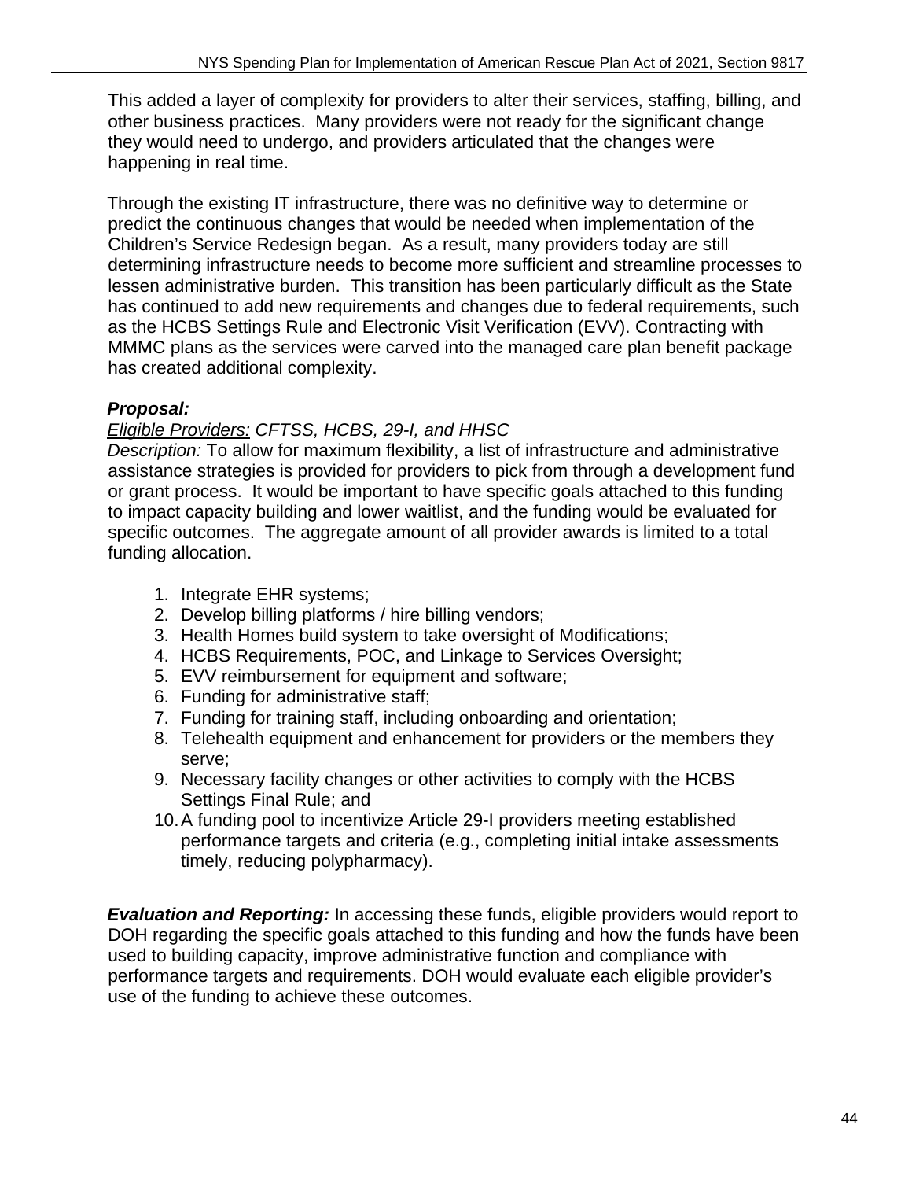This added a layer of complexity for providers to alter their services, staffing, billing, and other business practices. Many providers were not ready for the significant change they would need to undergo, and providers articulated that the changes were happening in real time.

Through the existing IT infrastructure, there was no definitive way to determine or predict the continuous changes that would be needed when implementation of the Children's Service Redesign began. As a result, many providers today are still determining infrastructure needs to become more sufficient and streamline processes to lessen administrative burden. This transition has been particularly difficult as the State has continued to add new requirements and changes due to federal requirements, such as the HCBS Settings Rule and Electronic Visit Verification (EVV). Contracting with MMMC plans as the services were carved into the managed care plan benefit package has created additional complexity.

***Proposal:***

_Eligible Providers:_ *CFTSS, HCBS, 29-I, and HHSC*

_Description:_ To allow for maximum flexibility, a list of infrastructure and administrative assistance strategies is provided for providers to pick from through a development fund or grant process. It would be important to have specific goals attached to this funding to impact capacity building and lower waitlist, and the funding would be evaluated for specific outcomes. The aggregate amount of all provider awards is limited to a total funding allocation.

1. Integrate EHR systems;
2. Develop billing platforms / hire billing vendors;
3. Health Homes build system to take oversight of Modifications;
4. HCBS Requirements, POC, and Linkage to Services Oversight;
5. EVV reimbursement for equipment and software;
6. Funding for administrative staff;
7. Funding for training staff, including onboarding and orientation;
8. Telehealth equipment and enhancement for providers or the members they serve;
9. Necessary facility changes or other activities to comply with the HCBS Settings Final Rule; and
10. A funding pool to incentivize Article 29-I providers meeting established performance targets and criteria (e.g., completing initial intake assessments timely, reducing polypharmacy).

***Evaluation and Reporting:*** In accessing these funds, eligible providers would report to DOH regarding the specific goals attached to this funding and how the funds have been used to building capacity, improve administrative function and compliance with performance targets and requirements. DOH would evaluate each eligible provider's use of the funding to achieve these outcomes.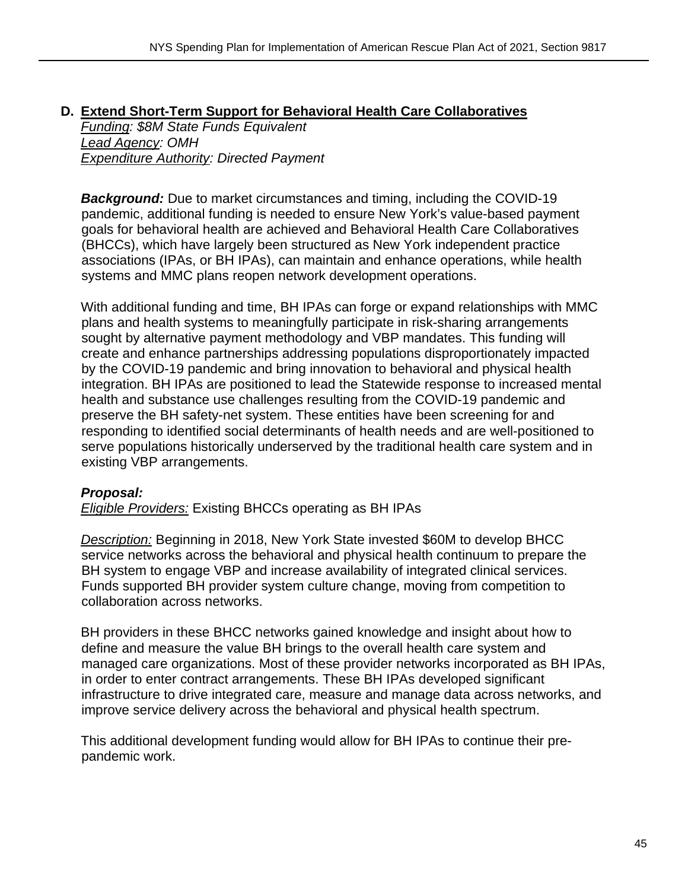### D. Extend Short-Term Support for Behavioral Health Care Collaboratives

*Funding: $8M State Funds Equivalent*
*Lead Agency: OMH*
*Expenditure Authority: Directed Payment*

***Background:*** Due to market circumstances and timing, including the COVID-19 pandemic, additional funding is needed to ensure New York's value-based payment goals for behavioral health are achieved and Behavioral Health Care Collaboratives (BHCCs), which have largely been structured as New York independent practice associations (IPAs, or BH IPAs), can maintain and enhance operations, while health systems and MMC plans reopen network development operations.

With additional funding and time, BH IPAs can forge or expand relationships with MMC plans and health systems to meaningfully participate in risk-sharing arrangements sought by alternative payment methodology and VBP mandates. This funding will create and enhance partnerships addressing populations disproportionately impacted by the COVID-19 pandemic and bring innovation to behavioral and physical health integration. BH IPAs are positioned to lead the Statewide response to increased mental health and substance use challenges resulting from the COVID-19 pandemic and preserve the BH safety-net system. These entities have been screening for and responding to identified social determinants of health needs and are well-positioned to serve populations historically underserved by the traditional health care system and in existing VBP arrangements.

***Proposal:***

*Eligible Providers:* Existing BHCCs operating as BH IPAs

*Description:* Beginning in 2018, New York State invested $60M to develop BHCC service networks across the behavioral and physical health continuum to prepare the BH system to engage VBP and increase availability of integrated clinical services. Funds supported BH provider system culture change, moving from competition to collaboration across networks.

BH providers in these BHCC networks gained knowledge and insight about how to define and measure the value BH brings to the overall health care system and managed care organizations. Most of these provider networks incorporated as BH IPAs, in order to enter contract arrangements. These BH IPAs developed significant infrastructure to drive integrated care, measure and manage data across networks, and improve service delivery across the behavioral and physical health spectrum.

This additional development funding would allow for BH IPAs to continue their pre-pandemic work.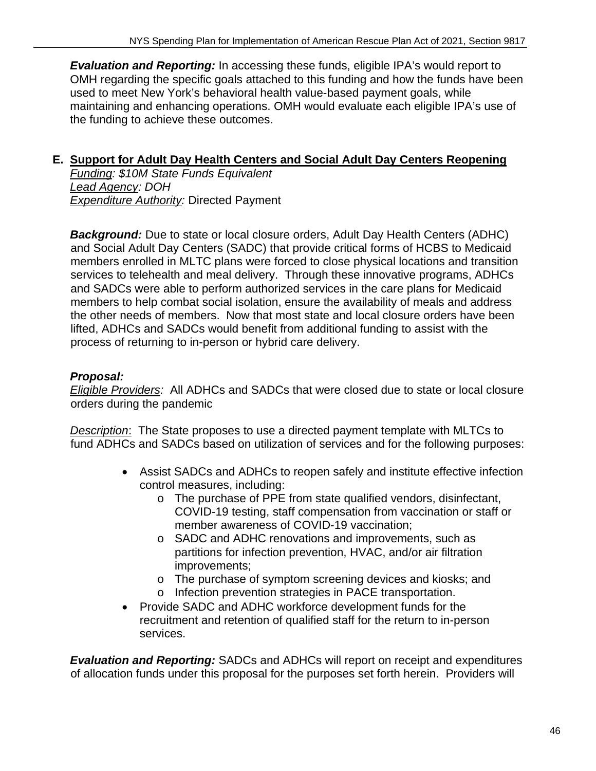***Evaluation and Reporting:*** In accessing these funds, eligible IPA's would report to OMH regarding the specific goals attached to this funding and how the funds have been used to meet New York's behavioral health value-based payment goals, while maintaining and enhancing operations. OMH would evaluate each eligible IPA's use of the funding to achieve these outcomes.

## E. Support for Adult Day Health Centers and Social Adult Day Centers Reopening

*Funding: $10M State Funds Equivalent*
*Lead Agency: DOH*
*Expenditure Authority:* Directed Payment

***Background:*** Due to state or local closure orders, Adult Day Health Centers (ADHC) and Social Adult Day Centers (SADC) that provide critical forms of HCBS to Medicaid members enrolled in MLTC plans were forced to close physical locations and transition services to telehealth and meal delivery. Through these innovative programs, ADHCs and SADCs were able to perform authorized services in the care plans for Medicaid members to help combat social isolation, ensure the availability of meals and address the other needs of members. Now that most state and local closure orders have been lifted, ADHCs and SADCs would benefit from additional funding to assist with the process of returning to in-person or hybrid care delivery.

***Proposal:***

*Eligible Providers:* All ADHCs and SADCs that were closed due to state or local closure orders during the pandemic

*Description*: The State proposes to use a directed payment template with MLTCs to fund ADHCs and SADCs based on utilization of services and for the following purposes:

- Assist SADCs and ADHCs to reopen safely and institute effective infection control measures, including:
  - The purchase of PPE from state qualified vendors, disinfectant, COVID-19 testing, staff compensation from vaccination or staff or member awareness of COVID-19 vaccination;
  - SADC and ADHC renovations and improvements, such as partitions for infection prevention, HVAC, and/or air filtration improvements;
  - The purchase of symptom screening devices and kiosks; and
  - Infection prevention strategies in PACE transportation.
- Provide SADC and ADHC workforce development funds for the recruitment and retention of qualified staff for the return to in-person services.

***Evaluation and Reporting:*** SADCs and ADHCs will report on receipt and expenditures of allocation funds under this proposal for the purposes set forth herein. Providers will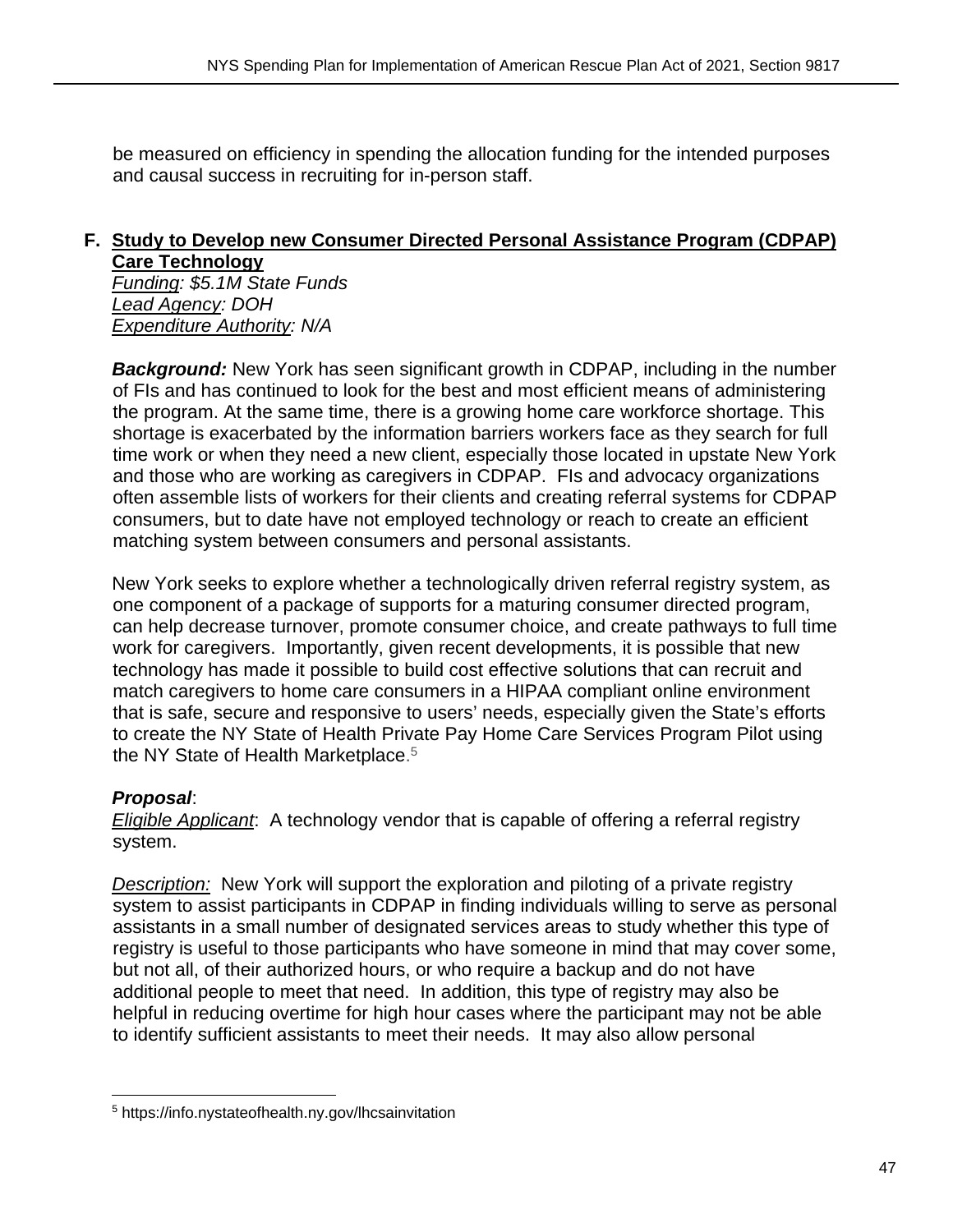be measured on efficiency in spending the allocation funding for the intended purposes and causal success in recruiting for in-person staff.

### F. <u>Study to Develop new Consumer Directed Personal Assistance Program (CDPAP) Care Technology</u>

*<u>Funding</u>: $5.1M State Funds*
*<u>Lead Agency</u>: DOH*
*<u>Expenditure Authority</u>: N/A*

***Background:*** New York has seen significant growth in CDPAP, including in the number of FIs and has continued to look for the best and most efficient means of administering the program. At the same time, there is a growing home care workforce shortage. This shortage is exacerbated by the information barriers workers face as they search for full time work or when they need a new client, especially those located in upstate New York and those who are working as caregivers in CDPAP. FIs and advocacy organizations often assemble lists of workers for their clients and creating referral systems for CDPAP consumers, but to date have not employed technology or reach to create an efficient matching system between consumers and personal assistants.

New York seeks to explore whether a technologically driven referral registry system, as one component of a package of supports for a maturing consumer directed program, can help decrease turnover, promote consumer choice, and create pathways to full time work for caregivers. Importantly, given recent developments, it is possible that new technology has made it possible to build cost effective solutions that can recruit and match caregivers to home care consumers in a HIPAA compliant online environment that is safe, secure and responsive to users' needs, especially given the State's efforts to create the NY State of Health Private Pay Home Care Services Program Pilot using the NY State of Health Marketplace.[5]

***Proposal***:
*<u>Eligible Applicant</u>*: A technology vendor that is capable of offering a referral registry system.

*<u>Description:</u>* New York will support the exploration and piloting of a private registry system to assist participants in CDPAP in finding individuals willing to serve as personal assistants in a small number of designated services areas to study whether this type of registry is useful to those participants who have someone in mind that may cover some, but not all, of their authorized hours, or who require a backup and do not have additional people to meet that need. In addition, this type of registry may also be helpful in reducing overtime for high hour cases where the participant may not be able to identify sufficient assistants to meet their needs. It may also allow personal

---

[5] https://info.nystateofhealth.ny.gov/lhcsainvitation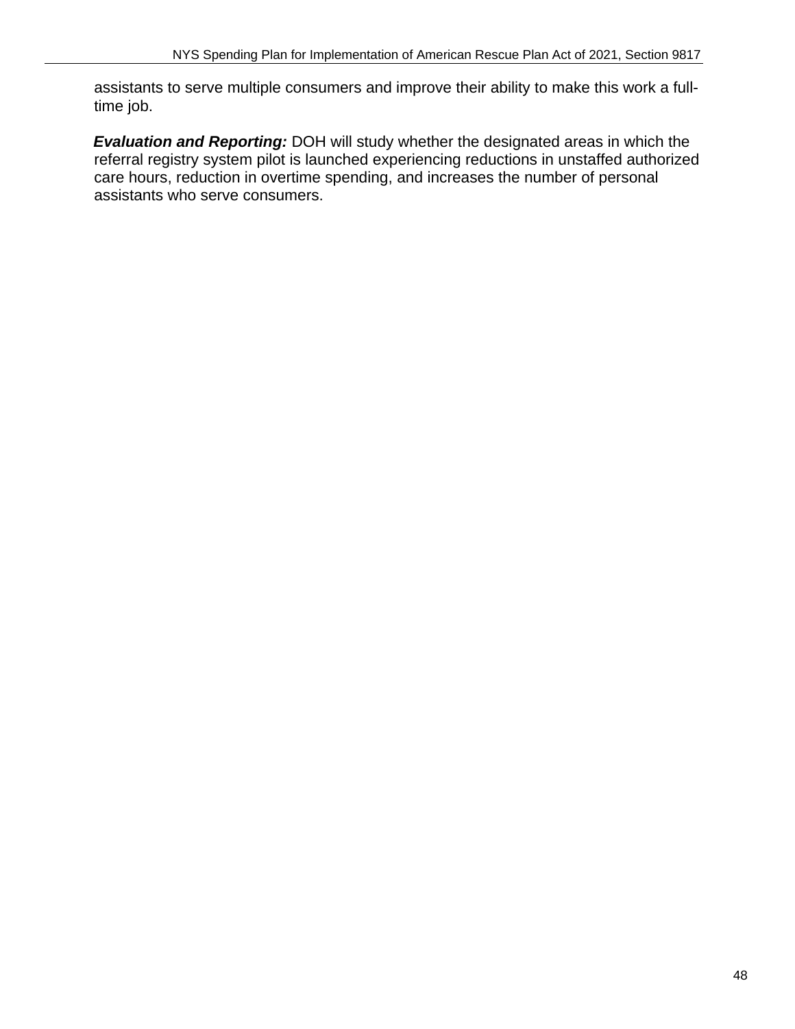assistants to serve multiple consumers and improve their ability to make this work a full-time job.

***Evaluation and Reporting:*** DOH will study whether the designated areas in which the referral registry system pilot is launched experiencing reductions in unstaffed authorized care hours, reduction in overtime spending, and increases the number of personal assistants who serve consumers.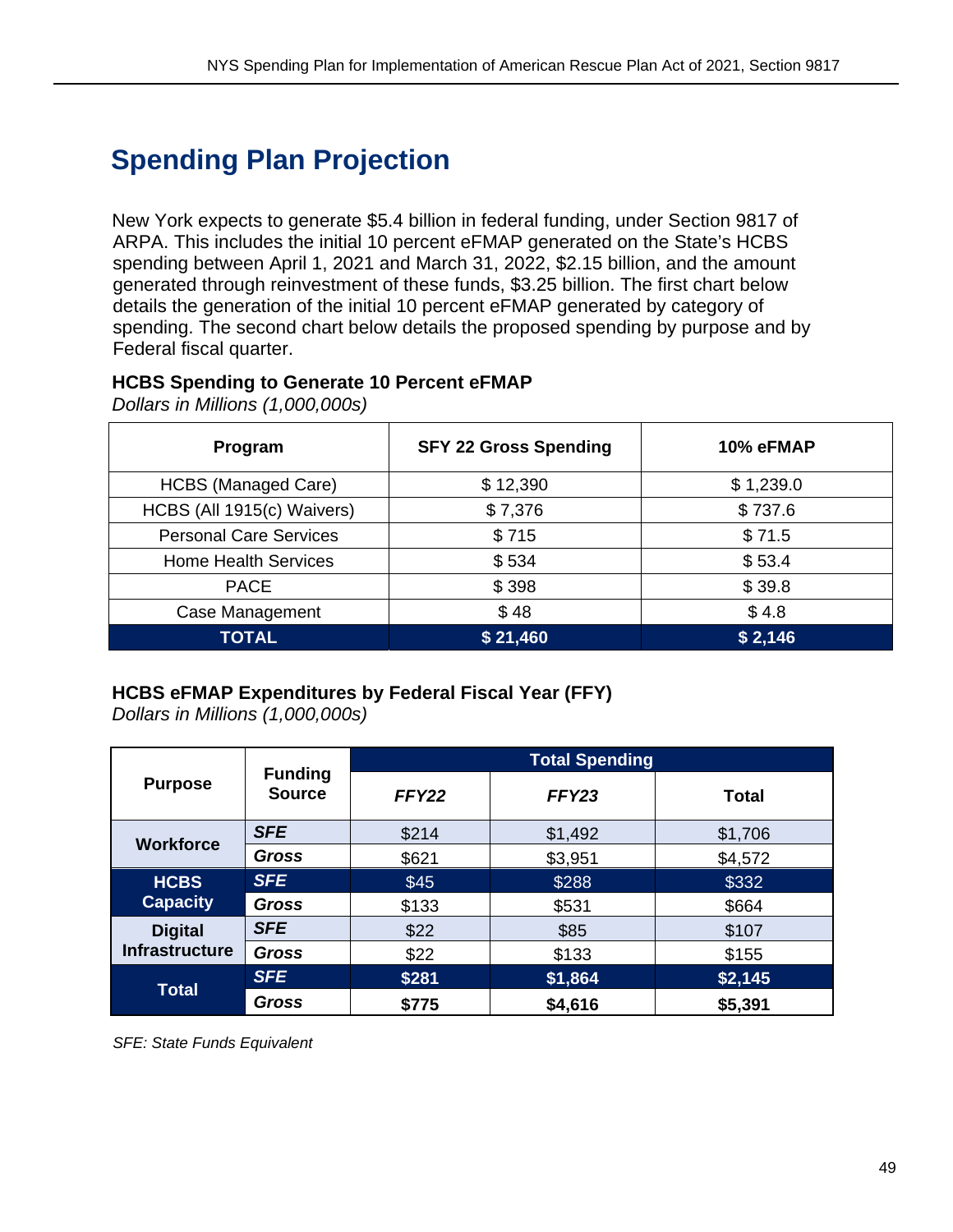# Spending Plan Projection

New York expects to generate $5.4 billion in federal funding, under Section 9817 of ARPA. This includes the initial 10 percent eFMAP generated on the State's HCBS spending between April 1, 2021 and March 31, 2022, $2.15 billion, and the amount generated through reinvestment of these funds, $3.25 billion. The first chart below details the generation of the initial 10 percent eFMAP generated by category of spending. The second chart below details the proposed spending by purpose and by Federal fiscal quarter.

**HCBS Spending to Generate 10 Percent eFMAP**
*Dollars in Millions (1,000,000s)*

| Program | SFY 22 Gross Spending | 10% eFMAP |
|---|---|---|
| HCBS (Managed Care) | $ 12,390 | $ 1,239.0 |
| HCBS (All 1915(c) Waivers) | $ 7,376 | $ 737.6 |
| Personal Care Services | $ 715 | $ 71.5 |
| Home Health Services | $ 534 | $ 53.4 |
| PACE | $ 398 | $ 39.8 |
| Case Management | $ 48 | $ 4.8 |
| **TOTAL** | **$ 21,460** | **$ 2,146** |

**HCBS eFMAP Expenditures by Federal Fiscal Year (FFY)**
*Dollars in Millions (1,000,000s)*

| Purpose | Funding Source | Total Spending | | |
|---|---|---|---|---|
| | | *FFY22* | *FFY23* | Total |
| **Workforce** | ***SFE*** | $214 | $1,492 | $1,706 |
| | ***Gross*** | $621 | $3,951 | $4,572 |
| **HCBS Capacity** | ***SFE*** | $45 | $288 | $332 |
| | ***Gross*** | $133 | $531 | $664 |
| **Digital Infrastructure** | ***SFE*** | $22 | $85 | $107 |
| | ***Gross*** | $22 | $133 | $155 |
| **Total** | ***SFE*** | **$281** | **$1,864** | **$2,145** |
| | ***Gross*** | **$775** | **$4,616** | **$5,391** |

*SFE: State Funds Equivalent*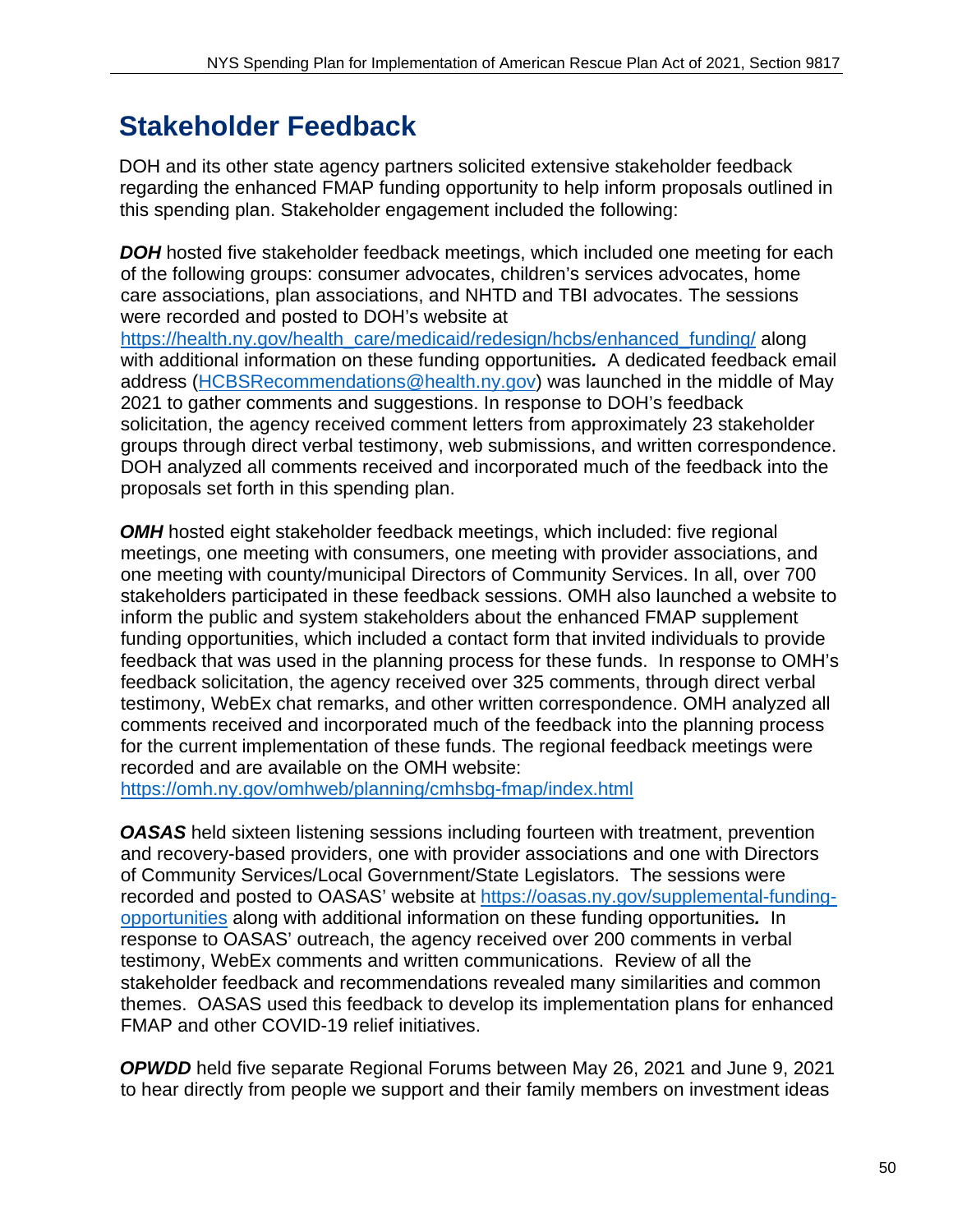# Stakeholder Feedback

DOH and its other state agency partners solicited extensive stakeholder feedback regarding the enhanced FMAP funding opportunity to help inform proposals outlined in this spending plan. Stakeholder engagement included the following:

***DOH*** hosted five stakeholder feedback meetings, which included one meeting for each of the following groups: consumer advocates, children's services advocates, home care associations, plan associations, and NHTD and TBI advocates. The sessions were recorded and posted to DOH's website at https://health.ny.gov/health_care/medicaid/redesign/hcbs/enhanced_funding/ along with additional information on these funding opportunities***.*** A dedicated feedback email address (HCBSRecommendations@health.ny.gov) was launched in the middle of May 2021 to gather comments and suggestions. In response to DOH's feedback solicitation, the agency received comment letters from approximately 23 stakeholder groups through direct verbal testimony, web submissions, and written correspondence. DOH analyzed all comments received and incorporated much of the feedback into the proposals set forth in this spending plan.

***OMH*** hosted eight stakeholder feedback meetings, which included: five regional meetings, one meeting with consumers, one meeting with provider associations, and one meeting with county/municipal Directors of Community Services. In all, over 700 stakeholders participated in these feedback sessions. OMH also launched a website to inform the public and system stakeholders about the enhanced FMAP supplement funding opportunities, which included a contact form that invited individuals to provide feedback that was used in the planning process for these funds. In response to OMH's feedback solicitation, the agency received over 325 comments, through direct verbal testimony, WebEx chat remarks, and other written correspondence. OMH analyzed all comments received and incorporated much of the feedback into the planning process for the current implementation of these funds. The regional feedback meetings were recorded and are available on the OMH website: https://omh.ny.gov/omhweb/planning/cmhsbg-fmap/index.html

***OASAS*** held sixteen listening sessions including fourteen with treatment, prevention and recovery-based providers, one with provider associations and one with Directors of Community Services/Local Government/State Legislators. The sessions were recorded and posted to OASAS' website at https://oasas.ny.gov/supplemental-funding-opportunities along with additional information on these funding opportunities***.*** In response to OASAS' outreach, the agency received over 200 comments in verbal testimony, WebEx comments and written communications. Review of all the stakeholder feedback and recommendations revealed many similarities and common themes. OASAS used this feedback to develop its implementation plans for enhanced FMAP and other COVID-19 relief initiatives.

***OPWDD*** held five separate Regional Forums between May 26, 2021 and June 9, 2021 to hear directly from people we support and their family members on investment ideas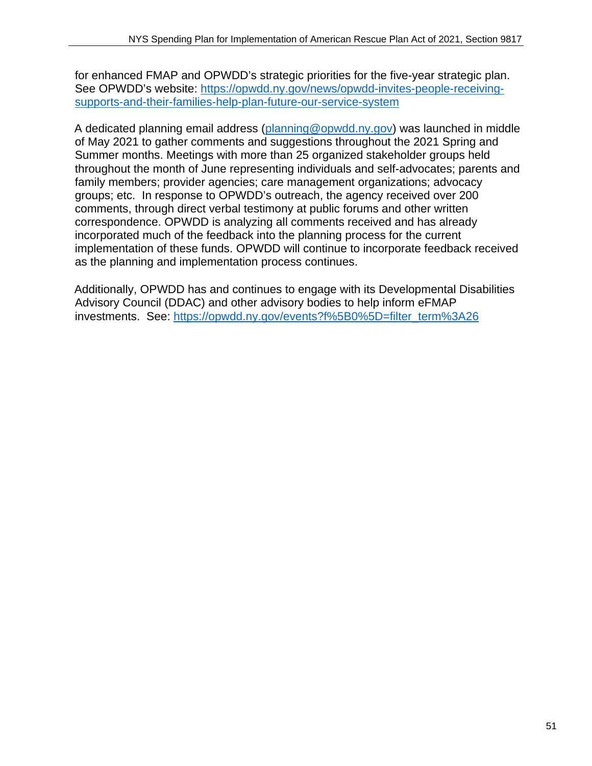for enhanced FMAP and OPWDD's strategic priorities for the five-year strategic plan. See OPWDD's website: [https://opwdd.ny.gov/news/opwdd-invites-people-receiving-supports-and-their-families-help-plan-future-our-service-system](https://opwdd.ny.gov/news/opwdd-invites-people-receiving-supports-and-their-families-help-plan-future-our-service-system)

A dedicated planning email address ([planning@opwdd.ny.gov](mailto:planning@opwdd.ny.gov)) was launched in middle of May 2021 to gather comments and suggestions throughout the 2021 Spring and Summer months. Meetings with more than 25 organized stakeholder groups held throughout the month of June representing individuals and self-advocates; parents and family members; provider agencies; care management organizations; advocacy groups; etc. In response to OPWDD's outreach, the agency received over 200 comments, through direct verbal testimony at public forums and other written correspondence. OPWDD is analyzing all comments received and has already incorporated much of the feedback into the planning process for the current implementation of these funds. OPWDD will continue to incorporate feedback received as the planning and implementation process continues.

Additionally, OPWDD has and continues to engage with its Developmental Disabilities Advisory Council (DDAC) and other advisory bodies to help inform eFMAP investments. See: [https://opwdd.ny.gov/events?f%5B0%5D=filter_term%3A26](https://opwdd.ny.gov/events?f%5B0%5D=filter_term%3A26)